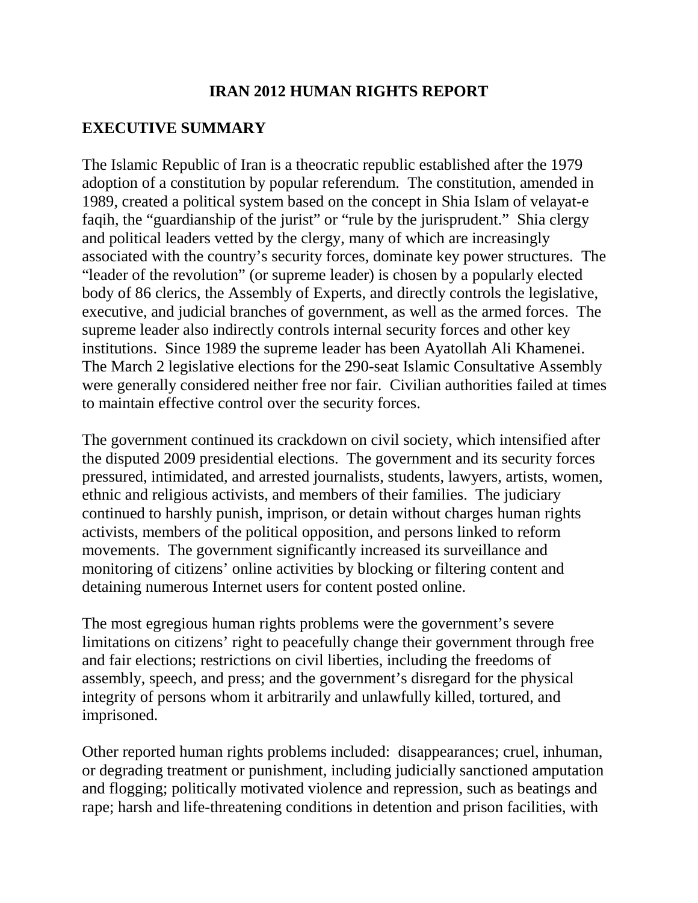# IRAN 2012 HUMAN RIGHTS REPORT

## EXECUTIVE SUMMARY

The Islamic Republic of Iran is a theocratic republic established after the 1979 adoption of a constitution by popular referendum. The constitution, amended in 1989, created a political system based on the concept in Shia Islam of velayat-e faqih, the "guardianship of the jurist" or "rule by the jurisprudent." Shia clergy and political leaders vetted by the clergy, many of which are increasingly associated with the country's security forces, dominate key power structures. The "leader of the revolution" (or supreme leader) is chosen by a popularly elected body of 86 clerics, the Assembly of Experts, and directly controls the legislative, executive, and judicial branches of government, as well as the armed forces. The supreme leader also indirectly controls internal security forces and other key institutions. Since 1989 the supreme leader has been Ayatollah Ali Khamenei. The March 2 legislative elections for the 290-seat Islamic Consultative Assembly were generally considered neither free nor fair. Civilian authorities failed at times to maintain effective control over the security forces.

The government continued its crackdown on civil society, which intensified after the disputed 2009 presidential elections. The government and its security forces pressured, intimidated, and arrested journalists, students, lawyers, artists, women, ethnic and religious activists, and members of their families. The judiciary continued to harshly punish, imprison, or detain without charges human rights activists, members of the political opposition, and persons linked to reform movements. The government significantly increased its surveillance and monitoring of citizens' online activities by blocking or filtering content and detaining numerous Internet users for content posted online.

The most egregious human rights problems were the government's severe limitations on citizens' right to peacefully change their government through free and fair elections; restrictions on civil liberties, including the freedoms of assembly, speech, and press; and the government's disregard for the physical integrity of persons whom it arbitrarily and unlawfully killed, tortured, and imprisoned.

Other reported human rights problems included: disappearances; cruel, inhuman, or degrading treatment or punishment, including judicially sanctioned amputation and flogging; politically motivated violence and repression, such as beatings and rape; harsh and life-threatening conditions in detention and prison facilities, with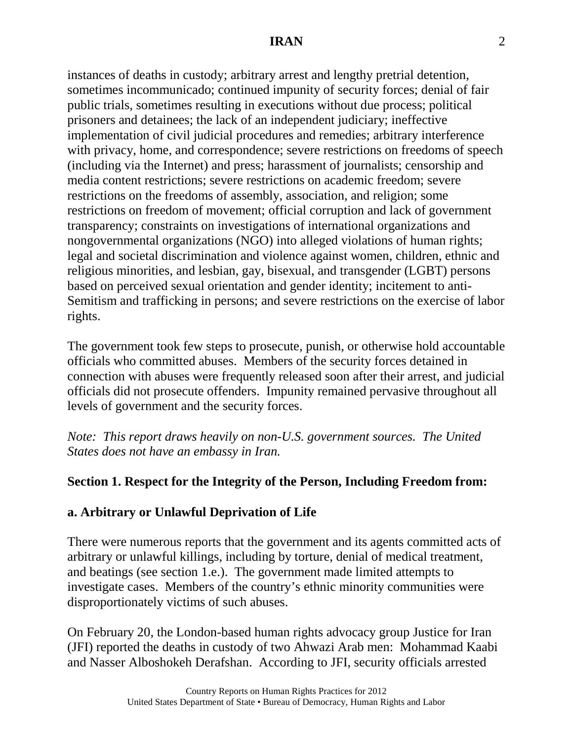instances of deaths in custody; arbitrary arrest and lengthy pretrial detention, sometimes incommunicado; continued impunity of security forces; denial of fair public trials, sometimes resulting in executions without due process; political prisoners and detainees; the lack of an independent judiciary; ineffective implementation of civil judicial procedures and remedies; arbitrary interference with privacy, home, and correspondence; severe restrictions on freedoms of speech (including via the Internet) and press; harassment of journalists; censorship and media content restrictions; severe restrictions on academic freedom; severe restrictions on the freedoms of assembly, association, and religion; some restrictions on freedom of movement; official corruption and lack of government transparency; constraints on investigations of international organizations and nongovernmental organizations (NGO) into alleged violations of human rights; legal and societal discrimination and violence against women, children, ethnic and religious minorities, and lesbian, gay, bisexual, and transgender (LGBT) persons based on perceived sexual orientation and gender identity; incitement to anti-Semitism and trafficking in persons; and severe restrictions on the exercise of labor rights.

The government took few steps to prosecute, punish, or otherwise hold accountable officials who committed abuses. Members of the security forces detained in connection with abuses were frequently released soon after their arrest, and judicial officials did not prosecute offenders. Impunity remained pervasive throughout all levels of government and the security forces.

*Note: This report draws heavily on non-U.S. government sources. The United States does not have an embassy in Iran.*

## Section 1. Respect for the Integrity of the Person, Including Freedom from:

### a. Arbitrary or Unlawful Deprivation of Life

There were numerous reports that the government and its agents committed acts of arbitrary or unlawful killings, including by torture, denial of medical treatment, and beatings (see section 1.e.). The government made limited attempts to investigate cases. Members of the country's ethnic minority communities were disproportionately victims of such abuses.

On February 20, the London-based human rights advocacy group Justice for Iran (JFI) reported the deaths in custody of two Ahwazi Arab men: Mohammad Kaabi and Nasser Alboshokeh Derafshan. According to JFI, security officials arrested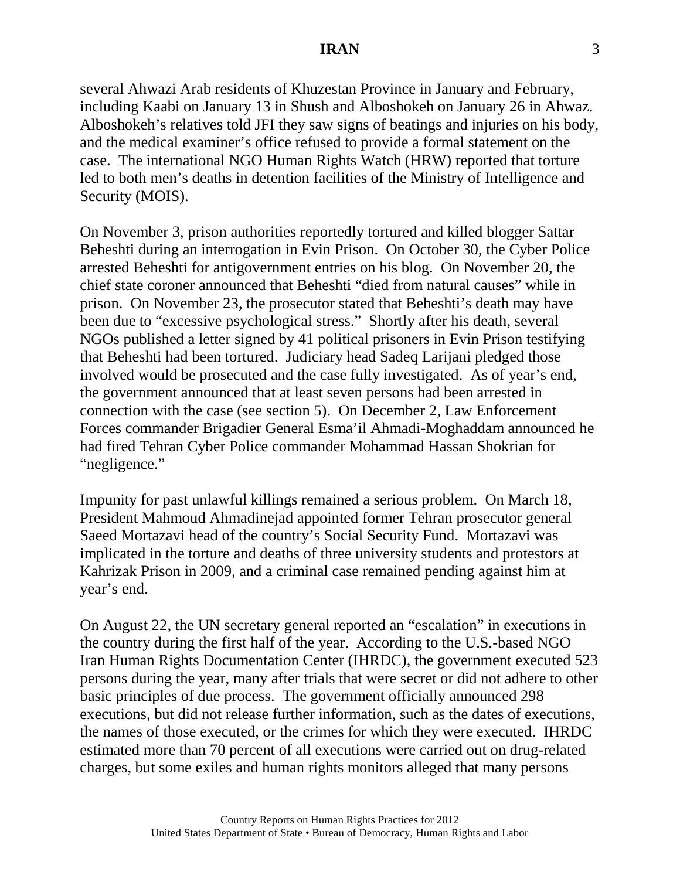several Ahwazi Arab residents of Khuzestan Province in January and February, including Kaabi on January 13 in Shush and Alboshokeh on January 26 in Ahwaz. Alboshokeh's relatives told JFI they saw signs of beatings and injuries on his body, and the medical examiner's office refused to provide a formal statement on the case. The international NGO Human Rights Watch (HRW) reported that torture led to both men's deaths in detention facilities of the Ministry of Intelligence and Security (MOIS).

On November 3, prison authorities reportedly tortured and killed blogger Sattar Beheshti during an interrogation in Evin Prison. On October 30, the Cyber Police arrested Beheshti for antigovernment entries on his blog. On November 20, the chief state coroner announced that Beheshti "died from natural causes" while in prison. On November 23, the prosecutor stated that Beheshti's death may have been due to "excessive psychological stress." Shortly after his death, several NGOs published a letter signed by 41 political prisoners in Evin Prison testifying that Beheshti had been tortured. Judiciary head Sadeq Larijani pledged those involved would be prosecuted and the case fully investigated. As of year's end, the government announced that at least seven persons had been arrested in connection with the case (see section 5). On December 2, Law Enforcement Forces commander Brigadier General Esma'il Ahmadi-Moghaddam announced he had fired Tehran Cyber Police commander Mohammad Hassan Shokrian for "negligence."

Impunity for past unlawful killings remained a serious problem. On March 18, President Mahmoud Ahmadinejad appointed former Tehran prosecutor general Saeed Mortazavi head of the country's Social Security Fund. Mortazavi was implicated in the torture and deaths of three university students and protestors at Kahrizak Prison in 2009, and a criminal case remained pending against him at year's end.

On August 22, the UN secretary general reported an "escalation" in executions in the country during the first half of the year. According to the U.S.-based NGO Iran Human Rights Documentation Center (IHRDC), the government executed 523 persons during the year, many after trials that were secret or did not adhere to other basic principles of due process. The government officially announced 298 executions, but did not release further information, such as the dates of executions, the names of those executed, or the crimes for which they were executed. IHRDC estimated more than 70 percent of all executions were carried out on drug-related charges, but some exiles and human rights monitors alleged that many persons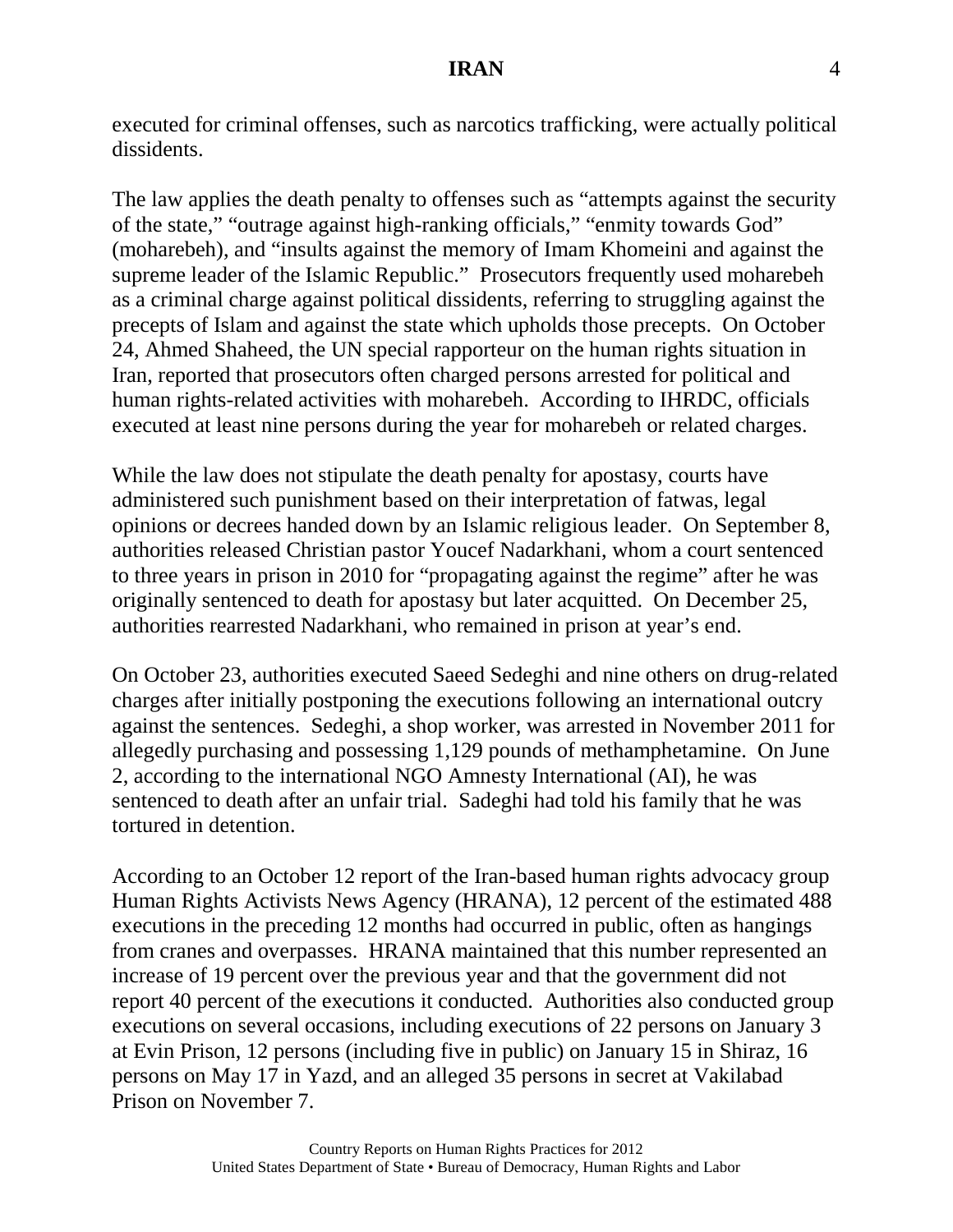executed for criminal offenses, such as narcotics trafficking, were actually political dissidents.

The law applies the death penalty to offenses such as "attempts against the security of the state," "outrage against high-ranking officials," "enmity towards God" (moharebeh), and "insults against the memory of Imam Khomeini and against the supreme leader of the Islamic Republic." Prosecutors frequently used moharebeh as a criminal charge against political dissidents, referring to struggling against the precepts of Islam and against the state which upholds those precepts. On October 24, Ahmed Shaheed, the UN special rapporteur on the human rights situation in Iran, reported that prosecutors often charged persons arrested for political and human rights-related activities with moharebeh. According to IHRDC, officials executed at least nine persons during the year for moharebeh or related charges.

While the law does not stipulate the death penalty for apostasy, courts have administered such punishment based on their interpretation of fatwas, legal opinions or decrees handed down by an Islamic religious leader. On September 8, authorities released Christian pastor Youcef Nadarkhani, whom a court sentenced to three years in prison in 2010 for "propagating against the regime" after he was originally sentenced to death for apostasy but later acquitted. On December 25, authorities rearrested Nadarkhani, who remained in prison at year's end.

On October 23, authorities executed Saeed Sedeghi and nine others on drug-related charges after initially postponing the executions following an international outcry against the sentences. Sedeghi, a shop worker, was arrested in November 2011 for allegedly purchasing and possessing 1,129 pounds of methamphetamine. On June 2, according to the international NGO Amnesty International (AI), he was sentenced to death after an unfair trial. Sadeghi had told his family that he was tortured in detention.

According to an October 12 report of the Iran-based human rights advocacy group Human Rights Activists News Agency (HRANA), 12 percent of the estimated 488 executions in the preceding 12 months had occurred in public, often as hangings from cranes and overpasses. HRANA maintained that this number represented an increase of 19 percent over the previous year and that the government did not report 40 percent of the executions it conducted. Authorities also conducted group executions on several occasions, including executions of 22 persons on January 3 at Evin Prison, 12 persons (including five in public) on January 15 in Shiraz, 16 persons on May 17 in Yazd, and an alleged 35 persons in secret at Vakilabad Prison on November 7.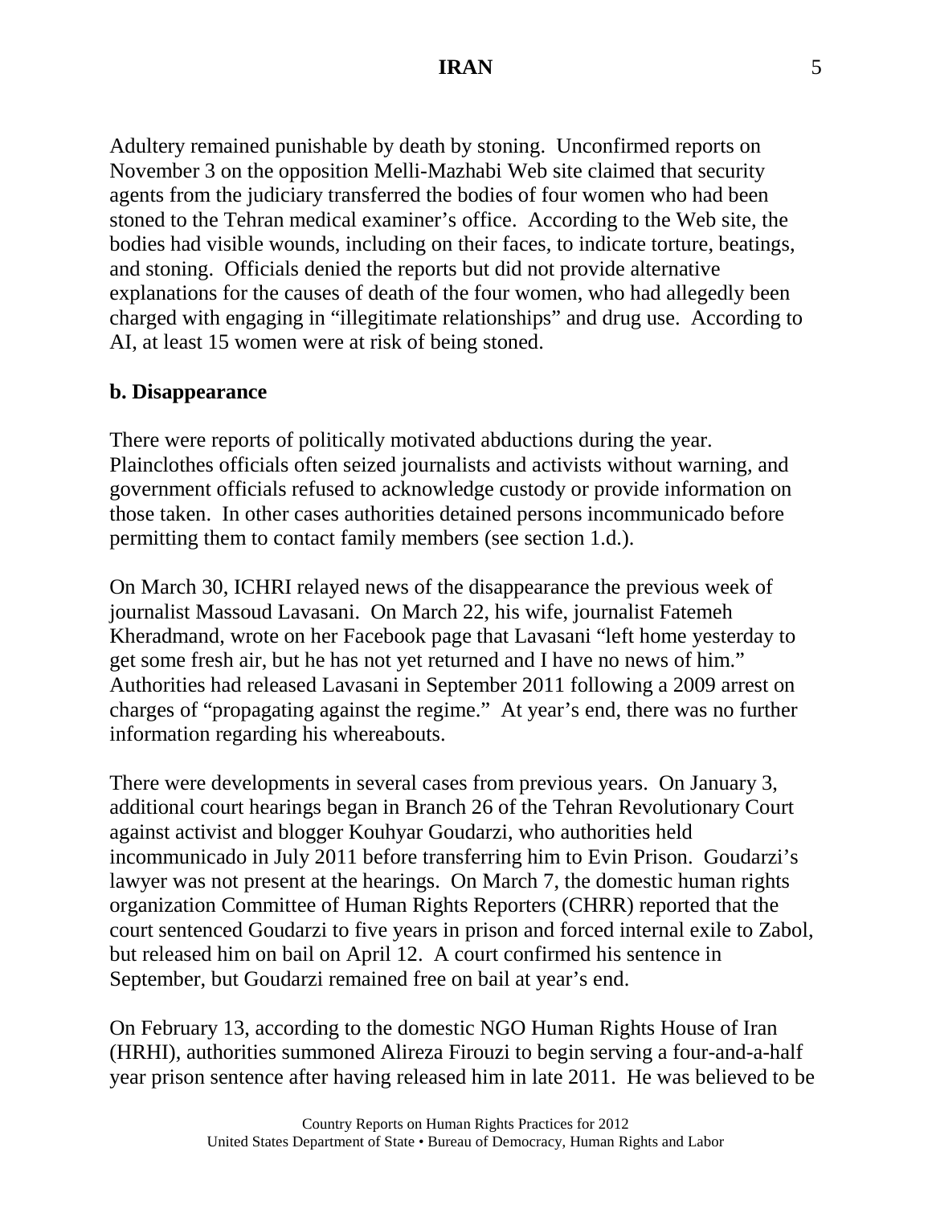Adultery remained punishable by death by stoning. Unconfirmed reports on November 3 on the opposition Melli-Mazhabi Web site claimed that security agents from the judiciary transferred the bodies of four women who had been stoned to the Tehran medical examiner's office. According to the Web site, the bodies had visible wounds, including on their faces, to indicate torture, beatings, and stoning. Officials denied the reports but did not provide alternative explanations for the causes of death of the four women, who had allegedly been charged with engaging in "illegitimate relationships" and drug use. According to AI, at least 15 women were at risk of being stoned.

**b. Disappearance**

There were reports of politically motivated abductions during the year. Plainclothes officials often seized journalists and activists without warning, and government officials refused to acknowledge custody or provide information on those taken. In other cases authorities detained persons incommunicado before permitting them to contact family members (see section 1.d.).

On March 30, ICHRI relayed news of the disappearance the previous week of journalist Massoud Lavasani. On March 22, his wife, journalist Fatemeh Kheradmand, wrote on her Facebook page that Lavasani "left home yesterday to get some fresh air, but he has not yet returned and I have no news of him." Authorities had released Lavasani in September 2011 following a 2009 arrest on charges of "propagating against the regime." At year's end, there was no further information regarding his whereabouts.

There were developments in several cases from previous years. On January 3, additional court hearings began in Branch 26 of the Tehran Revolutionary Court against activist and blogger Kouhyar Goudarzi, who authorities held incommunicado in July 2011 before transferring him to Evin Prison. Goudarzi's lawyer was not present at the hearings. On March 7, the domestic human rights organization Committee of Human Rights Reporters (CHRR) reported that the court sentenced Goudarzi to five years in prison and forced internal exile to Zabol, but released him on bail on April 12. A court confirmed his sentence in September, but Goudarzi remained free on bail at year's end.

On February 13, according to the domestic NGO Human Rights House of Iran (HRHI), authorities summoned Alireza Firouzi to begin serving a four-and-a-half year prison sentence after having released him in late 2011. He was believed to be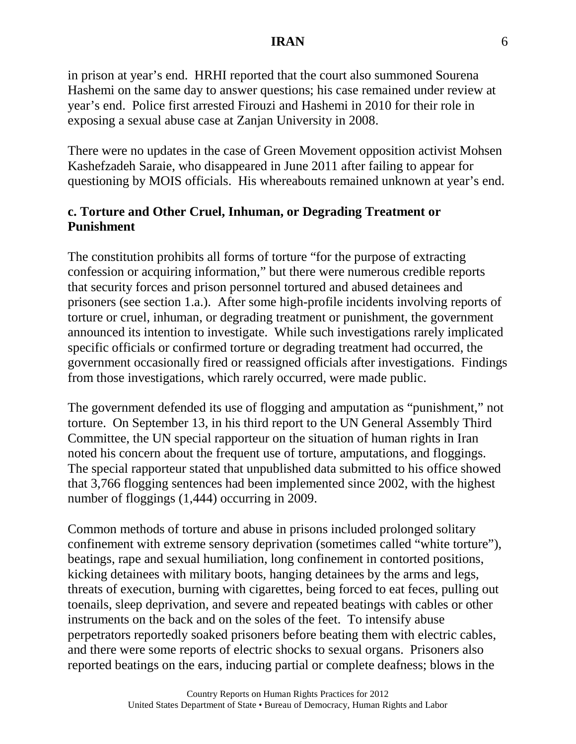in prison at year's end. HRHI reported that the court also summoned Sourena Hashemi on the same day to answer questions; his case remained under review at year's end. Police first arrested Firouzi and Hashemi in 2010 for their role in exposing a sexual abuse case at Zanjan University in 2008.

There were no updates in the case of Green Movement opposition activist Mohsen Kashefzadeh Saraie, who disappeared in June 2011 after failing to appear for questioning by MOIS officials. His whereabouts remained unknown at year's end.

**c. Torture and Other Cruel, Inhuman, or Degrading Treatment or Punishment**

The constitution prohibits all forms of torture "for the purpose of extracting confession or acquiring information," but there were numerous credible reports that security forces and prison personnel tortured and abused detainees and prisoners (see section 1.a.). After some high-profile incidents involving reports of torture or cruel, inhuman, or degrading treatment or punishment, the government announced its intention to investigate. While such investigations rarely implicated specific officials or confirmed torture or degrading treatment had occurred, the government occasionally fired or reassigned officials after investigations. Findings from those investigations, which rarely occurred, were made public.

The government defended its use of flogging and amputation as "punishment," not torture. On September 13, in his third report to the UN General Assembly Third Committee, the UN special rapporteur on the situation of human rights in Iran noted his concern about the frequent use of torture, amputations, and floggings. The special rapporteur stated that unpublished data submitted to his office showed that 3,766 flogging sentences had been implemented since 2002, with the highest number of floggings (1,444) occurring in 2009.

Common methods of torture and abuse in prisons included prolonged solitary confinement with extreme sensory deprivation (sometimes called "white torture"), beatings, rape and sexual humiliation, long confinement in contorted positions, kicking detainees with military boots, hanging detainees by the arms and legs, threats of execution, burning with cigarettes, being forced to eat feces, pulling out toenails, sleep deprivation, and severe and repeated beatings with cables or other instruments on the back and on the soles of the feet. To intensify abuse perpetrators reportedly soaked prisoners before beating them with electric cables, and there were some reports of electric shocks to sexual organs. Prisoners also reported beatings on the ears, inducing partial or complete deafness; blows in the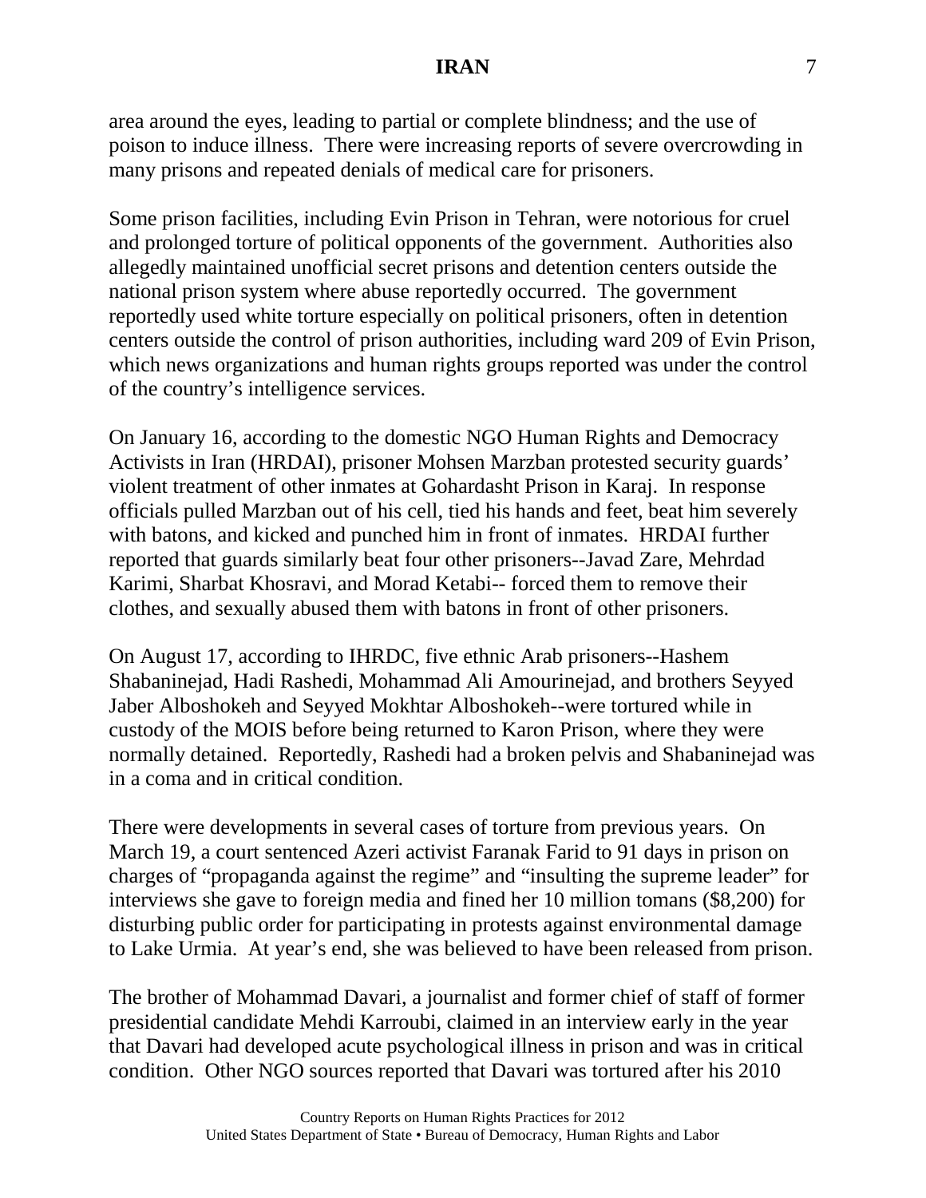area around the eyes, leading to partial or complete blindness; and the use of poison to induce illness. There were increasing reports of severe overcrowding in many prisons and repeated denials of medical care for prisoners.

Some prison facilities, including Evin Prison in Tehran, were notorious for cruel and prolonged torture of political opponents of the government. Authorities also allegedly maintained unofficial secret prisons and detention centers outside the national prison system where abuse reportedly occurred. The government reportedly used white torture especially on political prisoners, often in detention centers outside the control of prison authorities, including ward 209 of Evin Prison, which news organizations and human rights groups reported was under the control of the country's intelligence services.

On January 16, according to the domestic NGO Human Rights and Democracy Activists in Iran (HRDAI), prisoner Mohsen Marzban protested security guards' violent treatment of other inmates at Gohardasht Prison in Karaj. In response officials pulled Marzban out of his cell, tied his hands and feet, beat him severely with batons, and kicked and punched him in front of inmates. HRDAI further reported that guards similarly beat four other prisoners--Javad Zare, Mehrdad Karimi, Sharbat Khosravi, and Morad Ketabi-- forced them to remove their clothes, and sexually abused them with batons in front of other prisoners.

On August 17, according to IHRDC, five ethnic Arab prisoners--Hashem Shabaninejad, Hadi Rashedi, Mohammad Ali Amourinejad, and brothers Seyyed Jaber Alboshokeh and Seyyed Mokhtar Alboshokeh--were tortured while in custody of the MOIS before being returned to Karon Prison, where they were normally detained. Reportedly, Rashedi had a broken pelvis and Shabaninejad was in a coma and in critical condition.

There were developments in several cases of torture from previous years. On March 19, a court sentenced Azeri activist Faranak Farid to 91 days in prison on charges of "propaganda against the regime" and "insulting the supreme leader" for interviews she gave to foreign media and fined her 10 million tomans ($8,200) for disturbing public order for participating in protests against environmental damage to Lake Urmia. At year's end, she was believed to have been released from prison.

The brother of Mohammad Davari, a journalist and former chief of staff of former presidential candidate Mehdi Karroubi, claimed in an interview early in the year that Davari had developed acute psychological illness in prison and was in critical condition. Other NGO sources reported that Davari was tortured after his 2010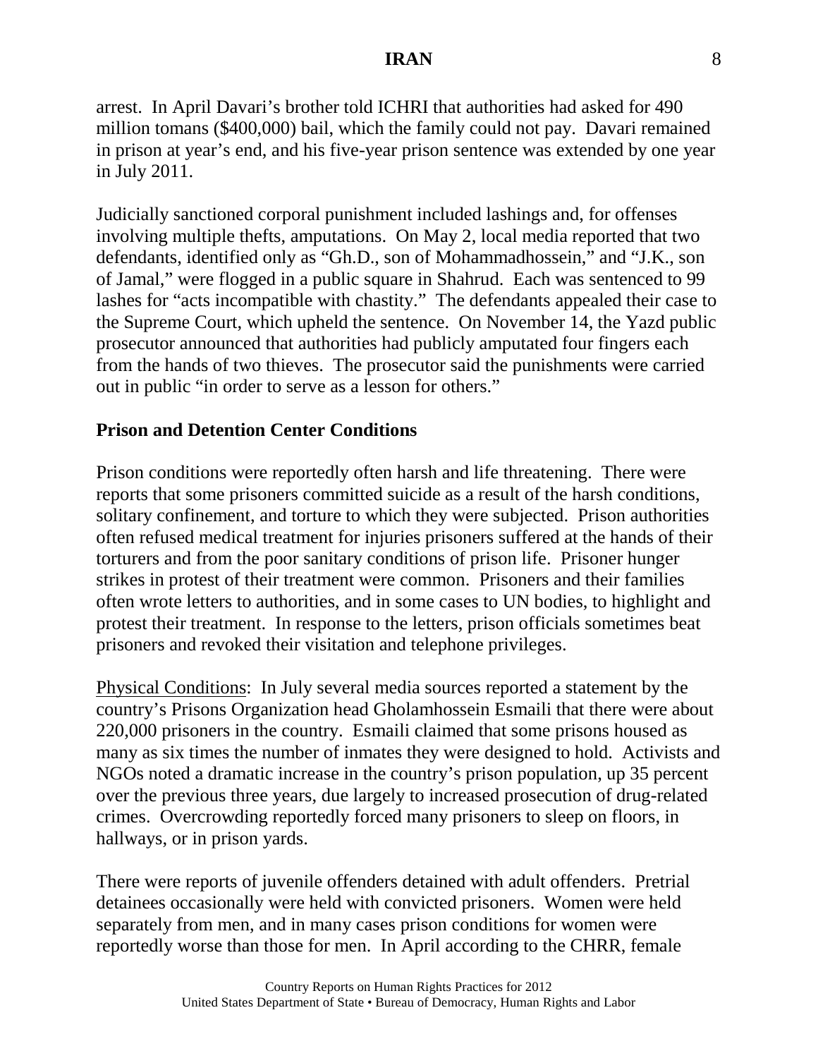arrest. In April Davari's brother told ICHRI that authorities had asked for 490 million tomans ($400,000) bail, which the family could not pay. Davari remained in prison at year's end, and his five-year prison sentence was extended by one year in July 2011.

Judicially sanctioned corporal punishment included lashings and, for offenses involving multiple thefts, amputations. On May 2, local media reported that two defendants, identified only as "Gh.D., son of Mohammadhossein," and "J.K., son of Jamal," were flogged in a public square in Shahrud. Each was sentenced to 99 lashes for "acts incompatible with chastity." The defendants appealed their case to the Supreme Court, which upheld the sentence. On November 14, the Yazd public prosecutor announced that authorities had publicly amputated four fingers each from the hands of two thieves. The prosecutor said the punishments were carried out in public "in order to serve as a lesson for others."

## Prison and Detention Center Conditions

Prison conditions were reportedly often harsh and life threatening. There were reports that some prisoners committed suicide as a result of the harsh conditions, solitary confinement, and torture to which they were subjected. Prison authorities often refused medical treatment for injuries prisoners suffered at the hands of their torturers and from the poor sanitary conditions of prison life. Prisoner hunger strikes in protest of their treatment were common. Prisoners and their families often wrote letters to authorities, and in some cases to UN bodies, to highlight and protest their treatment. In response to the letters, prison officials sometimes beat prisoners and revoked their visitation and telephone privileges.

Physical Conditions: In July several media sources reported a statement by the country's Prisons Organization head Gholamhossein Esmaili that there were about 220,000 prisoners in the country. Esmaili claimed that some prisons housed as many as six times the number of inmates they were designed to hold. Activists and NGOs noted a dramatic increase in the country's prison population, up 35 percent over the previous three years, due largely to increased prosecution of drug-related crimes. Overcrowding reportedly forced many prisoners to sleep on floors, in hallways, or in prison yards.

There were reports of juvenile offenders detained with adult offenders. Pretrial detainees occasionally were held with convicted prisoners. Women were held separately from men, and in many cases prison conditions for women were reportedly worse than those for men. In April according to the CHRR, female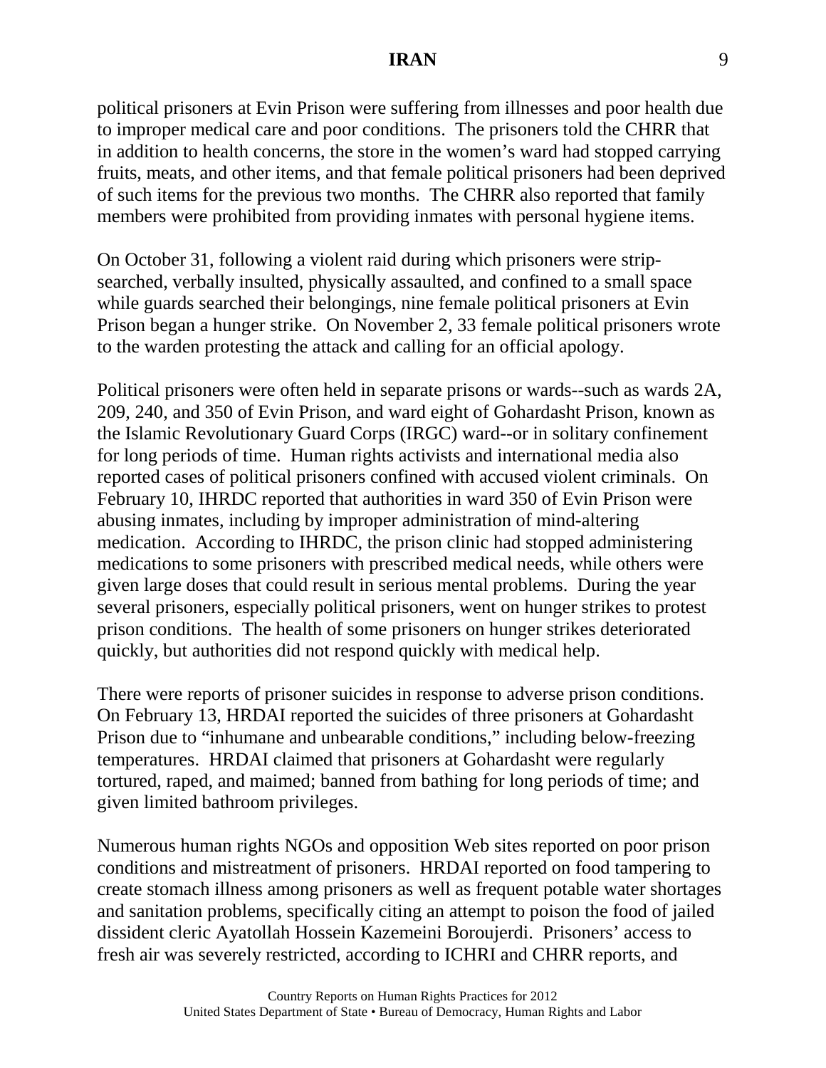political prisoners at Evin Prison were suffering from illnesses and poor health due to improper medical care and poor conditions. The prisoners told the CHRR that in addition to health concerns, the store in the women's ward had stopped carrying fruits, meats, and other items, and that female political prisoners had been deprived of such items for the previous two months. The CHRR also reported that family members were prohibited from providing inmates with personal hygiene items.

On October 31, following a violent raid during which prisoners were strip-searched, verbally insulted, physically assaulted, and confined to a small space while guards searched their belongings, nine female political prisoners at Evin Prison began a hunger strike. On November 2, 33 female political prisoners wrote to the warden protesting the attack and calling for an official apology.

Political prisoners were often held in separate prisons or wards--such as wards 2A, 209, 240, and 350 of Evin Prison, and ward eight of Gohardasht Prison, known as the Islamic Revolutionary Guard Corps (IRGC) ward--or in solitary confinement for long periods of time. Human rights activists and international media also reported cases of political prisoners confined with accused violent criminals. On February 10, IHRDC reported that authorities in ward 350 of Evin Prison were abusing inmates, including by improper administration of mind-altering medication. According to IHRDC, the prison clinic had stopped administering medications to some prisoners with prescribed medical needs, while others were given large doses that could result in serious mental problems. During the year several prisoners, especially political prisoners, went on hunger strikes to protest prison conditions. The health of some prisoners on hunger strikes deteriorated quickly, but authorities did not respond quickly with medical help.

There were reports of prisoner suicides in response to adverse prison conditions. On February 13, HRDAI reported the suicides of three prisoners at Gohardasht Prison due to "inhumane and unbearable conditions," including below-freezing temperatures. HRDAI claimed that prisoners at Gohardasht were regularly tortured, raped, and maimed; banned from bathing for long periods of time; and given limited bathroom privileges.

Numerous human rights NGOs and opposition Web sites reported on poor prison conditions and mistreatment of prisoners. HRDAI reported on food tampering to create stomach illness among prisoners as well as frequent potable water shortages and sanitation problems, specifically citing an attempt to poison the food of jailed dissident cleric Ayatollah Hossein Kazemeini Boroujerdi. Prisoners' access to fresh air was severely restricted, according to ICHRI and CHRR reports, and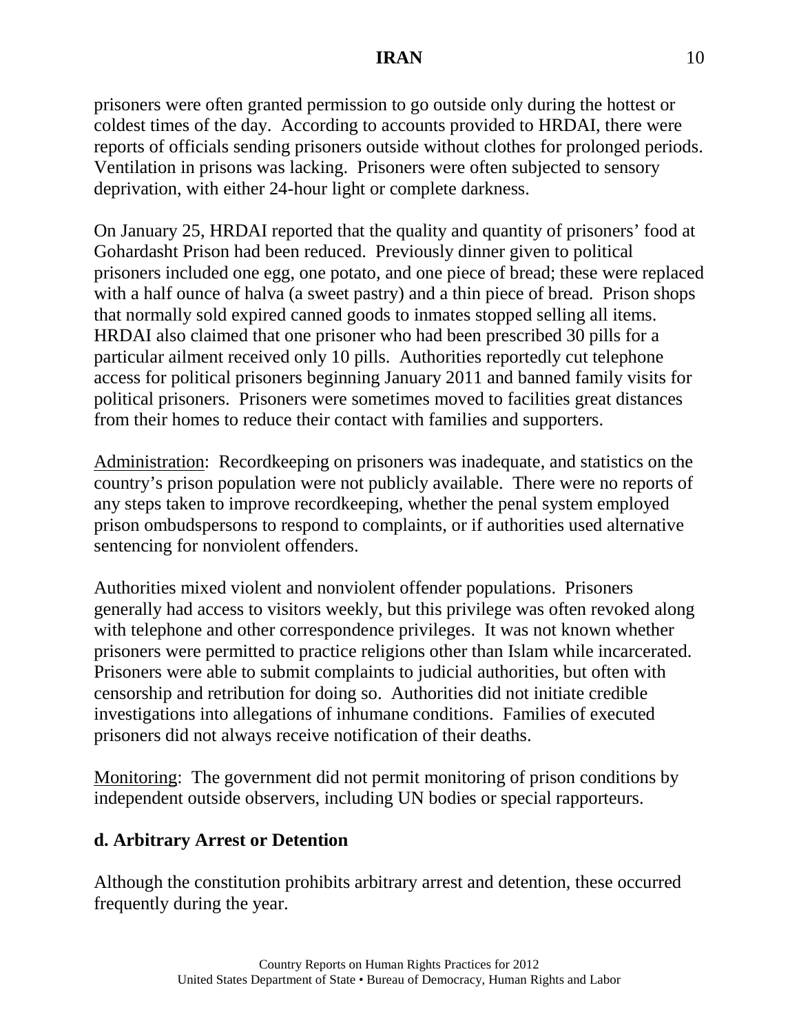prisoners were often granted permission to go outside only during the hottest or coldest times of the day. According to accounts provided to HRDAI, there were reports of officials sending prisoners outside without clothes for prolonged periods. Ventilation in prisons was lacking. Prisoners were often subjected to sensory deprivation, with either 24-hour light or complete darkness.

On January 25, HRDAI reported that the quality and quantity of prisoners' food at Gohardasht Prison had been reduced. Previously dinner given to political prisoners included one egg, one potato, and one piece of bread; these were replaced with a half ounce of halva (a sweet pastry) and a thin piece of bread. Prison shops that normally sold expired canned goods to inmates stopped selling all items. HRDAI also claimed that one prisoner who had been prescribed 30 pills for a particular ailment received only 10 pills. Authorities reportedly cut telephone access for political prisoners beginning January 2011 and banned family visits for political prisoners. Prisoners were sometimes moved to facilities great distances from their homes to reduce their contact with families and supporters.

Administration: Recordkeeping on prisoners was inadequate, and statistics on the country's prison population were not publicly available. There were no reports of any steps taken to improve recordkeeping, whether the penal system employed prison ombudspersons to respond to complaints, or if authorities used alternative sentencing for nonviolent offenders.

Authorities mixed violent and nonviolent offender populations. Prisoners generally had access to visitors weekly, but this privilege was often revoked along with telephone and other correspondence privileges. It was not known whether prisoners were permitted to practice religions other than Islam while incarcerated. Prisoners were able to submit complaints to judicial authorities, but often with censorship and retribution for doing so. Authorities did not initiate credible investigations into allegations of inhumane conditions. Families of executed prisoners did not always receive notification of their deaths.

Monitoring: The government did not permit monitoring of prison conditions by independent outside observers, including UN bodies or special rapporteurs.

### d. Arbitrary Arrest or Detention

Although the constitution prohibits arbitrary arrest and detention, these occurred frequently during the year.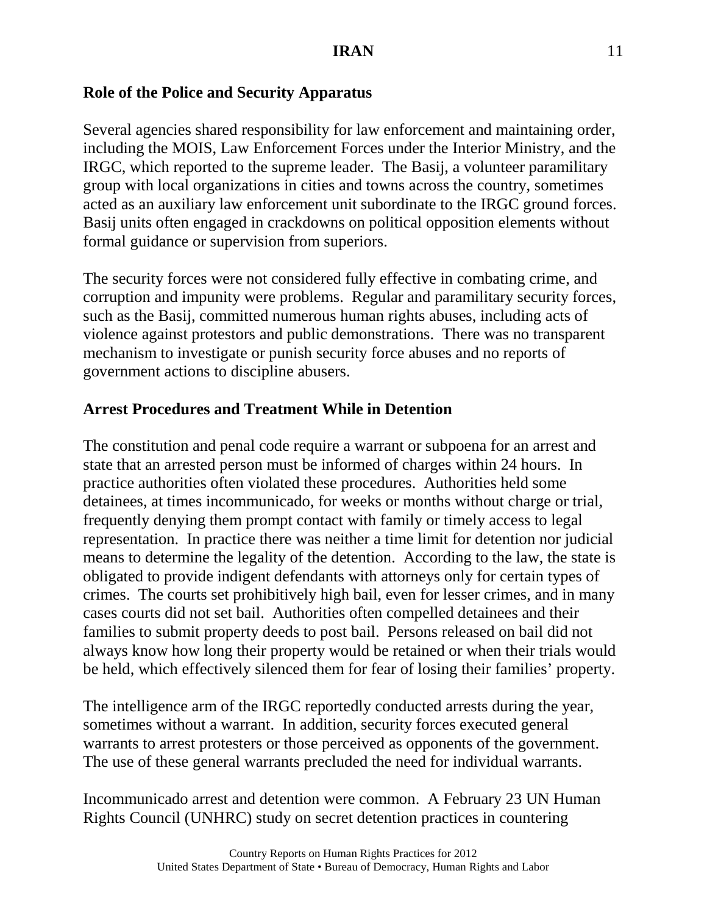**Role of the Police and Security Apparatus**

Several agencies shared responsibility for law enforcement and maintaining order, including the MOIS, Law Enforcement Forces under the Interior Ministry, and the IRGC, which reported to the supreme leader. The Basij, a volunteer paramilitary group with local organizations in cities and towns across the country, sometimes acted as an auxiliary law enforcement unit subordinate to the IRGC ground forces. Basij units often engaged in crackdowns on political opposition elements without formal guidance or supervision from superiors.

The security forces were not considered fully effective in combating crime, and corruption and impunity were problems. Regular and paramilitary security forces, such as the Basij, committed numerous human rights abuses, including acts of violence against protestors and public demonstrations. There was no transparent mechanism to investigate or punish security force abuses and no reports of government actions to discipline abusers.

**Arrest Procedures and Treatment While in Detention**

The constitution and penal code require a warrant or subpoena for an arrest and state that an arrested person must be informed of charges within 24 hours. In practice authorities often violated these procedures. Authorities held some detainees, at times incommunicado, for weeks or months without charge or trial, frequently denying them prompt contact with family or timely access to legal representation. In practice there was neither a time limit for detention nor judicial means to determine the legality of the detention. According to the law, the state is obligated to provide indigent defendants with attorneys only for certain types of crimes. The courts set prohibitively high bail, even for lesser crimes, and in many cases courts did not set bail. Authorities often compelled detainees and their families to submit property deeds to post bail. Persons released on bail did not always know how long their property would be retained or when their trials would be held, which effectively silenced them for fear of losing their families' property.

The intelligence arm of the IRGC reportedly conducted arrests during the year, sometimes without a warrant. In addition, security forces executed general warrants to arrest protesters or those perceived as opponents of the government. The use of these general warrants precluded the need for individual warrants.

Incommunicado arrest and detention were common. A February 23 UN Human Rights Council (UNHRC) study on secret detention practices in countering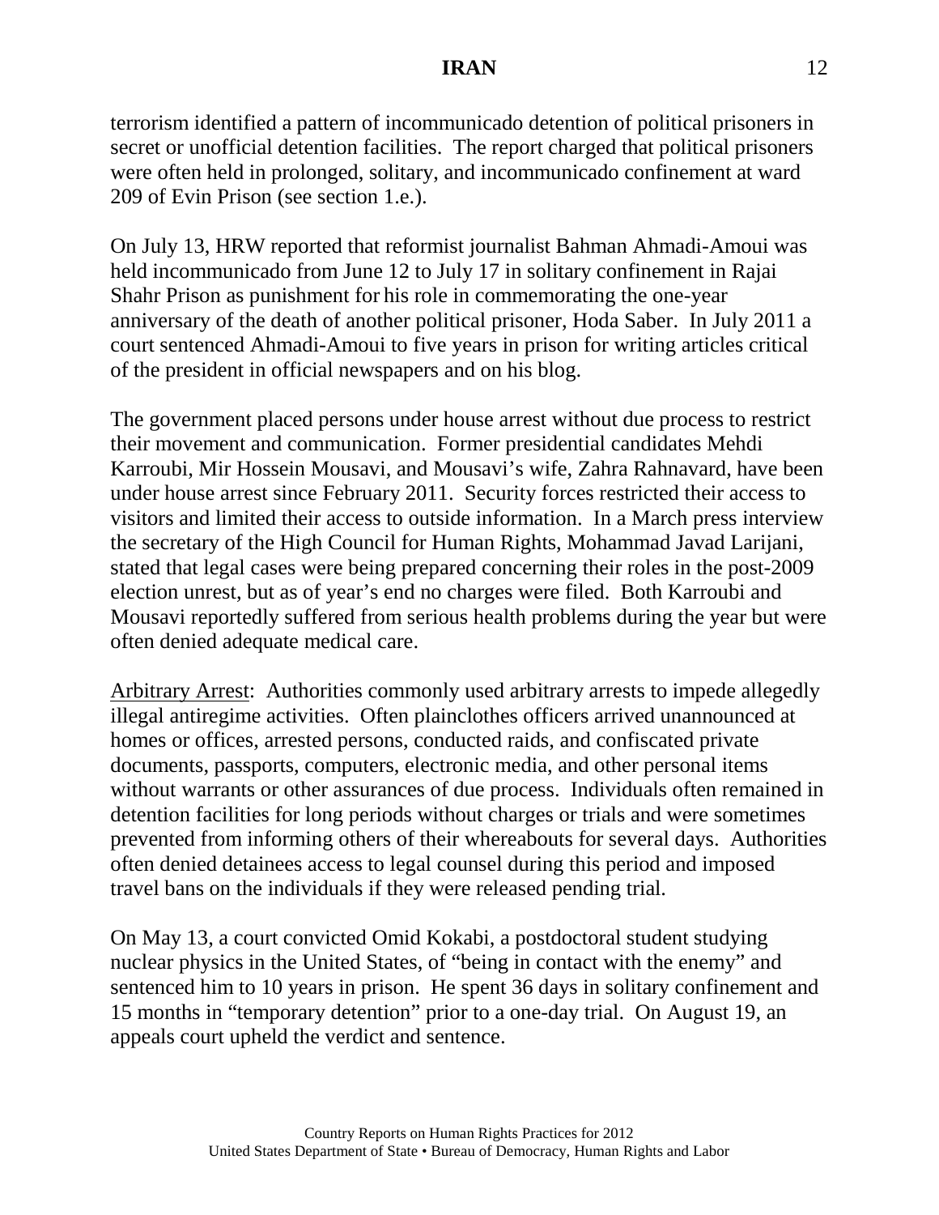terrorism identified a pattern of incommunicado detention of political prisoners in secret or unofficial detention facilities. The report charged that political prisoners were often held in prolonged, solitary, and incommunicado confinement at ward 209 of Evin Prison (see section 1.e.).

On July 13, HRW reported that reformist journalist Bahman Ahmadi-Amoui was held incommunicado from June 12 to July 17 in solitary confinement in Rajai Shahr Prison as punishment for his role in commemorating the one-year anniversary of the death of another political prisoner, Hoda Saber. In July 2011 a court sentenced Ahmadi-Amoui to five years in prison for writing articles critical of the president in official newspapers and on his blog.

The government placed persons under house arrest without due process to restrict their movement and communication. Former presidential candidates Mehdi Karroubi, Mir Hossein Mousavi, and Mousavi's wife, Zahra Rahnavard, have been under house arrest since February 2011. Security forces restricted their access to visitors and limited their access to outside information. In a March press interview the secretary of the High Council for Human Rights, Mohammad Javad Larijani, stated that legal cases were being prepared concerning their roles in the post-2009 election unrest, but as of year's end no charges were filed. Both Karroubi and Mousavi reportedly suffered from serious health problems during the year but were often denied adequate medical care.

Arbitrary Arrest: Authorities commonly used arbitrary arrests to impede allegedly illegal antiregime activities. Often plainclothes officers arrived unannounced at homes or offices, arrested persons, conducted raids, and confiscated private documents, passports, computers, electronic media, and other personal items without warrants or other assurances of due process. Individuals often remained in detention facilities for long periods without charges or trials and were sometimes prevented from informing others of their whereabouts for several days. Authorities often denied detainees access to legal counsel during this period and imposed travel bans on the individuals if they were released pending trial.

On May 13, a court convicted Omid Kokabi, a postdoctoral student studying nuclear physics in the United States, of "being in contact with the enemy" and sentenced him to 10 years in prison. He spent 36 days in solitary confinement and 15 months in "temporary detention" prior to a one-day trial. On August 19, an appeals court upheld the verdict and sentence.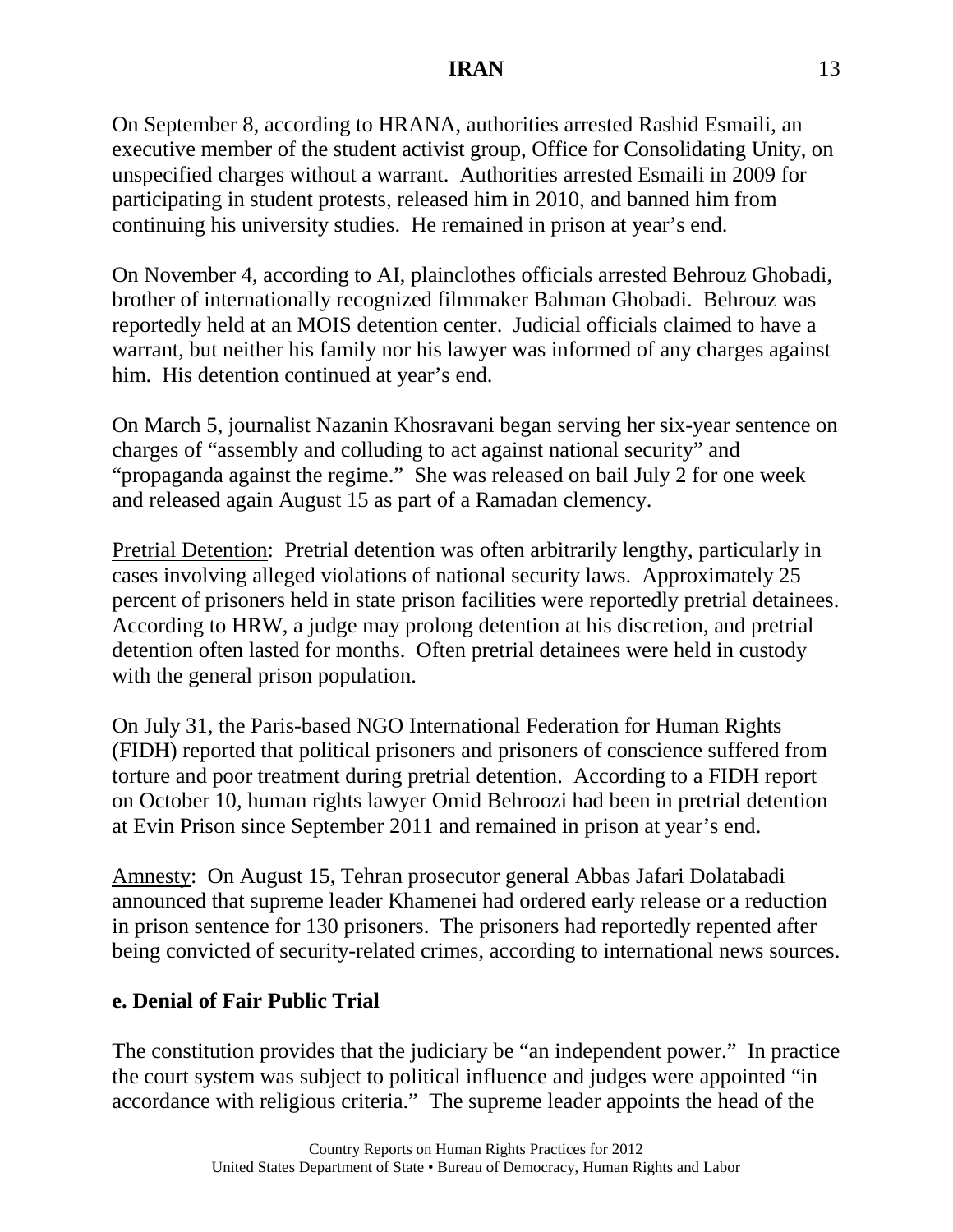On September 8, according to HRANA, authorities arrested Rashid Esmaili, an executive member of the student activist group, Office for Consolidating Unity, on unspecified charges without a warrant. Authorities arrested Esmaili in 2009 for participating in student protests, released him in 2010, and banned him from continuing his university studies. He remained in prison at year's end.

On November 4, according to AI, plainclothes officials arrested Behrouz Ghobadi, brother of internationally recognized filmmaker Bahman Ghobadi. Behrouz was reportedly held at an MOIS detention center. Judicial officials claimed to have a warrant, but neither his family nor his lawyer was informed of any charges against him. His detention continued at year's end.

On March 5, journalist Nazanin Khosravani began serving her six-year sentence on charges of "assembly and colluding to act against national security" and "propaganda against the regime." She was released on bail July 2 for one week and released again August 15 as part of a Ramadan clemency.

Pretrial Detention: Pretrial detention was often arbitrarily lengthy, particularly in cases involving alleged violations of national security laws. Approximately 25 percent of prisoners held in state prison facilities were reportedly pretrial detainees. According to HRW, a judge may prolong detention at his discretion, and pretrial detention often lasted for months. Often pretrial detainees were held in custody with the general prison population.

On July 31, the Paris-based NGO International Federation for Human Rights (FIDH) reported that political prisoners and prisoners of conscience suffered from torture and poor treatment during pretrial detention. According to a FIDH report on October 10, human rights lawyer Omid Behroozi had been in pretrial detention at Evin Prison since September 2011 and remained in prison at year's end.

Amnesty: On August 15, Tehran prosecutor general Abbas Jafari Dolatabadi announced that supreme leader Khamenei had ordered early release or a reduction in prison sentence for 130 prisoners. The prisoners had reportedly repented after being convicted of security-related crimes, according to international news sources.

## e. Denial of Fair Public Trial

The constitution provides that the judiciary be "an independent power." In practice the court system was subject to political influence and judges were appointed "in accordance with religious criteria." The supreme leader appoints the head of the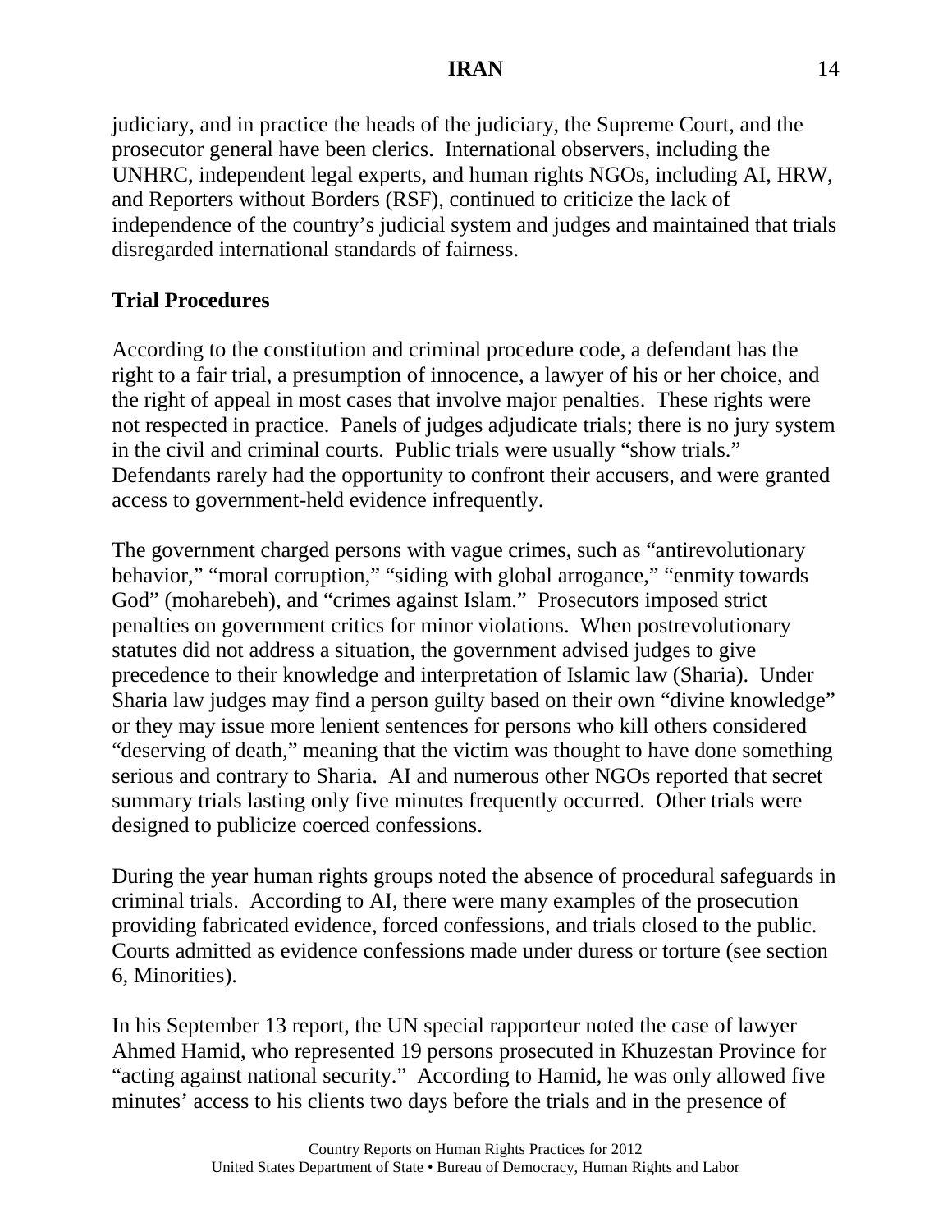judiciary, and in practice the heads of the judiciary, the Supreme Court, and the prosecutor general have been clerics. International observers, including the UNHRC, independent legal experts, and human rights NGOs, including AI, HRW, and Reporters without Borders (RSF), continued to criticize the lack of independence of the country's judicial system and judges and maintained that trials disregarded international standards of fairness.

**Trial Procedures**

According to the constitution and criminal procedure code, a defendant has the right to a fair trial, a presumption of innocence, a lawyer of his or her choice, and the right of appeal in most cases that involve major penalties. These rights were not respected in practice. Panels of judges adjudicate trials; there is no jury system in the civil and criminal courts. Public trials were usually "show trials." Defendants rarely had the opportunity to confront their accusers, and were granted access to government-held evidence infrequently.

The government charged persons with vague crimes, such as "antirevolutionary behavior," "moral corruption," "siding with global arrogance," "enmity towards God" (moharebeh), and "crimes against Islam." Prosecutors imposed strict penalties on government critics for minor violations. When postrevolutionary statutes did not address a situation, the government advised judges to give precedence to their knowledge and interpretation of Islamic law (Sharia). Under Sharia law judges may find a person guilty based on their own "divine knowledge" or they may issue more lenient sentences for persons who kill others considered "deserving of death," meaning that the victim was thought to have done something serious and contrary to Sharia. AI and numerous other NGOs reported that secret summary trials lasting only five minutes frequently occurred. Other trials were designed to publicize coerced confessions.

During the year human rights groups noted the absence of procedural safeguards in criminal trials. According to AI, there were many examples of the prosecution providing fabricated evidence, forced confessions, and trials closed to the public. Courts admitted as evidence confessions made under duress or torture (see section 6, Minorities).

In his September 13 report, the UN special rapporteur noted the case of lawyer Ahmed Hamid, who represented 19 persons prosecuted in Khuzestan Province for "acting against national security." According to Hamid, he was only allowed five minutes' access to his clients two days before the trials and in the presence of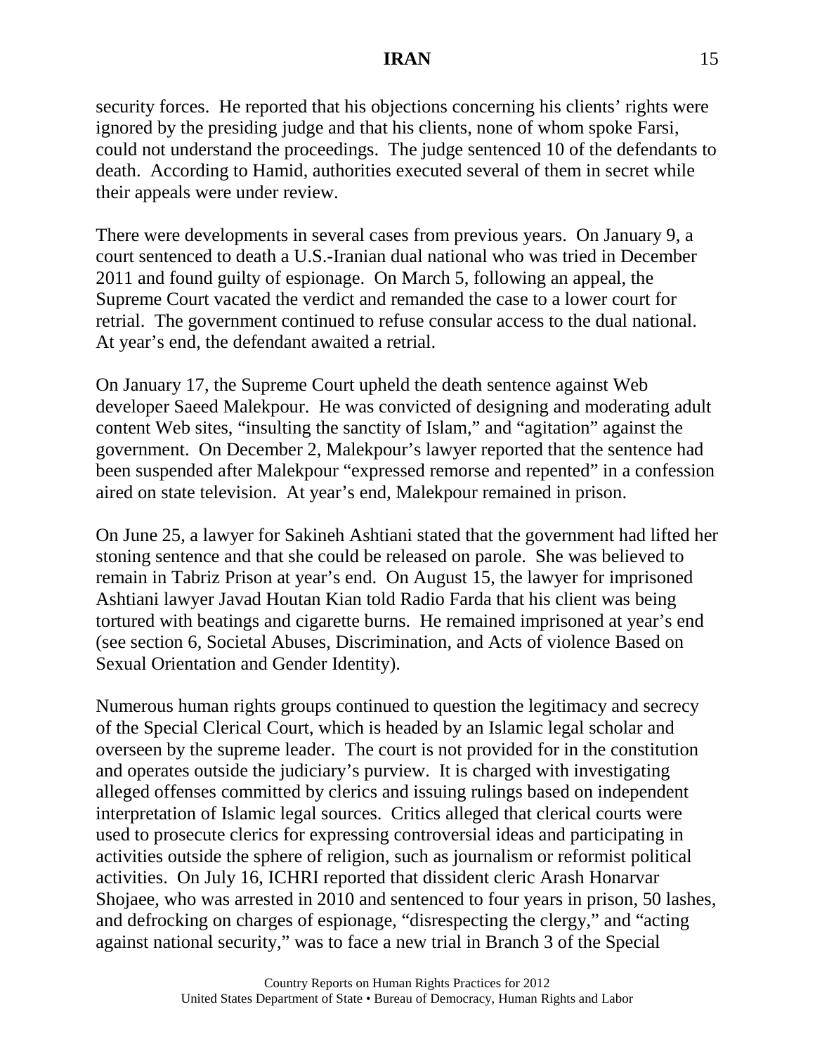security forces. He reported that his objections concerning his clients' rights were ignored by the presiding judge and that his clients, none of whom spoke Farsi, could not understand the proceedings. The judge sentenced 10 of the defendants to death. According to Hamid, authorities executed several of them in secret while their appeals were under review.

There were developments in several cases from previous years. On January 9, a court sentenced to death a U.S.-Iranian dual national who was tried in December 2011 and found guilty of espionage. On March 5, following an appeal, the Supreme Court vacated the verdict and remanded the case to a lower court for retrial. The government continued to refuse consular access to the dual national. At year's end, the defendant awaited a retrial.

On January 17, the Supreme Court upheld the death sentence against Web developer Saeed Malekpour. He was convicted of designing and moderating adult content Web sites, "insulting the sanctity of Islam," and "agitation" against the government. On December 2, Malekpour's lawyer reported that the sentence had been suspended after Malekpour "expressed remorse and repented" in a confession aired on state television. At year's end, Malekpour remained in prison.

On June 25, a lawyer for Sakineh Ashtiani stated that the government had lifted her stoning sentence and that she could be released on parole. She was believed to remain in Tabriz Prison at year's end. On August 15, the lawyer for imprisoned Ashtiani lawyer Javad Houtan Kian told Radio Farda that his client was being tortured with beatings and cigarette burns. He remained imprisoned at year's end (see section 6, Societal Abuses, Discrimination, and Acts of violence Based on Sexual Orientation and Gender Identity).

Numerous human rights groups continued to question the legitimacy and secrecy of the Special Clerical Court, which is headed by an Islamic legal scholar and overseen by the supreme leader. The court is not provided for in the constitution and operates outside the judiciary's purview. It is charged with investigating alleged offenses committed by clerics and issuing rulings based on independent interpretation of Islamic legal sources. Critics alleged that clerical courts were used to prosecute clerics for expressing controversial ideas and participating in activities outside the sphere of religion, such as journalism or reformist political activities. On July 16, ICHRI reported that dissident cleric Arash Honarvar Shojaee, who was arrested in 2010 and sentenced to four years in prison, 50 lashes, and defrocking on charges of espionage, "disrespecting the clergy," and "acting against national security," was to face a new trial in Branch 3 of the Special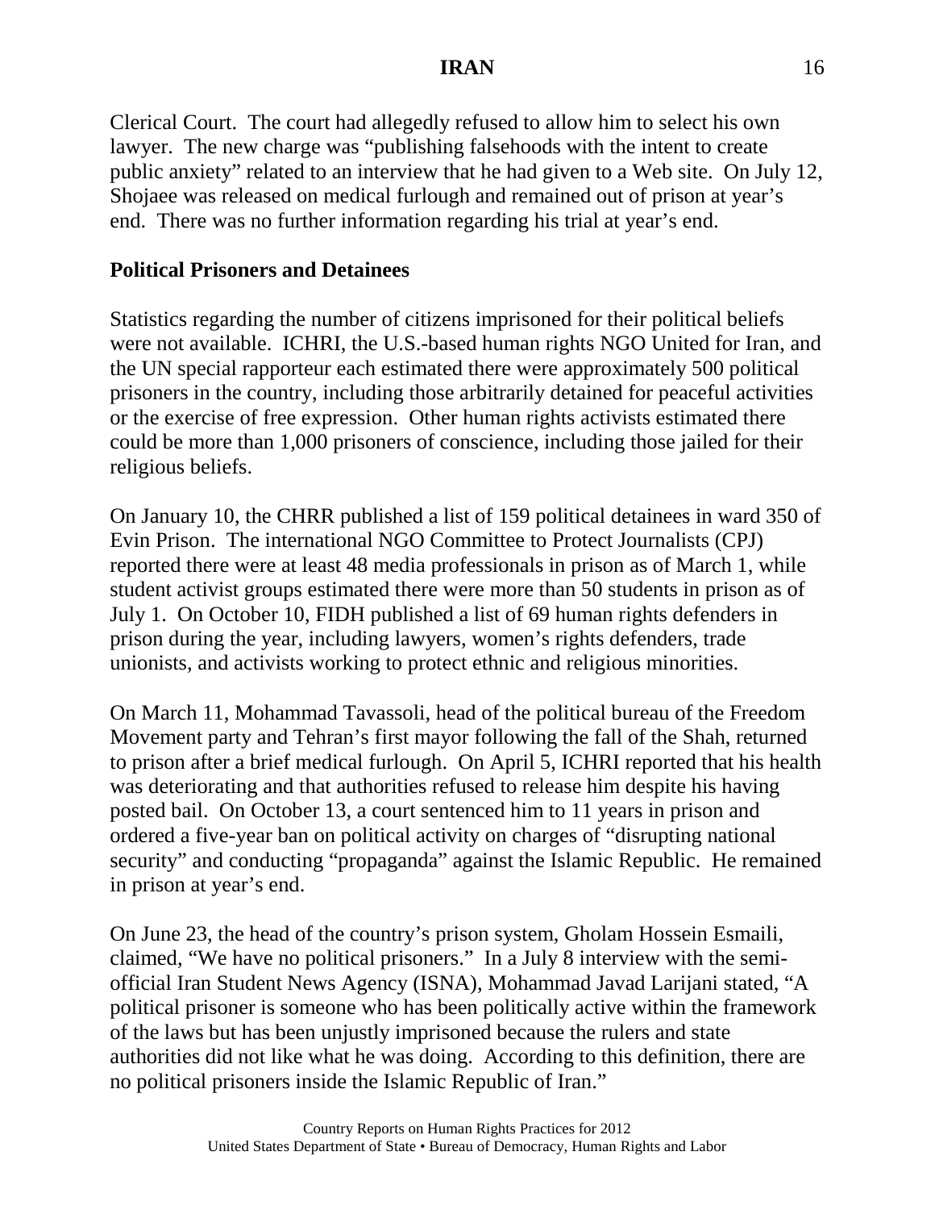Clerical Court. The court had allegedly refused to allow him to select his own lawyer. The new charge was "publishing falsehoods with the intent to create public anxiety" related to an interview that he had given to a Web site. On July 12, Shojaee was released on medical furlough and remained out of prison at year's end. There was no further information regarding his trial at year's end.

**Political Prisoners and Detainees**

Statistics regarding the number of citizens imprisoned for their political beliefs were not available. ICHRI, the U.S.-based human rights NGO United for Iran, and the UN special rapporteur each estimated there were approximately 500 political prisoners in the country, including those arbitrarily detained for peaceful activities or the exercise of free expression. Other human rights activists estimated there could be more than 1,000 prisoners of conscience, including those jailed for their religious beliefs.

On January 10, the CHRR published a list of 159 political detainees in ward 350 of Evin Prison. The international NGO Committee to Protect Journalists (CPJ) reported there were at least 48 media professionals in prison as of March 1, while student activist groups estimated there were more than 50 students in prison as of July 1. On October 10, FIDH published a list of 69 human rights defenders in prison during the year, including lawyers, women's rights defenders, trade unionists, and activists working to protect ethnic and religious minorities.

On March 11, Mohammad Tavassoli, head of the political bureau of the Freedom Movement party and Tehran's first mayor following the fall of the Shah, returned to prison after a brief medical furlough. On April 5, ICHRI reported that his health was deteriorating and that authorities refused to release him despite his having posted bail. On October 13, a court sentenced him to 11 years in prison and ordered a five-year ban on political activity on charges of "disrupting national security" and conducting "propaganda" against the Islamic Republic. He remained in prison at year's end.

On June 23, the head of the country's prison system, Gholam Hossein Esmaili, claimed, "We have no political prisoners." In a July 8 interview with the semi-official Iran Student News Agency (ISNA), Mohammad Javad Larijani stated, "A political prisoner is someone who has been politically active within the framework of the laws but has been unjustly imprisoned because the rulers and state authorities did not like what he was doing. According to this definition, there are no political prisoners inside the Islamic Republic of Iran."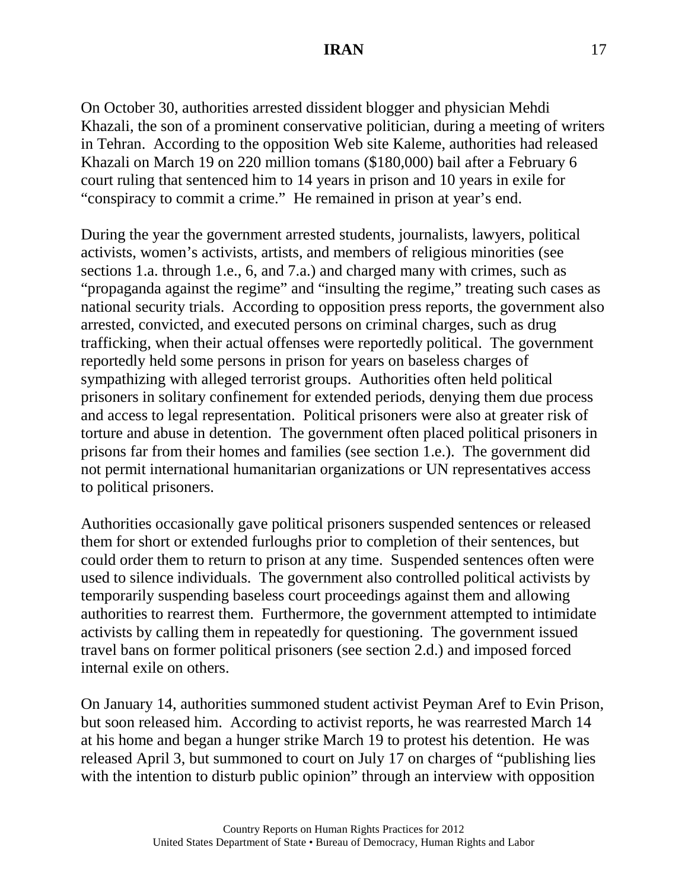On October 30, authorities arrested dissident blogger and physician Mehdi Khazali, the son of a prominent conservative politician, during a meeting of writers in Tehran. According to the opposition Web site Kaleme, authorities had released Khazali on March 19 on 220 million tomans ($180,000) bail after a February 6 court ruling that sentenced him to 14 years in prison and 10 years in exile for "conspiracy to commit a crime." He remained in prison at year's end.

During the year the government arrested students, journalists, lawyers, political activists, women's activists, artists, and members of religious minorities (see sections 1.a. through 1.e., 6, and 7.a.) and charged many with crimes, such as "propaganda against the regime" and "insulting the regime," treating such cases as national security trials. According to opposition press reports, the government also arrested, convicted, and executed persons on criminal charges, such as drug trafficking, when their actual offenses were reportedly political. The government reportedly held some persons in prison for years on baseless charges of sympathizing with alleged terrorist groups. Authorities often held political prisoners in solitary confinement for extended periods, denying them due process and access to legal representation. Political prisoners were also at greater risk of torture and abuse in detention. The government often placed political prisoners in prisons far from their homes and families (see section 1.e.). The government did not permit international humanitarian organizations or UN representatives access to political prisoners.

Authorities occasionally gave political prisoners suspended sentences or released them for short or extended furloughs prior to completion of their sentences, but could order them to return to prison at any time. Suspended sentences often were used to silence individuals. The government also controlled political activists by temporarily suspending baseless court proceedings against them and allowing authorities to rearrest them. Furthermore, the government attempted to intimidate activists by calling them in repeatedly for questioning. The government issued travel bans on former political prisoners (see section 2.d.) and imposed forced internal exile on others.

On January 14, authorities summoned student activist Peyman Aref to Evin Prison, but soon released him. According to activist reports, he was rearrested March 14 at his home and began a hunger strike March 19 to protest his detention. He was released April 3, but summoned to court on July 17 on charges of "publishing lies with the intention to disturb public opinion" through an interview with opposition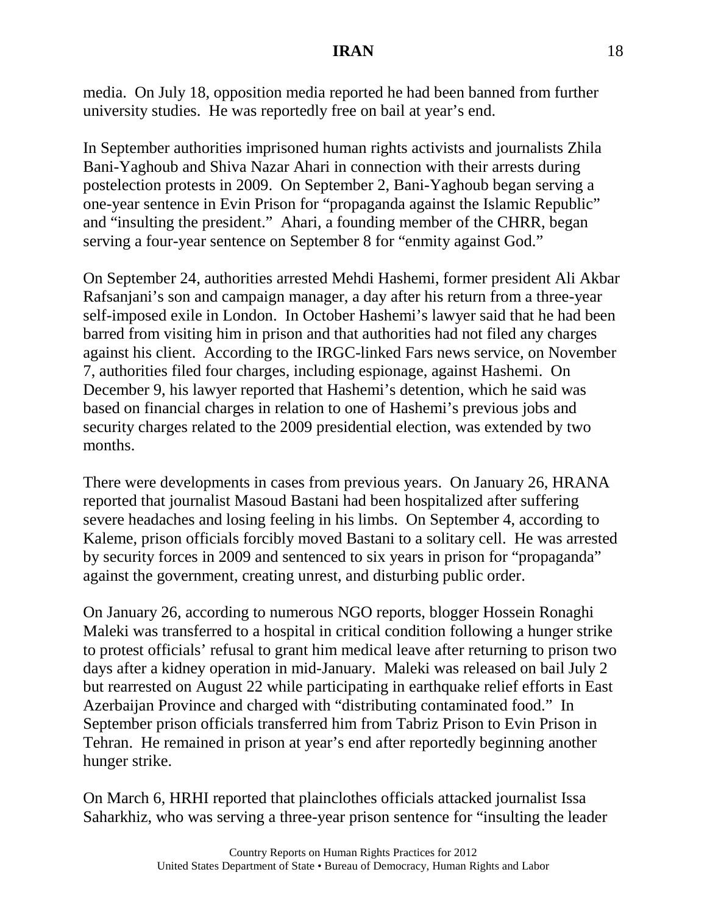media. On July 18, opposition media reported he had been banned from further university studies. He was reportedly free on bail at year's end.

In September authorities imprisoned human rights activists and journalists Zhila Bani-Yaghoub and Shiva Nazar Ahari in connection with their arrests during postelection protests in 2009. On September 2, Bani-Yaghoub began serving a one-year sentence in Evin Prison for "propaganda against the Islamic Republic" and "insulting the president." Ahari, a founding member of the CHRR, began serving a four-year sentence on September 8 for "enmity against God."

On September 24, authorities arrested Mehdi Hashemi, former president Ali Akbar Rafsanjani's son and campaign manager, a day after his return from a three-year self-imposed exile in London. In October Hashemi's lawyer said that he had been barred from visiting him in prison and that authorities had not filed any charges against his client. According to the IRGC-linked Fars news service, on November 7, authorities filed four charges, including espionage, against Hashemi. On December 9, his lawyer reported that Hashemi's detention, which he said was based on financial charges in relation to one of Hashemi's previous jobs and security charges related to the 2009 presidential election, was extended by two months.

There were developments in cases from previous years. On January 26, HRANA reported that journalist Masoud Bastani had been hospitalized after suffering severe headaches and losing feeling in his limbs. On September 4, according to Kaleme, prison officials forcibly moved Bastani to a solitary cell. He was arrested by security forces in 2009 and sentenced to six years in prison for "propaganda" against the government, creating unrest, and disturbing public order.

On January 26, according to numerous NGO reports, blogger Hossein Ronaghi Maleki was transferred to a hospital in critical condition following a hunger strike to protest officials' refusal to grant him medical leave after returning to prison two days after a kidney operation in mid-January. Maleki was released on bail July 2 but rearrested on August 22 while participating in earthquake relief efforts in East Azerbaijan Province and charged with "distributing contaminated food." In September prison officials transferred him from Tabriz Prison to Evin Prison in Tehran. He remained in prison at year's end after reportedly beginning another hunger strike.

On March 6, HRHI reported that plainclothes officials attacked journalist Issa Saharkhiz, who was serving a three-year prison sentence for "insulting the leader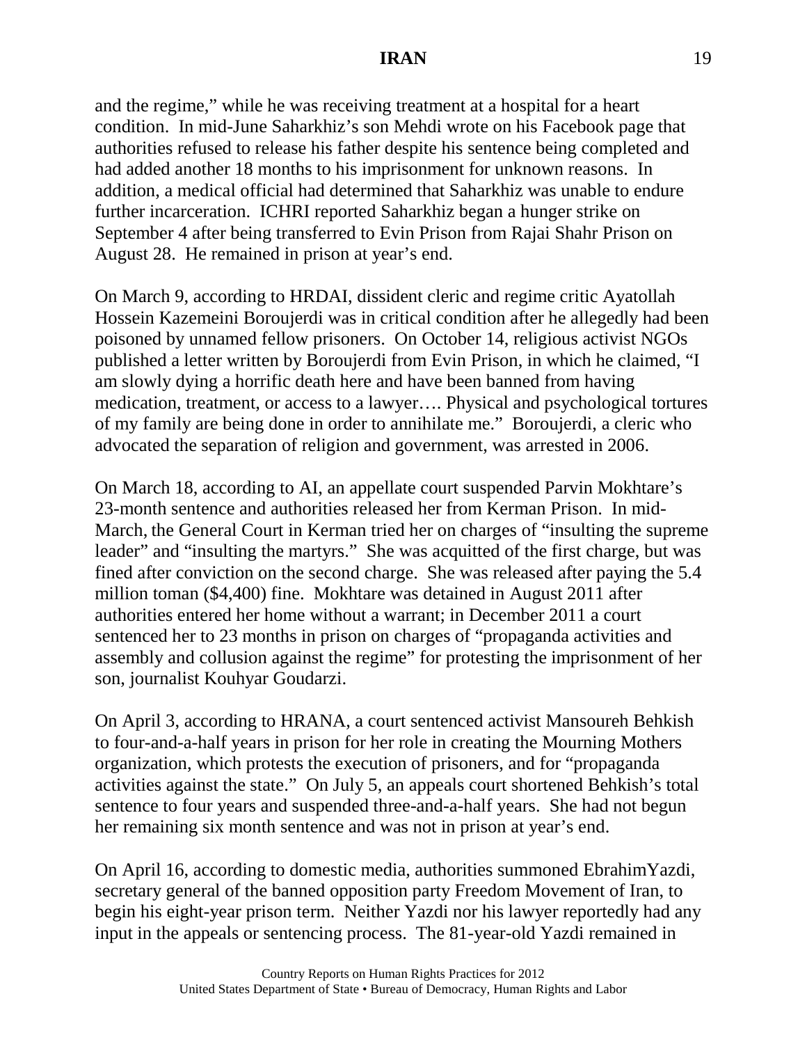and the regime," while he was receiving treatment at a hospital for a heart condition. In mid-June Saharkhiz's son Mehdi wrote on his Facebook page that authorities refused to release his father despite his sentence being completed and had added another 18 months to his imprisonment for unknown reasons. In addition, a medical official had determined that Saharkhiz was unable to endure further incarceration. ICHRI reported Saharkhiz began a hunger strike on September 4 after being transferred to Evin Prison from Rajai Shahr Prison on August 28. He remained in prison at year's end.

On March 9, according to HRDAI, dissident cleric and regime critic Ayatollah Hossein Kazemeini Boroujerdi was in critical condition after he allegedly had been poisoned by unnamed fellow prisoners. On October 14, religious activist NGOs published a letter written by Boroujerdi from Evin Prison, in which he claimed, "I am slowly dying a horrific death here and have been banned from having medication, treatment, or access to a lawyer…. Physical and psychological tortures of my family are being done in order to annihilate me." Boroujerdi, a cleric who advocated the separation of religion and government, was arrested in 2006.

On March 18, according to AI, an appellate court suspended Parvin Mokhtare's 23-month sentence and authorities released her from Kerman Prison. In mid-March, the General Court in Kerman tried her on charges of "insulting the supreme leader" and "insulting the martyrs." She was acquitted of the first charge, but was fined after conviction on the second charge. She was released after paying the 5.4 million toman ($4,400) fine. Mokhtare was detained in August 2011 after authorities entered her home without a warrant; in December 2011 a court sentenced her to 23 months in prison on charges of "propaganda activities and assembly and collusion against the regime" for protesting the imprisonment of her son, journalist Kouhyar Goudarzi.

On April 3, according to HRANA, a court sentenced activist Mansoureh Behkish to four-and-a-half years in prison for her role in creating the Mourning Mothers organization, which protests the execution of prisoners, and for "propaganda activities against the state." On July 5, an appeals court shortened Behkish's total sentence to four years and suspended three-and-a-half years. She had not begun her remaining six month sentence and was not in prison at year's end.

On April 16, according to domestic media, authorities summoned EbrahimYazdi, secretary general of the banned opposition party Freedom Movement of Iran, to begin his eight-year prison term. Neither Yazdi nor his lawyer reportedly had any input in the appeals or sentencing process. The 81-year-old Yazdi remained in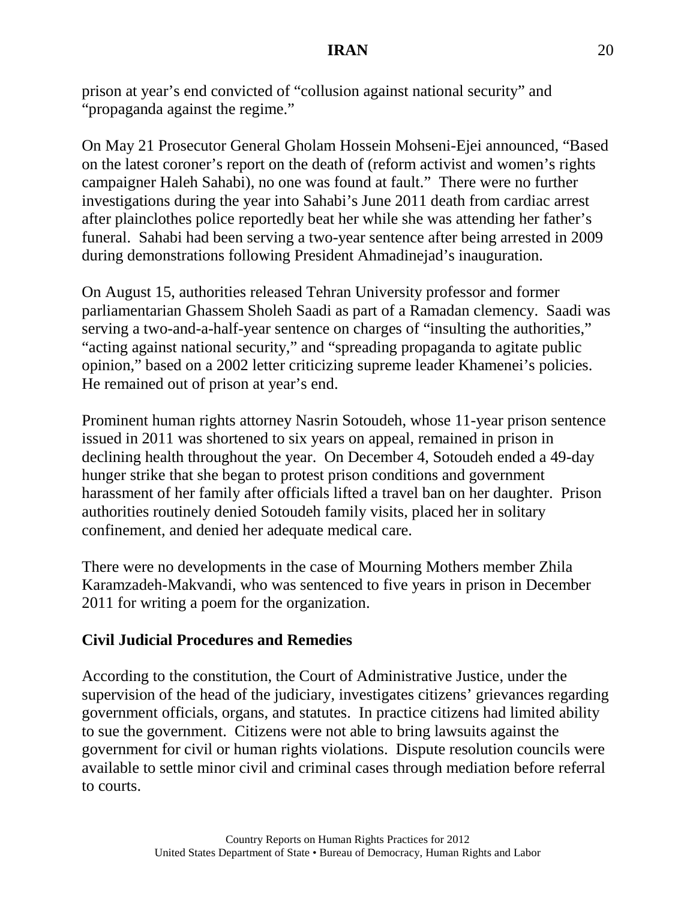prison at year's end convicted of "collusion against national security" and "propaganda against the regime."

On May 21 Prosecutor General Gholam Hossein Mohseni-Ejei announced, "Based on the latest coroner's report on the death of (reform activist and women's rights campaigner Haleh Sahabi), no one was found at fault." There were no further investigations during the year into Sahabi's June 2011 death from cardiac arrest after plainclothes police reportedly beat her while she was attending her father's funeral. Sahabi had been serving a two-year sentence after being arrested in 2009 during demonstrations following President Ahmadinejad's inauguration.

On August 15, authorities released Tehran University professor and former parliamentarian Ghassem Sholeh Saadi as part of a Ramadan clemency. Saadi was serving a two-and-a-half-year sentence on charges of "insulting the authorities," "acting against national security," and "spreading propaganda to agitate public opinion," based on a 2002 letter criticizing supreme leader Khamenei's policies. He remained out of prison at year's end.

Prominent human rights attorney Nasrin Sotoudeh, whose 11-year prison sentence issued in 2011 was shortened to six years on appeal, remained in prison in declining health throughout the year. On December 4, Sotoudeh ended a 49-day hunger strike that she began to protest prison conditions and government harassment of her family after officials lifted a travel ban on her daughter. Prison authorities routinely denied Sotoudeh family visits, placed her in solitary confinement, and denied her adequate medical care.

There were no developments in the case of Mourning Mothers member Zhila Karamzadeh-Makvandi, who was sentenced to five years in prison in December 2011 for writing a poem for the organization.

**Civil Judicial Procedures and Remedies**

According to the constitution, the Court of Administrative Justice, under the supervision of the head of the judiciary, investigates citizens' grievances regarding government officials, organs, and statutes. In practice citizens had limited ability to sue the government. Citizens were not able to bring lawsuits against the government for civil or human rights violations. Dispute resolution councils were available to settle minor civil and criminal cases through mediation before referral to courts.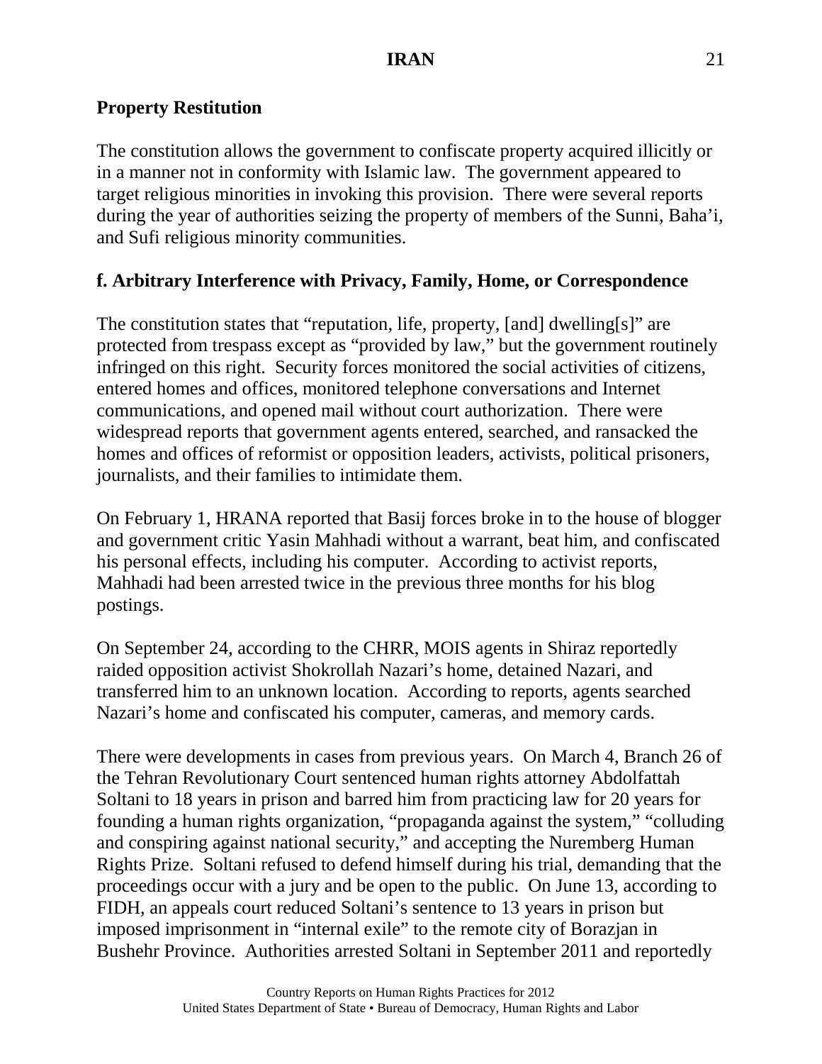## Property Restitution

The constitution allows the government to confiscate property acquired illicitly or in a manner not in conformity with Islamic law. The government appeared to target religious minorities in invoking this provision. There were several reports during the year of authorities seizing the property of members of the Sunni, Baha'i, and Sufi religious minority communities.

## f. Arbitrary Interference with Privacy, Family, Home, or Correspondence

The constitution states that "reputation, life, property, [and] dwelling[s]" are protected from trespass except as "provided by law," but the government routinely infringed on this right. Security forces monitored the social activities of citizens, entered homes and offices, monitored telephone conversations and Internet communications, and opened mail without court authorization. There were widespread reports that government agents entered, searched, and ransacked the homes and offices of reformist or opposition leaders, activists, political prisoners, journalists, and their families to intimidate them.

On February 1, HRANA reported that Basij forces broke in to the house of blogger and government critic Yasin Mahhadi without a warrant, beat him, and confiscated his personal effects, including his computer. According to activist reports, Mahhadi had been arrested twice in the previous three months for his blog postings.

On September 24, according to the CHRR, MOIS agents in Shiraz reportedly raided opposition activist Shokrollah Nazari's home, detained Nazari, and transferred him to an unknown location. According to reports, agents searched Nazari's home and confiscated his computer, cameras, and memory cards.

There were developments in cases from previous years. On March 4, Branch 26 of the Tehran Revolutionary Court sentenced human rights attorney Abdolfattah Soltani to 18 years in prison and barred him from practicing law for 20 years for founding a human rights organization, "propaganda against the system," "colluding and conspiring against national security," and accepting the Nuremberg Human Rights Prize. Soltani refused to defend himself during his trial, demanding that the proceedings occur with a jury and be open to the public. On June 13, according to FIDH, an appeals court reduced Soltani's sentence to 13 years in prison but imposed imprisonment in "internal exile" to the remote city of Borazjan in Bushehr Province. Authorities arrested Soltani in September 2011 and reportedly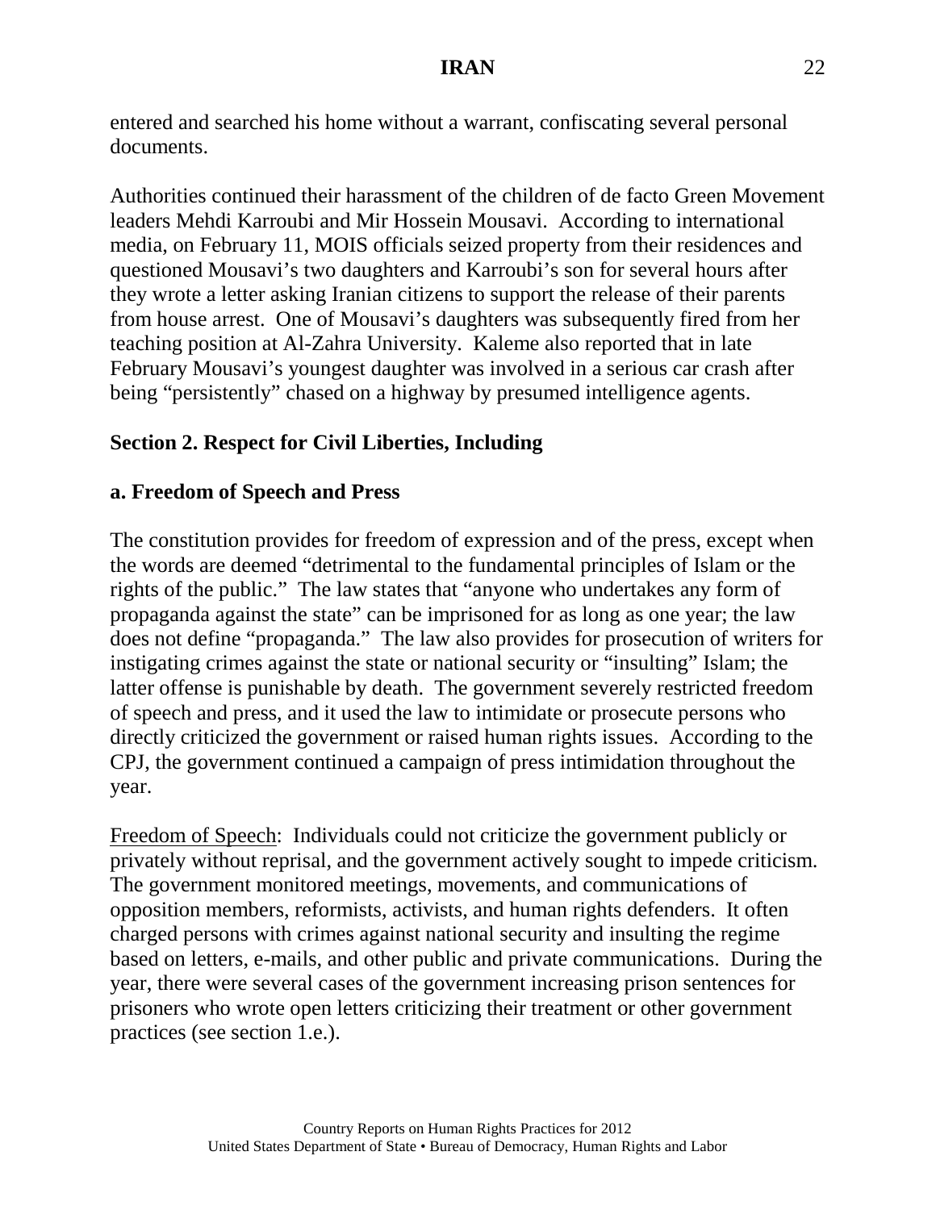entered and searched his home without a warrant, confiscating several personal documents.

Authorities continued their harassment of the children of de facto Green Movement leaders Mehdi Karroubi and Mir Hossein Mousavi. According to international media, on February 11, MOIS officials seized property from their residences and questioned Mousavi's two daughters and Karroubi's son for several hours after they wrote a letter asking Iranian citizens to support the release of their parents from house arrest. One of Mousavi's daughters was subsequently fired from her teaching position at Al-Zahra University. Kaleme also reported that in late February Mousavi's youngest daughter was involved in a serious car crash after being "persistently" chased on a highway by presumed intelligence agents.

## Section 2. Respect for Civil Liberties, Including

### a. Freedom of Speech and Press

The constitution provides for freedom of expression and of the press, except when the words are deemed "detrimental to the fundamental principles of Islam or the rights of the public." The law states that "anyone who undertakes any form of propaganda against the state" can be imprisoned for as long as one year; the law does not define "propaganda." The law also provides for prosecution of writers for instigating crimes against the state or national security or "insulting" Islam; the latter offense is punishable by death. The government severely restricted freedom of speech and press, and it used the law to intimidate or prosecute persons who directly criticized the government or raised human rights issues. According to the CPJ, the government continued a campaign of press intimidation throughout the year.

Freedom of Speech: Individuals could not criticize the government publicly or privately without reprisal, and the government actively sought to impede criticism. The government monitored meetings, movements, and communications of opposition members, reformists, activists, and human rights defenders. It often charged persons with crimes against national security and insulting the regime based on letters, e-mails, and other public and private communications. During the year, there were several cases of the government increasing prison sentences for prisoners who wrote open letters criticizing their treatment or other government practices (see section 1.e.).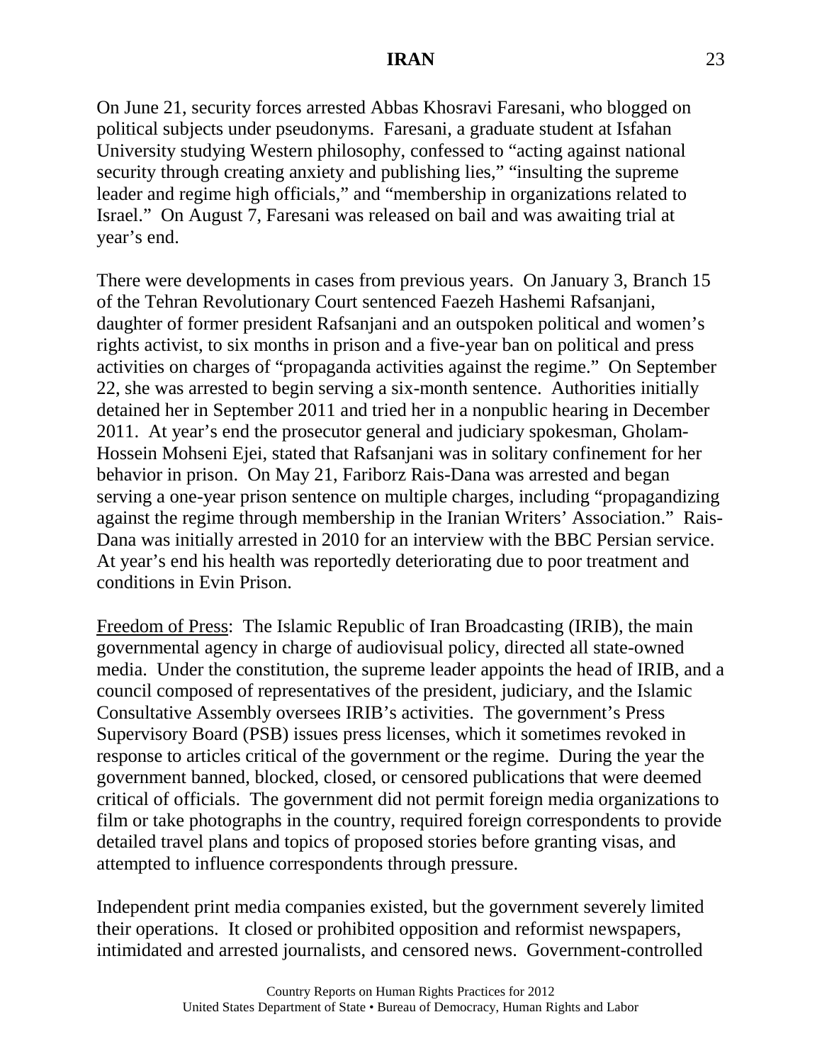On June 21, security forces arrested Abbas Khosravi Faresani, who blogged on political subjects under pseudonyms. Faresani, a graduate student at Isfahan University studying Western philosophy, confessed to "acting against national security through creating anxiety and publishing lies," "insulting the supreme leader and regime high officials," and "membership in organizations related to Israel." On August 7, Faresani was released on bail and was awaiting trial at year's end.

There were developments in cases from previous years. On January 3, Branch 15 of the Tehran Revolutionary Court sentenced Faezeh Hashemi Rafsanjani, daughter of former president Rafsanjani and an outspoken political and women's rights activist, to six months in prison and a five-year ban on political and press activities on charges of "propaganda activities against the regime." On September 22, she was arrested to begin serving a six-month sentence. Authorities initially detained her in September 2011 and tried her in a nonpublic hearing in December 2011. At year's end the prosecutor general and judiciary spokesman, Gholam-Hossein Mohseni Ejei, stated that Rafsanjani was in solitary confinement for her behavior in prison. On May 21, Fariborz Rais-Dana was arrested and began serving a one-year prison sentence on multiple charges, including "propagandizing against the regime through membership in the Iranian Writers' Association." Rais-Dana was initially arrested in 2010 for an interview with the BBC Persian service. At year's end his health was reportedly deteriorating due to poor treatment and conditions in Evin Prison.

<u>Freedom of Press</u>: The Islamic Republic of Iran Broadcasting (IRIB), the main governmental agency in charge of audiovisual policy, directed all state-owned media. Under the constitution, the supreme leader appoints the head of IRIB, and a council composed of representatives of the president, judiciary, and the Islamic Consultative Assembly oversees IRIB's activities. The government's Press Supervisory Board (PSB) issues press licenses, which it sometimes revoked in response to articles critical of the government or the regime. During the year the government banned, blocked, closed, or censored publications that were deemed critical of officials. The government did not permit foreign media organizations to film or take photographs in the country, required foreign correspondents to provide detailed travel plans and topics of proposed stories before granting visas, and attempted to influence correspondents through pressure.

Independent print media companies existed, but the government severely limited their operations. It closed or prohibited opposition and reformist newspapers, intimidated and arrested journalists, and censored news. Government-controlled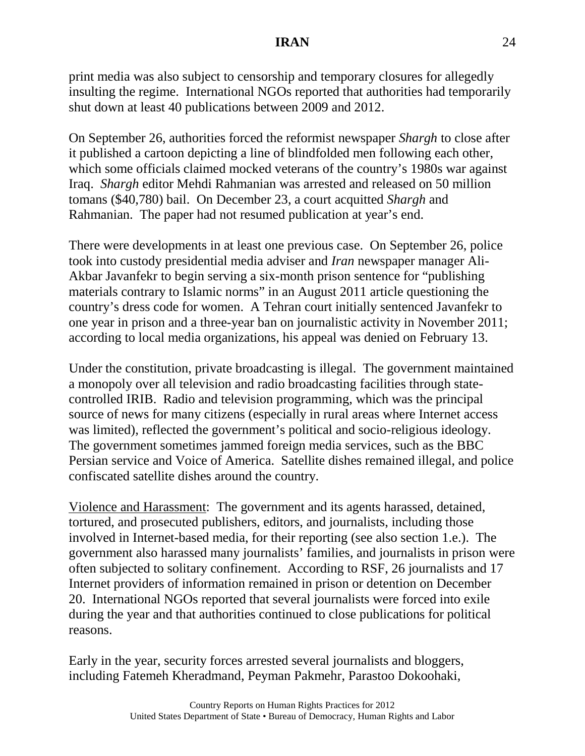print media was also subject to censorship and temporary closures for allegedly insulting the regime. International NGOs reported that authorities had temporarily shut down at least 40 publications between 2009 and 2012.

On September 26, authorities forced the reformist newspaper *Shargh* to close after it published a cartoon depicting a line of blindfolded men following each other, which some officials claimed mocked veterans of the country's 1980s war against Iraq. *Shargh* editor Mehdi Rahmanian was arrested and released on 50 million tomans ($40,780) bail. On December 23, a court acquitted *Shargh* and Rahmanian. The paper had not resumed publication at year's end.

There were developments in at least one previous case. On September 26, police took into custody presidential media adviser and *Iran* newspaper manager Ali-Akbar Javanfekr to begin serving a six-month prison sentence for "publishing materials contrary to Islamic norms" in an August 2011 article questioning the country's dress code for women. A Tehran court initially sentenced Javanfekr to one year in prison and a three-year ban on journalistic activity in November 2011; according to local media organizations, his appeal was denied on February 13.

Under the constitution, private broadcasting is illegal. The government maintained a monopoly over all television and radio broadcasting facilities through state-controlled IRIB. Radio and television programming, which was the principal source of news for many citizens (especially in rural areas where Internet access was limited), reflected the government's political and socio-religious ideology. The government sometimes jammed foreign media services, such as the BBC Persian service and Voice of America. Satellite dishes remained illegal, and police confiscated satellite dishes around the country.

<u>Violence and Harassment</u>: The government and its agents harassed, detained, tortured, and prosecuted publishers, editors, and journalists, including those involved in Internet-based media, for their reporting (see also section 1.e.). The government also harassed many journalists' families, and journalists in prison were often subjected to solitary confinement. According to RSF, 26 journalists and 17 Internet providers of information remained in prison or detention on December 20. International NGOs reported that several journalists were forced into exile during the year and that authorities continued to close publications for political reasons.

Early in the year, security forces arrested several journalists and bloggers, including Fatemeh Kheradmand, Peyman Pakmehr, Parastoo Dokoohaki,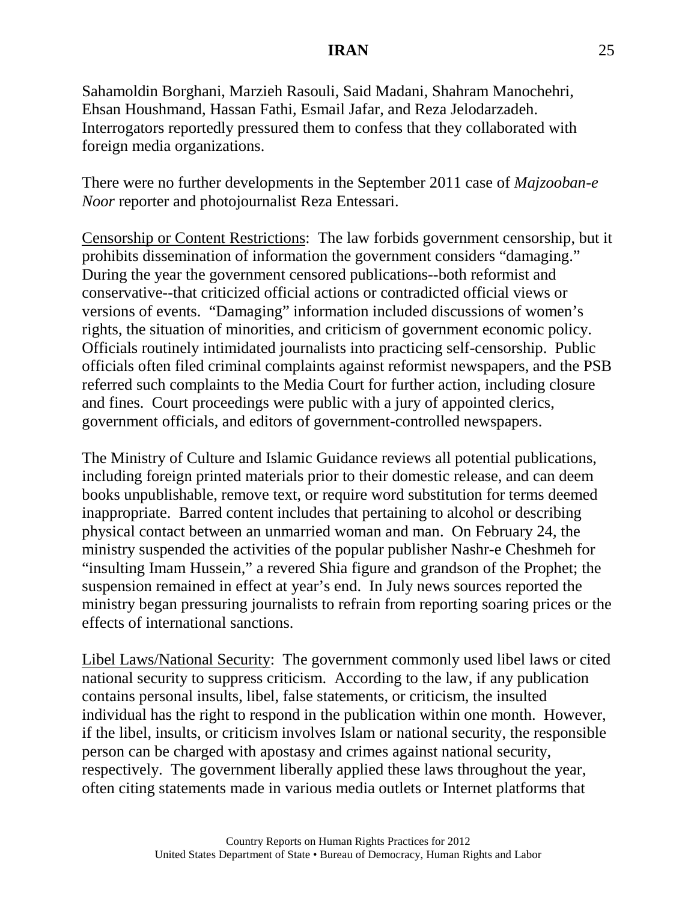Sahamoldin Borghani, Marzieh Rasouli, Said Madani, Shahram Manochehri, Ehsan Houshmand, Hassan Fathi, Esmail Jafar, and Reza Jelodarzadeh. Interrogators reportedly pressured them to confess that they collaborated with foreign media organizations.

There were no further developments in the September 2011 case of *Majzooban-e Noor* reporter and photojournalist Reza Entessari.

<u>Censorship or Content Restrictions</u>: The law forbids government censorship, but it prohibits dissemination of information the government considers "damaging." During the year the government censored publications--both reformist and conservative--that criticized official actions or contradicted official views or versions of events. "Damaging" information included discussions of women's rights, the situation of minorities, and criticism of government economic policy. Officials routinely intimidated journalists into practicing self-censorship. Public officials often filed criminal complaints against reformist newspapers, and the PSB referred such complaints to the Media Court for further action, including closure and fines. Court proceedings were public with a jury of appointed clerics, government officials, and editors of government-controlled newspapers.

The Ministry of Culture and Islamic Guidance reviews all potential publications, including foreign printed materials prior to their domestic release, and can deem books unpublishable, remove text, or require word substitution for terms deemed inappropriate. Barred content includes that pertaining to alcohol or describing physical contact between an unmarried woman and man. On February 24, the ministry suspended the activities of the popular publisher Nashr-e Cheshmeh for "insulting Imam Hussein," a revered Shia figure and grandson of the Prophet; the suspension remained in effect at year's end. In July news sources reported the ministry began pressuring journalists to refrain from reporting soaring prices or the effects of international sanctions.

<u>Libel Laws/National Security</u>: The government commonly used libel laws or cited national security to suppress criticism. According to the law, if any publication contains personal insults, libel, false statements, or criticism, the insulted individual has the right to respond in the publication within one month. However, if the libel, insults, or criticism involves Islam or national security, the responsible person can be charged with apostasy and crimes against national security, respectively. The government liberally applied these laws throughout the year, often citing statements made in various media outlets or Internet platforms that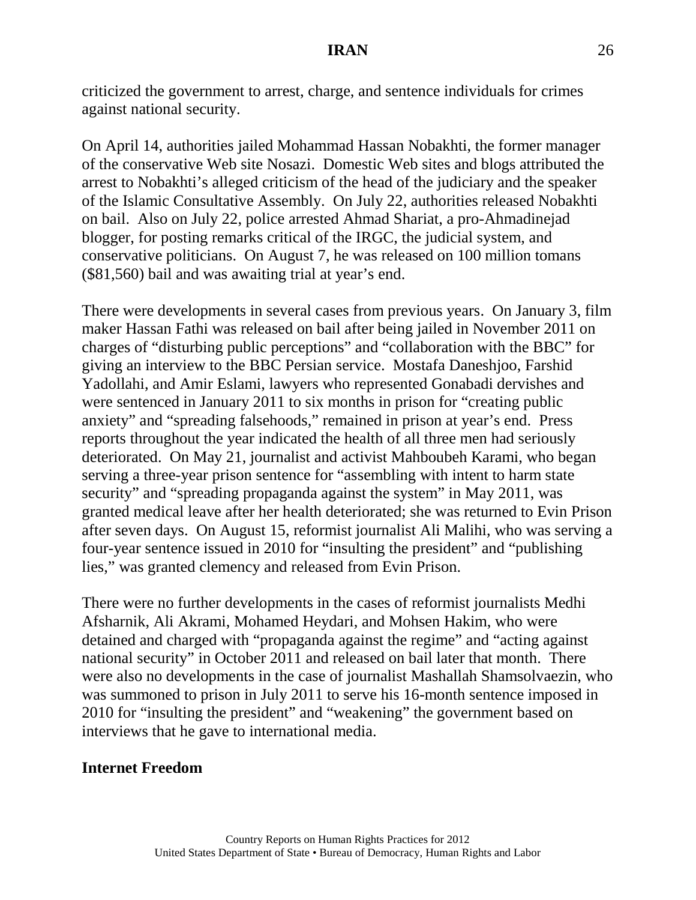criticized the government to arrest, charge, and sentence individuals for crimes against national security.

On April 14, authorities jailed Mohammad Hassan Nobakhti, the former manager of the conservative Web site Nosazi. Domestic Web sites and blogs attributed the arrest to Nobakhti's alleged criticism of the head of the judiciary and the speaker of the Islamic Consultative Assembly. On July 22, authorities released Nobakhti on bail. Also on July 22, police arrested Ahmad Shariat, a pro-Ahmadinejad blogger, for posting remarks critical of the IRGC, the judicial system, and conservative politicians. On August 7, he was released on 100 million tomans ($81,560) bail and was awaiting trial at year's end.

There were developments in several cases from previous years. On January 3, film maker Hassan Fathi was released on bail after being jailed in November 2011 on charges of "disturbing public perceptions" and "collaboration with the BBC" for giving an interview to the BBC Persian service. Mostafa Daneshjoo, Farshid Yadollahi, and Amir Eslami, lawyers who represented Gonabadi dervishes and were sentenced in January 2011 to six months in prison for "creating public anxiety" and "spreading falsehoods," remained in prison at year's end. Press reports throughout the year indicated the health of all three men had seriously deteriorated. On May 21, journalist and activist Mahboubeh Karami, who began serving a three-year prison sentence for "assembling with intent to harm state security" and "spreading propaganda against the system" in May 2011, was granted medical leave after her health deteriorated; she was returned to Evin Prison after seven days. On August 15, reformist journalist Ali Malihi, who was serving a four-year sentence issued in 2010 for "insulting the president" and "publishing lies," was granted clemency and released from Evin Prison.

There were no further developments in the cases of reformist journalists Medhi Afsharnik, Ali Akrami, Mohamed Heydari, and Mohsen Hakim, who were detained and charged with "propaganda against the regime" and "acting against national security" in October 2011 and released on bail later that month. There were also no developments in the case of journalist Mashallah Shamsolvaezin, who was summoned to prison in July 2011 to serve his 16-month sentence imposed in 2010 for "insulting the president" and "weakening" the government based on interviews that he gave to international media.

**Internet Freedom**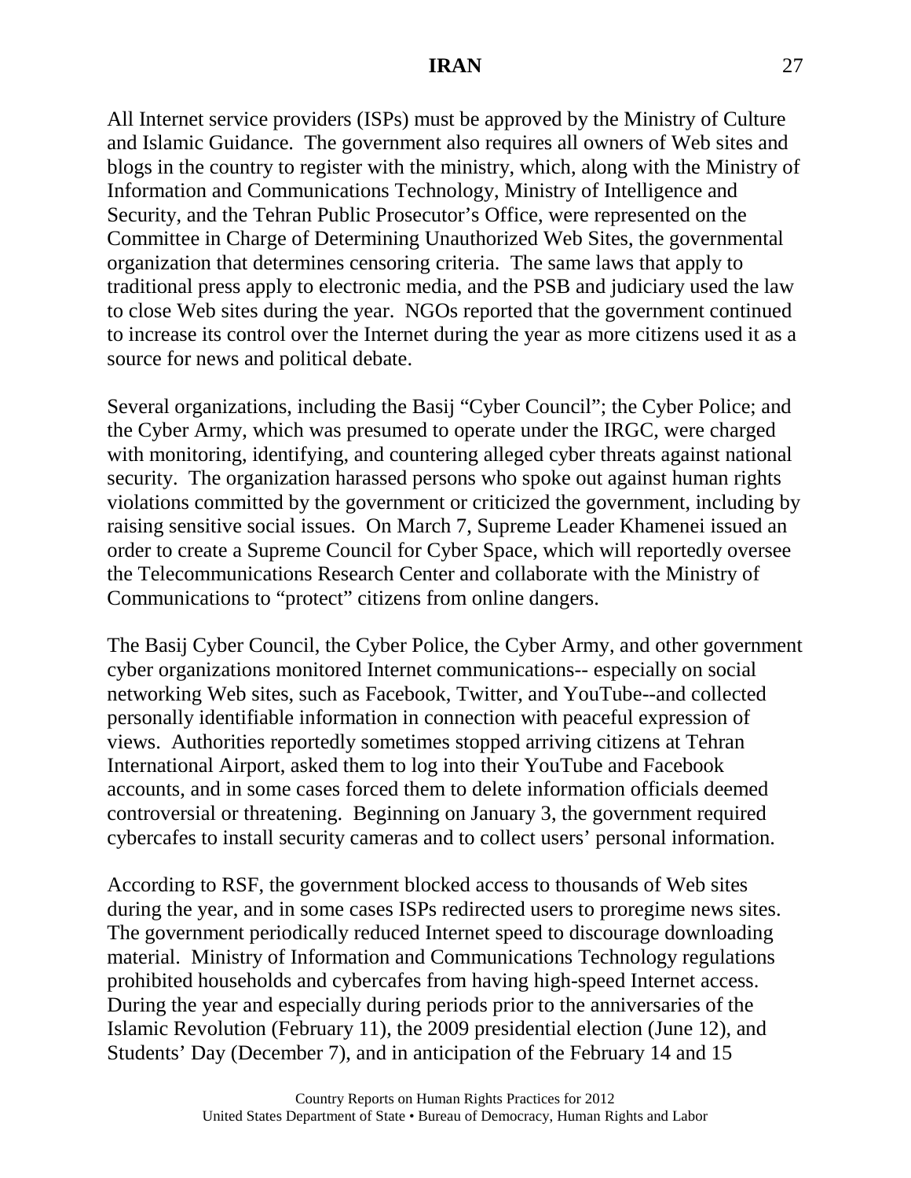All Internet service providers (ISPs) must be approved by the Ministry of Culture and Islamic Guidance. The government also requires all owners of Web sites and blogs in the country to register with the ministry, which, along with the Ministry of Information and Communications Technology, Ministry of Intelligence and Security, and the Tehran Public Prosecutor's Office, were represented on the Committee in Charge of Determining Unauthorized Web Sites, the governmental organization that determines censoring criteria. The same laws that apply to traditional press apply to electronic media, and the PSB and judiciary used the law to close Web sites during the year. NGOs reported that the government continued to increase its control over the Internet during the year as more citizens used it as a source for news and political debate.

Several organizations, including the Basij "Cyber Council"; the Cyber Police; and the Cyber Army, which was presumed to operate under the IRGC, were charged with monitoring, identifying, and countering alleged cyber threats against national security. The organization harassed persons who spoke out against human rights violations committed by the government or criticized the government, including by raising sensitive social issues. On March 7, Supreme Leader Khamenei issued an order to create a Supreme Council for Cyber Space, which will reportedly oversee the Telecommunications Research Center and collaborate with the Ministry of Communications to "protect" citizens from online dangers.

The Basij Cyber Council, the Cyber Police, the Cyber Army, and other government cyber organizations monitored Internet communications-- especially on social networking Web sites, such as Facebook, Twitter, and YouTube--and collected personally identifiable information in connection with peaceful expression of views. Authorities reportedly sometimes stopped arriving citizens at Tehran International Airport, asked them to log into their YouTube and Facebook accounts, and in some cases forced them to delete information officials deemed controversial or threatening. Beginning on January 3, the government required cybercafes to install security cameras and to collect users' personal information.

According to RSF, the government blocked access to thousands of Web sites during the year, and in some cases ISPs redirected users to proregime news sites. The government periodically reduced Internet speed to discourage downloading material. Ministry of Information and Communications Technology regulations prohibited households and cybercafes from having high-speed Internet access. During the year and especially during periods prior to the anniversaries of the Islamic Revolution (February 11), the 2009 presidential election (June 12), and Students' Day (December 7), and in anticipation of the February 14 and 15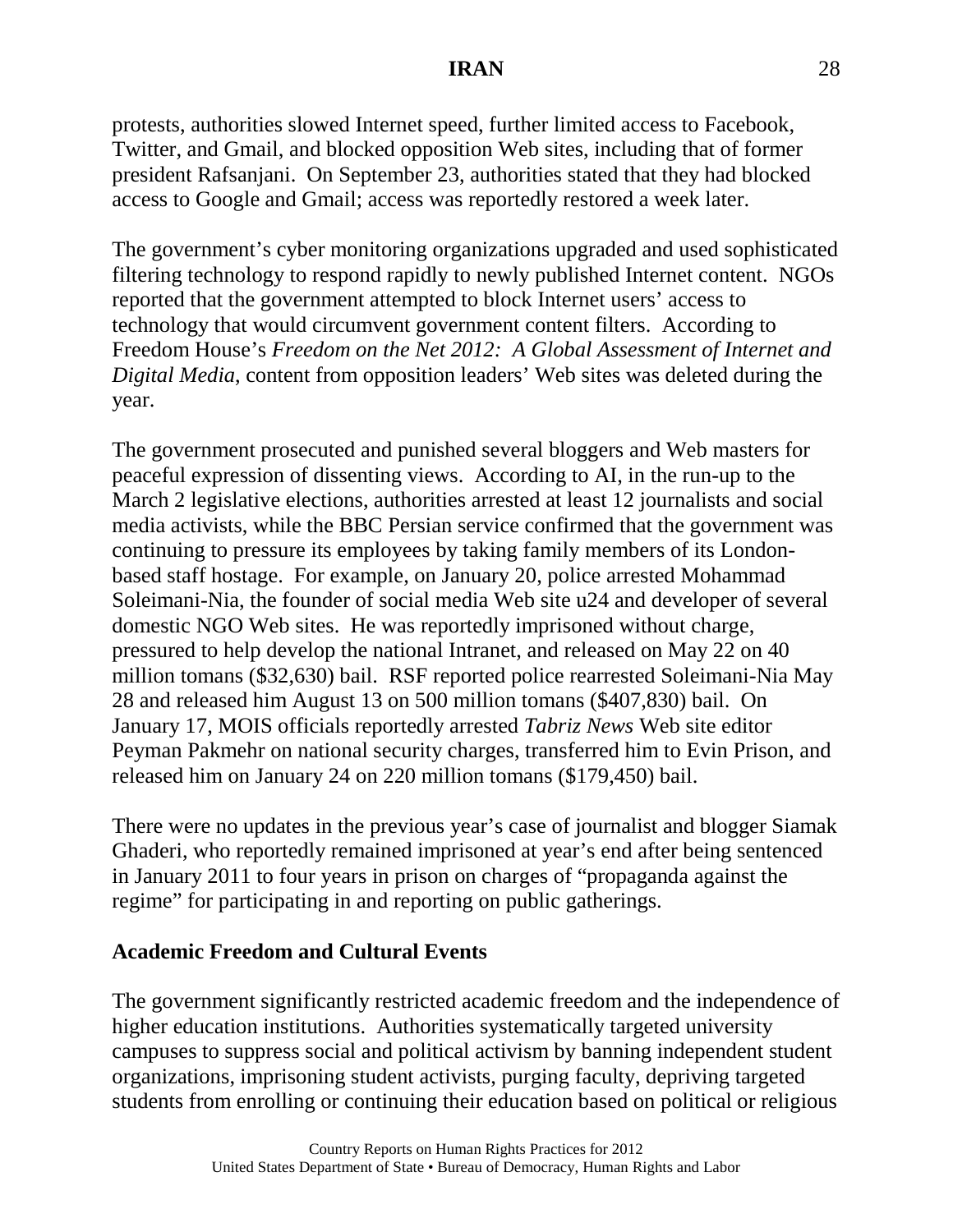protests, authorities slowed Internet speed, further limited access to Facebook, Twitter, and Gmail, and blocked opposition Web sites, including that of former president Rafsanjani. On September 23, authorities stated that they had blocked access to Google and Gmail; access was reportedly restored a week later.

The government's cyber monitoring organizations upgraded and used sophisticated filtering technology to respond rapidly to newly published Internet content. NGOs reported that the government attempted to block Internet users' access to technology that would circumvent government content filters. According to Freedom House's *Freedom on the Net 2012: A Global Assessment of Internet and Digital Media*, content from opposition leaders' Web sites was deleted during the year.

The government prosecuted and punished several bloggers and Web masters for peaceful expression of dissenting views. According to AI, in the run-up to the March 2 legislative elections, authorities arrested at least 12 journalists and social media activists, while the BBC Persian service confirmed that the government was continuing to pressure its employees by taking family members of its London-based staff hostage. For example, on January 20, police arrested Mohammad Soleimani-Nia, the founder of social media Web site u24 and developer of several domestic NGO Web sites. He was reportedly imprisoned without charge, pressured to help develop the national Intranet, and released on May 22 on 40 million tomans ($32,630) bail. RSF reported police rearrested Soleimani-Nia May 28 and released him August 13 on 500 million tomans ($407,830) bail. On January 17, MOIS officials reportedly arrested *Tabriz News* Web site editor Peyman Pakmehr on national security charges, transferred him to Evin Prison, and released him on January 24 on 220 million tomans ($179,450) bail.

There were no updates in the previous year's case of journalist and blogger Siamak Ghaderi, who reportedly remained imprisoned at year's end after being sentenced in January 2011 to four years in prison on charges of "propaganda against the regime" for participating in and reporting on public gatherings.

**Academic Freedom and Cultural Events**

The government significantly restricted academic freedom and the independence of higher education institutions. Authorities systematically targeted university campuses to suppress social and political activism by banning independent student organizations, imprisoning student activists, purging faculty, depriving targeted students from enrolling or continuing their education based on political or religious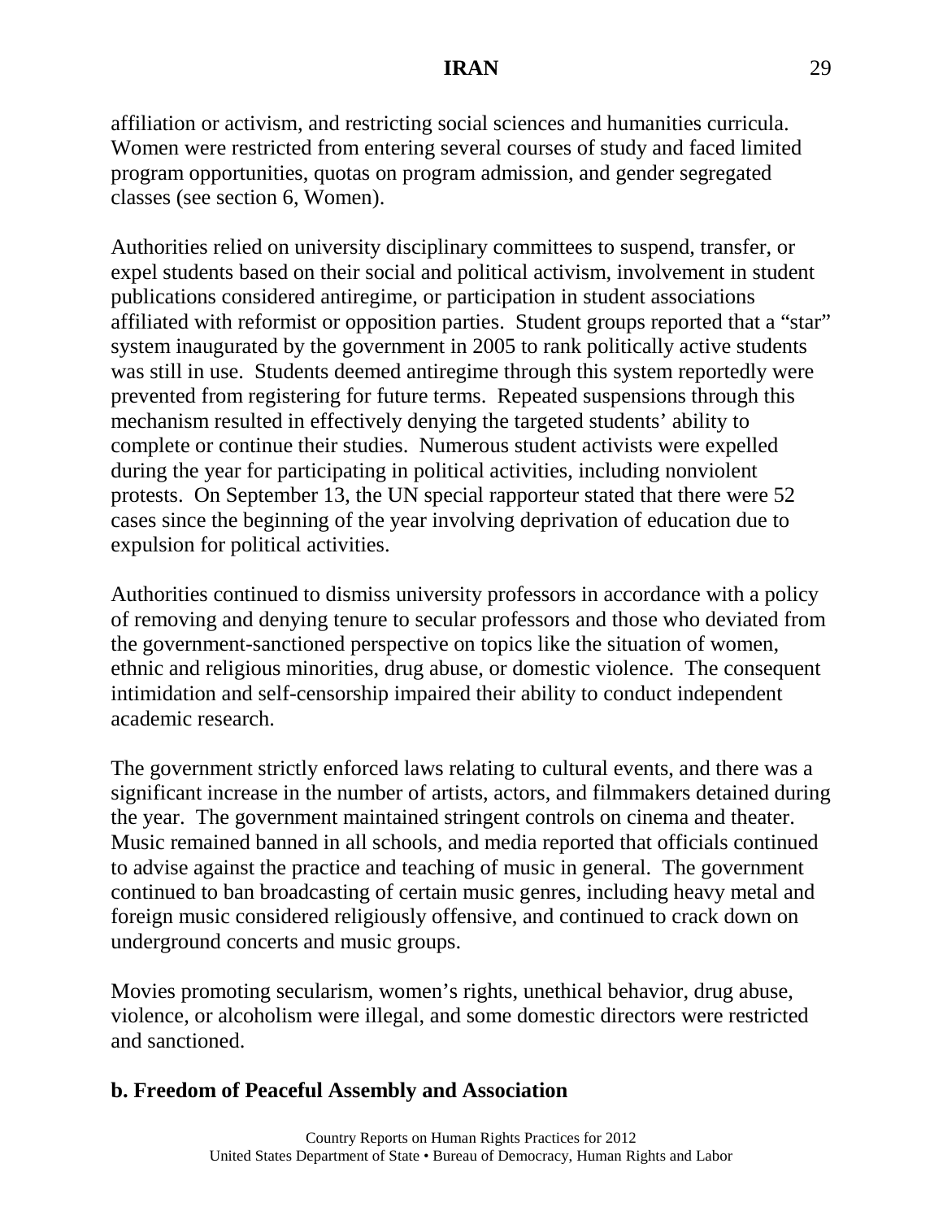affiliation or activism, and restricting social sciences and humanities curricula. Women were restricted from entering several courses of study and faced limited program opportunities, quotas on program admission, and gender segregated classes (see section 6, Women).

Authorities relied on university disciplinary committees to suspend, transfer, or expel students based on their social and political activism, involvement in student publications considered antiregime, or participation in student associations affiliated with reformist or opposition parties. Student groups reported that a "star" system inaugurated by the government in 2005 to rank politically active students was still in use. Students deemed antiregime through this system reportedly were prevented from registering for future terms. Repeated suspensions through this mechanism resulted in effectively denying the targeted students' ability to complete or continue their studies. Numerous student activists were expelled during the year for participating in political activities, including nonviolent protests. On September 13, the UN special rapporteur stated that there were 52 cases since the beginning of the year involving deprivation of education due to expulsion for political activities.

Authorities continued to dismiss university professors in accordance with a policy of removing and denying tenure to secular professors and those who deviated from the government-sanctioned perspective on topics like the situation of women, ethnic and religious minorities, drug abuse, or domestic violence. The consequent intimidation and self-censorship impaired their ability to conduct independent academic research.

The government strictly enforced laws relating to cultural events, and there was a significant increase in the number of artists, actors, and filmmakers detained during the year. The government maintained stringent controls on cinema and theater. Music remained banned in all schools, and media reported that officials continued to advise against the practice and teaching of music in general. The government continued to ban broadcasting of certain music genres, including heavy metal and foreign music considered religiously offensive, and continued to crack down on underground concerts and music groups.

Movies promoting secularism, women's rights, unethical behavior, drug abuse, violence, or alcoholism were illegal, and some domestic directors were restricted and sanctioned.

## b. Freedom of Peaceful Assembly and Association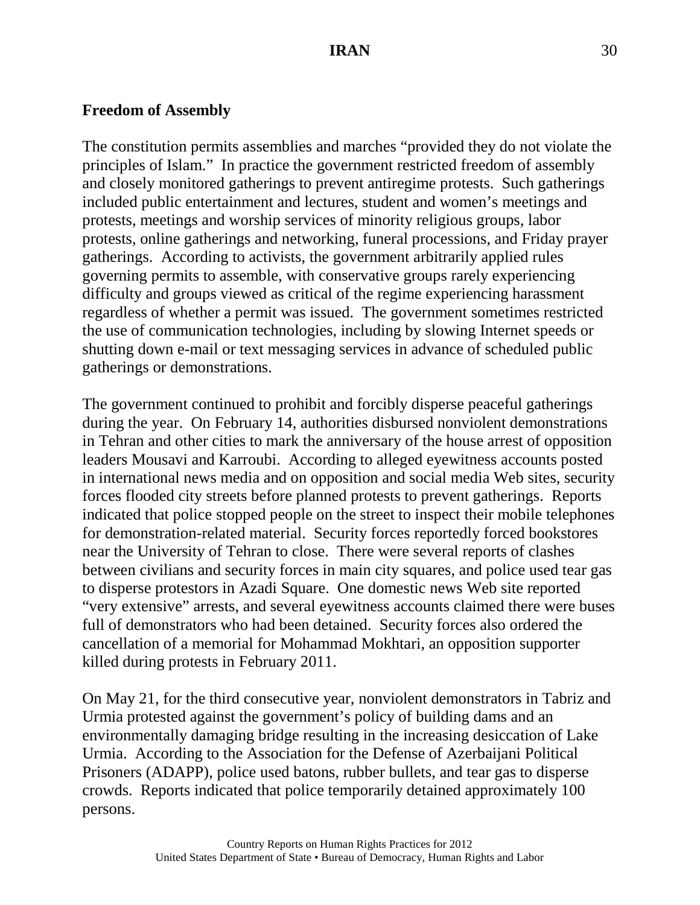**Freedom of Assembly**

The constitution permits assemblies and marches "provided they do not violate the principles of Islam." In practice the government restricted freedom of assembly and closely monitored gatherings to prevent antiregime protests. Such gatherings included public entertainment and lectures, student and women's meetings and protests, meetings and worship services of minority religious groups, labor protests, online gatherings and networking, funeral processions, and Friday prayer gatherings. According to activists, the government arbitrarily applied rules governing permits to assemble, with conservative groups rarely experiencing difficulty and groups viewed as critical of the regime experiencing harassment regardless of whether a permit was issued. The government sometimes restricted the use of communication technologies, including by slowing Internet speeds or shutting down e-mail or text messaging services in advance of scheduled public gatherings or demonstrations.

The government continued to prohibit and forcibly disperse peaceful gatherings during the year. On February 14, authorities disbursed nonviolent demonstrations in Tehran and other cities to mark the anniversary of the house arrest of opposition leaders Mousavi and Karroubi. According to alleged eyewitness accounts posted in international news media and on opposition and social media Web sites, security forces flooded city streets before planned protests to prevent gatherings. Reports indicated that police stopped people on the street to inspect their mobile telephones for demonstration-related material. Security forces reportedly forced bookstores near the University of Tehran to close. There were several reports of clashes between civilians and security forces in main city squares, and police used tear gas to disperse protestors in Azadi Square. One domestic news Web site reported "very extensive" arrests, and several eyewitness accounts claimed there were buses full of demonstrators who had been detained. Security forces also ordered the cancellation of a memorial for Mohammad Mokhtari, an opposition supporter killed during protests in February 2011.

On May 21, for the third consecutive year, nonviolent demonstrators in Tabriz and Urmia protested against the government's policy of building dams and an environmentally damaging bridge resulting in the increasing desiccation of Lake Urmia. According to the Association for the Defense of Azerbaijani Political Prisoners (ADAPP), police used batons, rubber bullets, and tear gas to disperse crowds. Reports indicated that police temporarily detained approximately 100 persons.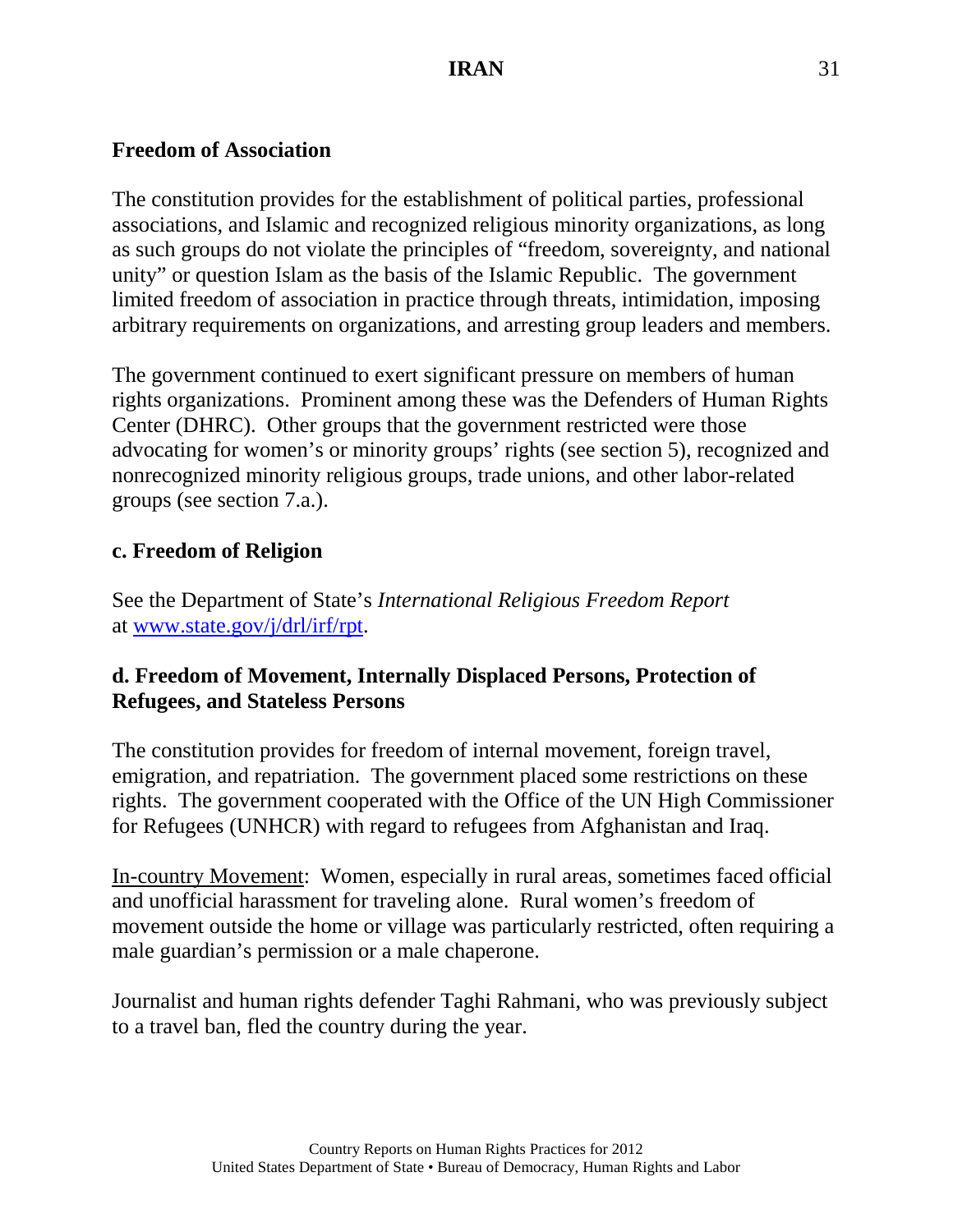**Freedom of Association**

The constitution provides for the establishment of political parties, professional associations, and Islamic and recognized religious minority organizations, as long as such groups do not violate the principles of "freedom, sovereignty, and national unity" or question Islam as the basis of the Islamic Republic. The government limited freedom of association in practice through threats, intimidation, imposing arbitrary requirements on organizations, and arresting group leaders and members.

The government continued to exert significant pressure on members of human rights organizations. Prominent among these was the Defenders of Human Rights Center (DHRC). Other groups that the government restricted were those advocating for women's or minority groups' rights (see section 5), recognized and nonrecognized minority religious groups, trade unions, and other labor-related groups (see section 7.a.).

## c. Freedom of Religion

See the Department of State's *International Religious Freedom Report* at [www.state.gov/j/drl/irf/rpt](http://www.state.gov/j/drl/irf/rpt).

## d. Freedom of Movement, Internally Displaced Persons, Protection of Refugees, and Stateless Persons

The constitution provides for freedom of internal movement, foreign travel, emigration, and repatriation. The government placed some restrictions on these rights. The government cooperated with the Office of the UN High Commissioner for Refugees (UNHCR) with regard to refugees from Afghanistan and Iraq.

In-country Movement: Women, especially in rural areas, sometimes faced official and unofficial harassment for traveling alone. Rural women's freedom of movement outside the home or village was particularly restricted, often requiring a male guardian's permission or a male chaperone.

Journalist and human rights defender Taghi Rahmani, who was previously subject to a travel ban, fled the country during the year.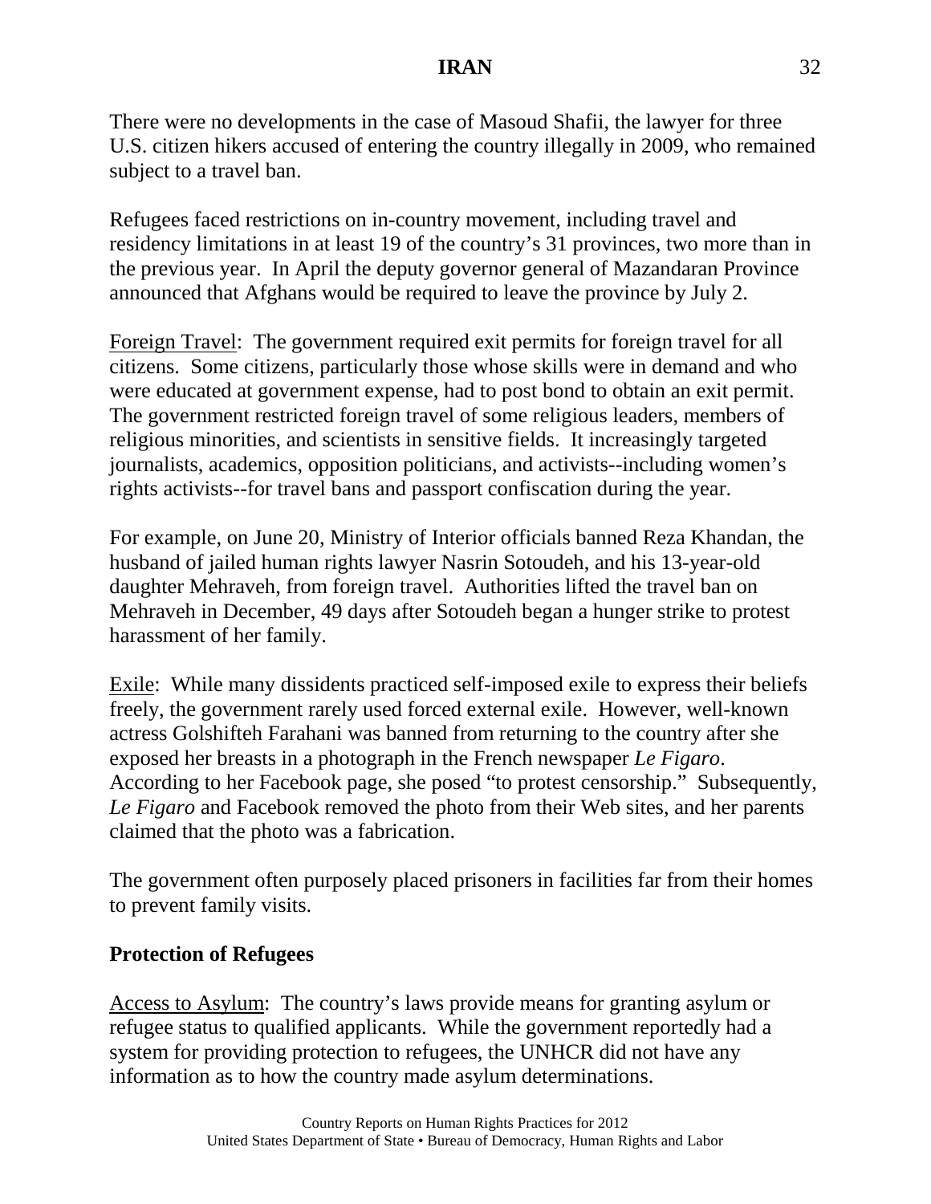There were no developments in the case of Masoud Shafii, the lawyer for three U.S. citizen hikers accused of entering the country illegally in 2009, who remained subject to a travel ban.

Refugees faced restrictions on in-country movement, including travel and residency limitations in at least 19 of the country's 31 provinces, two more than in the previous year. In April the deputy governor general of Mazandaran Province announced that Afghans would be required to leave the province by July 2.

Foreign Travel: The government required exit permits for foreign travel for all citizens. Some citizens, particularly those whose skills were in demand and who were educated at government expense, had to post bond to obtain an exit permit. The government restricted foreign travel of some religious leaders, members of religious minorities, and scientists in sensitive fields. It increasingly targeted journalists, academics, opposition politicians, and activists--including women's rights activists--for travel bans and passport confiscation during the year.

For example, on June 20, Ministry of Interior officials banned Reza Khandan, the husband of jailed human rights lawyer Nasrin Sotoudeh, and his 13-year-old daughter Mehraveh, from foreign travel. Authorities lifted the travel ban on Mehraveh in December, 49 days after Sotoudeh began a hunger strike to protest harassment of her family.

Exile: While many dissidents practiced self-imposed exile to express their beliefs freely, the government rarely used forced external exile. However, well-known actress Golshifteh Farahani was banned from returning to the country after she exposed her breasts in a photograph in the French newspaper *Le Figaro*. According to her Facebook page, she posed "to protest censorship." Subsequently, *Le Figaro* and Facebook removed the photo from their Web sites, and her parents claimed that the photo was a fabrication.

The government often purposely placed prisoners in facilities far from their homes to prevent family visits.

**Protection of Refugees**

Access to Asylum: The country's laws provide means for granting asylum or refugee status to qualified applicants. While the government reportedly had a system for providing protection to refugees, the UNHCR did not have any information as to how the country made asylum determinations.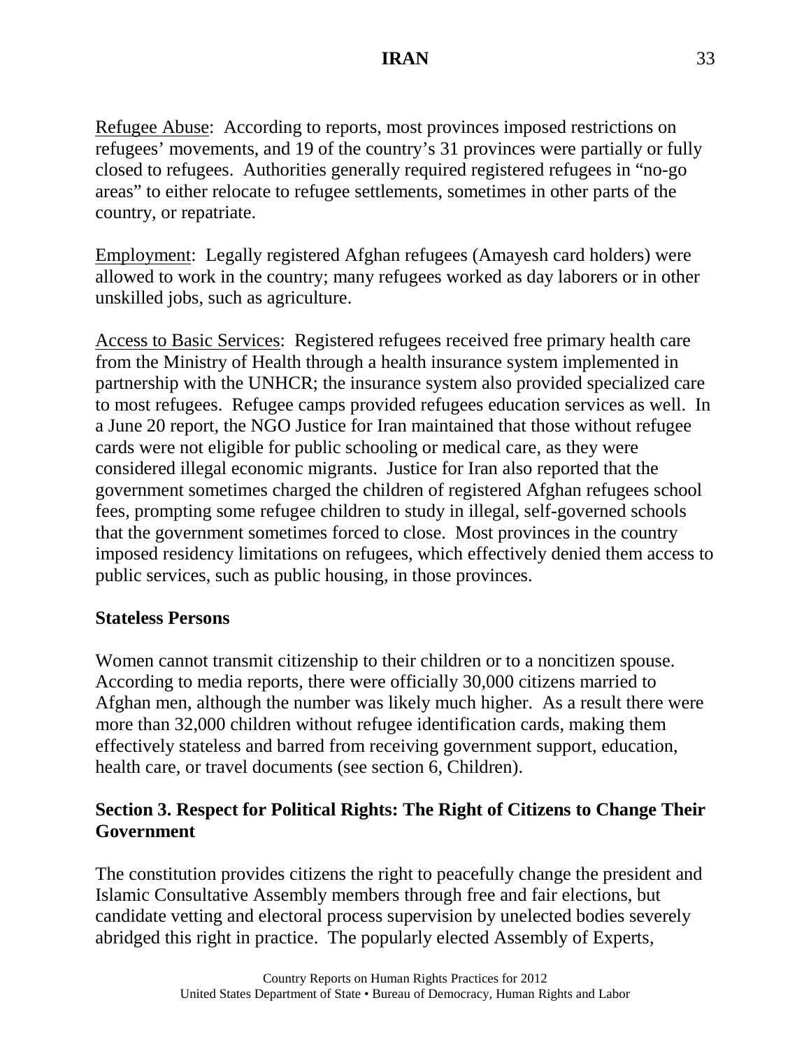Refugee Abuse: According to reports, most provinces imposed restrictions on refugees' movements, and 19 of the country's 31 provinces were partially or fully closed to refugees. Authorities generally required registered refugees in "no-go areas" to either relocate to refugee settlements, sometimes in other parts of the country, or repatriate.

Employment: Legally registered Afghan refugees (Amayesh card holders) were allowed to work in the country; many refugees worked as day laborers or in other unskilled jobs, such as agriculture.

Access to Basic Services: Registered refugees received free primary health care from the Ministry of Health through a health insurance system implemented in partnership with the UNHCR; the insurance system also provided specialized care to most refugees. Refugee camps provided refugees education services as well. In a June 20 report, the NGO Justice for Iran maintained that those without refugee cards were not eligible for public schooling or medical care, as they were considered illegal economic migrants. Justice for Iran also reported that the government sometimes charged the children of registered Afghan refugees school fees, prompting some refugee children to study in illegal, self-governed schools that the government sometimes forced to close. Most provinces in the country imposed residency limitations on refugees, which effectively denied them access to public services, such as public housing, in those provinces.

**Stateless Persons**

Women cannot transmit citizenship to their children or to a noncitizen spouse. According to media reports, there were officially 30,000 citizens married to Afghan men, although the number was likely much higher. As a result there were more than 32,000 children without refugee identification cards, making them effectively stateless and barred from receiving government support, education, health care, or travel documents (see section 6, Children).

## Section 3. Respect for Political Rights: The Right of Citizens to Change Their Government

The constitution provides citizens the right to peacefully change the president and Islamic Consultative Assembly members through free and fair elections, but candidate vetting and electoral process supervision by unelected bodies severely abridged this right in practice. The popularly elected Assembly of Experents,

Refugee Abuse: According to reports, most provinces imposed restrictions on refugees' movements, and 19 of the country's 31 provinces were partially or fully closed to refugees. Authorities generally required registered refugees in "no-go areas" to either relocate to refugee settlements, sometimes in other parts of the country, or repatriate.

Employment: Legally registered Afghan refugees (Amayesh card holders) were allowed to work in the country; many refugees worked as day laborers or in other unskilled jobs, such as agriculture.

Access to Basic Services: Registered refugees received free primary health care from the Ministry of Health through a health insurance system implemented in partnership with the UNHCR; the insurance system also provided specialized care to most refugees. Refugee camps provided refugees education services as well. In a June 20 report, the NGO Justice for Iran maintained that those without refugee cards were not eligible for public schooling or medical care, as they were considered illegal economic migrants. Justice for Iran also reported that the government sometimes charged the children of registered Afghan refugees school fees, prompting some refugee children to study in illegal, self-governed schools that the government sometimes forced to close. Most provinces in the country imposed residency limitations on refugees, which effectively denied them access to public services, such as public housing, in those provinces.

**Stateless Persons**

Women cannot transmit citizenship to their children or to a noncitizen spouse. According to media reports, there were officially 30,000 citizens married to Afghan men, although the number was likely much higher. As a result there were more than 32,000 children without refugee identification cards, making them effectively stateless and barred from receiving government support, education, health care, or travel documents (see section 6, Children).

## Section 3. Respect for Political Rights: The Right of Citizens to Change Their Government

The constitution provides citizens the right to peacefully change the president and Islamic Consultative Assembly members through free and fair elections, but candidate vetting and electoral process supervision by unelected bodies severely abridged this right in practice. The popularly elected Assembly of Experts,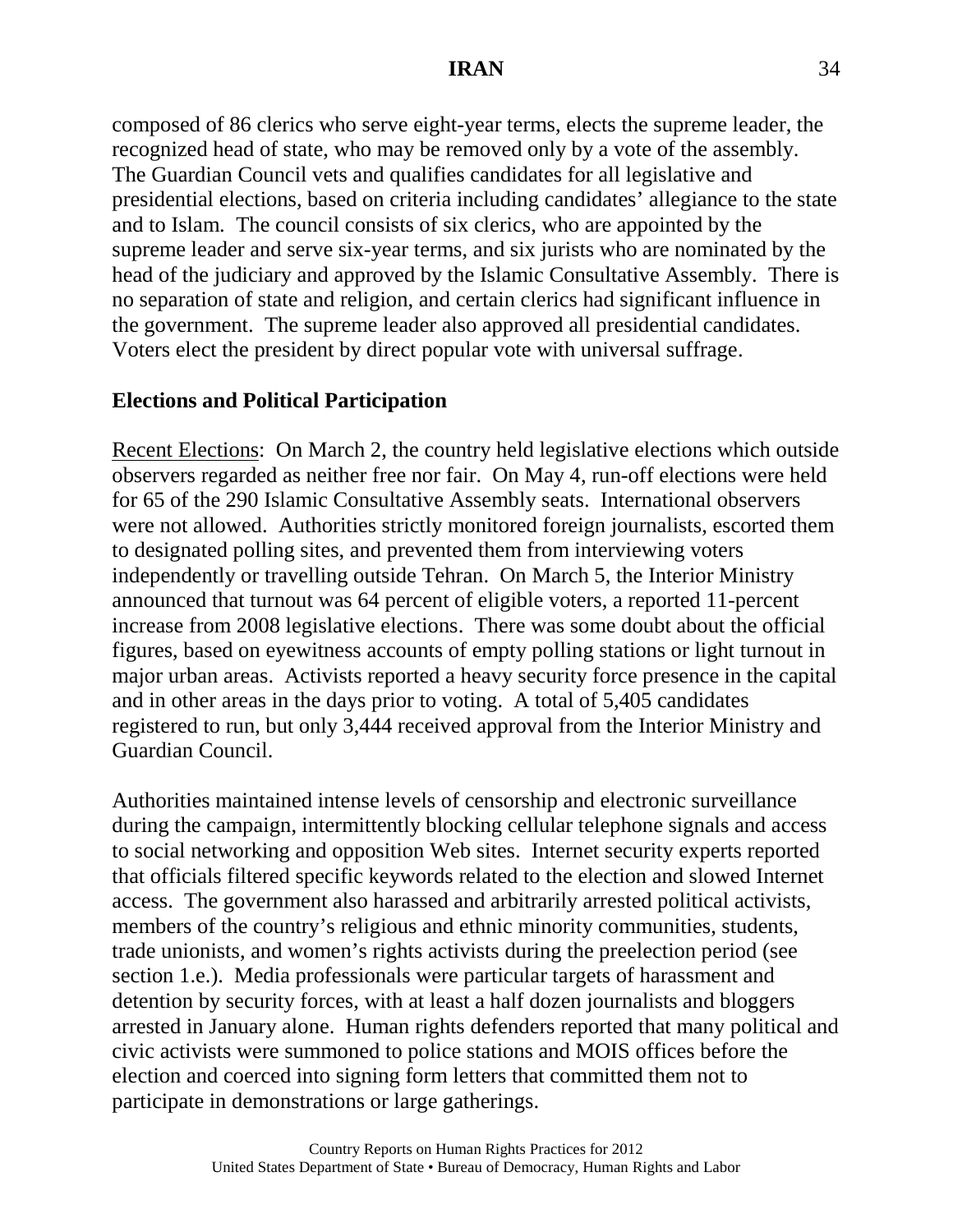composed of 86 clerics who serve eight-year terms, elects the supreme leader, the recognized head of state, who may be removed only by a vote of the assembly. The Guardian Council vets and qualifies candidates for all legislative and presidential elections, based on criteria including candidates' allegiance to the state and to Islam. The council consists of six clerics, who are appointed by the supreme leader and serve six-year terms, and six jurists who are nominated by the head of the judiciary and approved by the Islamic Consultative Assembly. There is no separation of state and religion, and certain clerics had significant influence in the government. The supreme leader also approved all presidential candidates. Voters elect the president by direct popular vote with universal suffrage.

**Elections and Political Participation**

Recent Elections: On March 2, the country held legislative elections which outside observers regarded as neither free nor fair. On May 4, run-off elections were held for 65 of the 290 Islamic Consultative Assembly seats. International observers were not allowed. Authorities strictly monitored foreign journalists, escorted them to designated polling sites, and prevented them from interviewing voters independently or travelling outside Tehran. On March 5, the Interior Ministry announced that turnout was 64 percent of eligible voters, a reported 11-percent increase from 2008 legislative elections. There was some doubt about the official figures, based on eyewitness accounts of empty polling stations or light turnout in major urban areas. Activists reported a heavy security force presence in the capital and in other areas in the days prior to voting. A total of 5,405 candidates registered to run, but only 3,444 received approval from the Interior Ministry and Guardian Council.

Authorities maintained intense levels of censorship and electronic surveillance during the campaign, intermittently blocking cellular telephone signals and access to social networking and opposition Web sites. Internet security experts reported that officials filtered specific keywords related to the election and slowed Internet access. The government also harassed and arbitrarily arrested political activists, members of the country's religious and ethnic minority communities, students, trade unionists, and women's rights activists during the preelection period (see section 1.e.). Media professionals were particular targets of harassment and detention by security forces, with at least a half dozen journalists and bloggers arrested in January alone. Human rights defenders reported that many political and civic activists were summoned to police stations and MOIS offices before the election and coerced into signing form letters that committed them not to participate in demonstrations or large gatherings.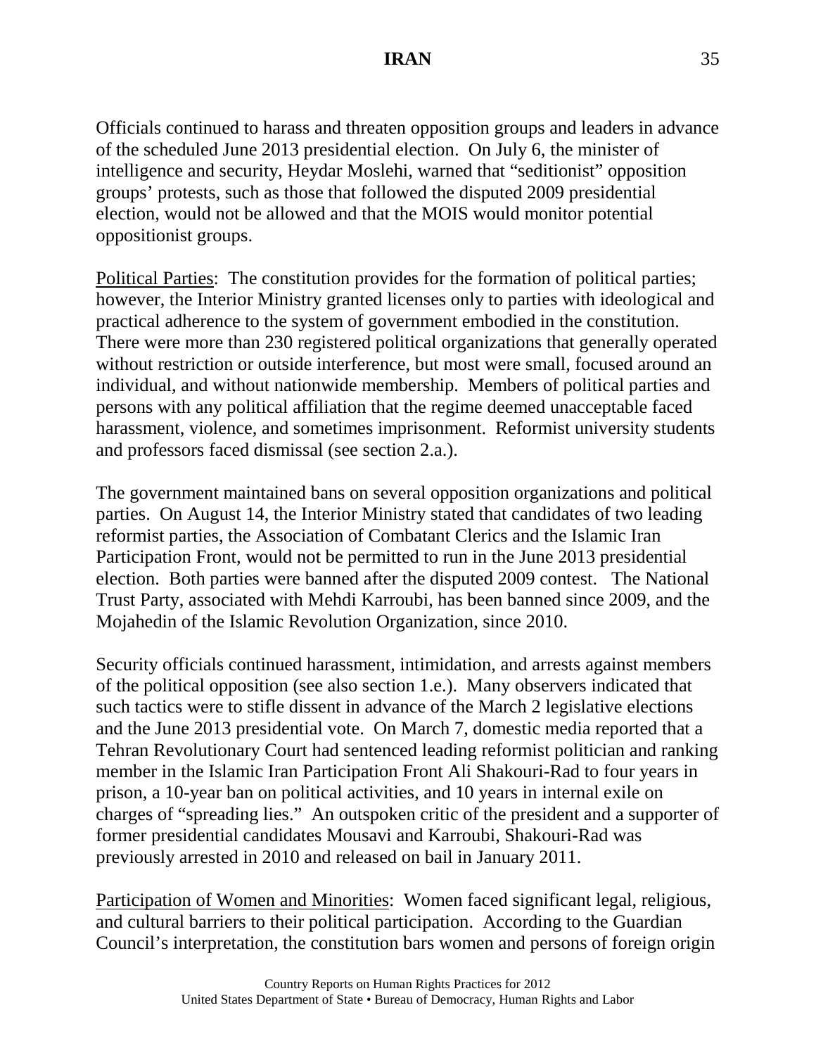Officials continued to harass and threaten opposition groups and leaders in advance of the scheduled June 2013 presidential election. On July 6, the minister of intelligence and security, Heydar Moslehi, warned that "seditionist" opposition groups' protests, such as those that followed the disputed 2009 presidential election, would not be allowed and that the MOIS would monitor potential oppositionist groups.

Political Parties: The constitution provides for the formation of political parties; however, the Interior Ministry granted licenses only to parties with ideological and practical adherence to the system of government embodied in the constitution. There were more than 230 registered political organizations that generally operated without restriction or outside interference, but most were small, focused around an individual, and without nationwide membership. Members of political parties and persons with any political affiliation that the regime deemed unacceptable faced harassment, violence, and sometimes imprisonment. Reformist university students and professors faced dismissal (see section 2.a.).

The government maintained bans on several opposition organizations and political parties. On August 14, the Interior Ministry stated that candidates of two leading reformist parties, the Association of Combatant Clerics and the Islamic Iran Participation Front, would not be permitted to run in the June 2013 presidential election. Both parties were banned after the disputed 2009 contest. The National Trust Party, associated with Mehdi Karroubi, has been banned since 2009, and the Mojahedin of the Islamic Revolution Organization, since 2010.

Security officials continued harassment, intimidation, and arrests against members of the political opposition (see also section 1.e.). Many observers indicated that such tactics were to stifle dissent in advance of the March 2 legislative elections and the June 2013 presidential vote. On March 7, domestic media reported that a Tehran Revolutionary Court had sentenced leading reformist politician and ranking member in the Islamic Iran Participation Front Ali Shakouri-Rad to four years in prison, a 10-year ban on political activities, and 10 years in internal exile on charges of "spreading lies." An outspoken critic of the president and a supporter of former presidential candidates Mousavi and Karroubi, Shakouri-Rad was previously arrested in 2010 and released on bail in January 2011.

Participation of Women and Minorities: Women faced significant legal, religious, and cultural barriers to their political participation. According to the Guardian Council's interpretation, the constitution bars women and persons of foreign origin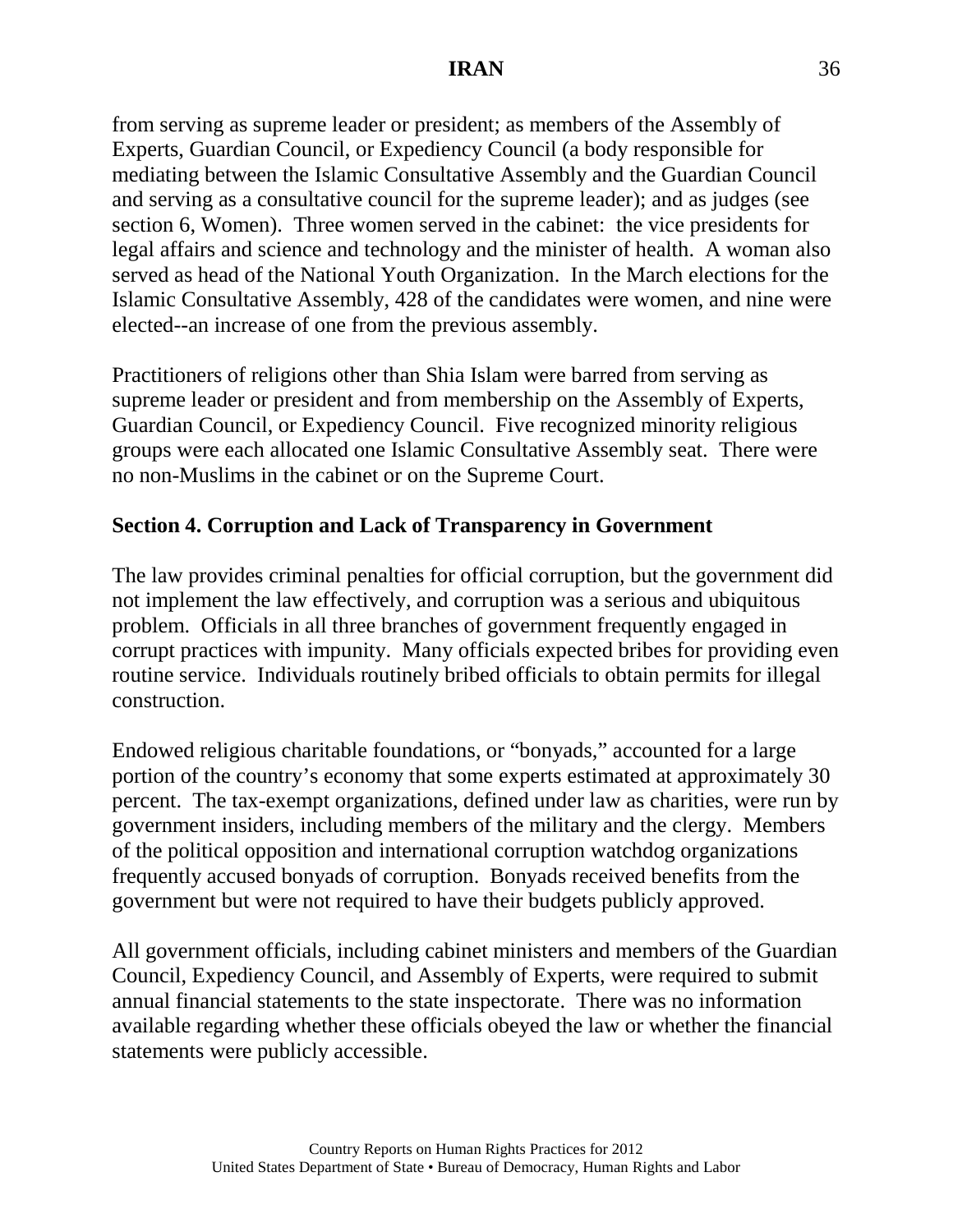from serving as supreme leader or president; as members of the Assembly of Experts, Guardian Council, or Expediency Council (a body responsible for mediating between the Islamic Consultative Assembly and the Guardian Council and serving as a consultative council for the supreme leader); and as judges (see section 6, Women). Three women served in the cabinet: the vice presidents for legal affairs and science and technology and the minister of health. A woman also served as head of the National Youth Organization. In the March elections for the Islamic Consultative Assembly, 428 of the candidates were women, and nine were elected--an increase of one from the previous assembly.

Practitioners of religions other than Shia Islam were barred from serving as supreme leader or president and from membership on the Assembly of Experts, Guardian Council, or Expediency Council. Five recognized minority religious groups were each allocated one Islamic Consultative Assembly seat. There were no non-Muslims in the cabinet or on the Supreme Court.

## Section 4. Corruption and Lack of Transparency in Government

The law provides criminal penalties for official corruption, but the government did not implement the law effectively, and corruption was a serious and ubiquitous problem. Officials in all three branches of government frequently engaged in corrupt practices with impunity. Many officials expected bribes for providing even routine service. Individuals routinely bribed officials to obtain permits for illegal construction.

Endowed religious charitable foundations, or “bonyads,” accounted for a large portion of the country’s economy that some experts estimated at approximately 30 percent. The tax-exempt organizations, defined under law as charities, were run by government insiders, including members of the military and the clergy. Members of the political opposition and international corruption watchdog organizations frequently accused bonyads of corruption. Bonyads received benefits from the government but were not required to have their budgets publicly approved.

All government officials, including cabinet ministers and members of the Guardian Council, Expediency Council, and Assembly of Experts, were required to submit annual financial statements to the state inspectorate. There was no information available regarding whether these officials obeyed the law or whether the financial statements were publicly accessible.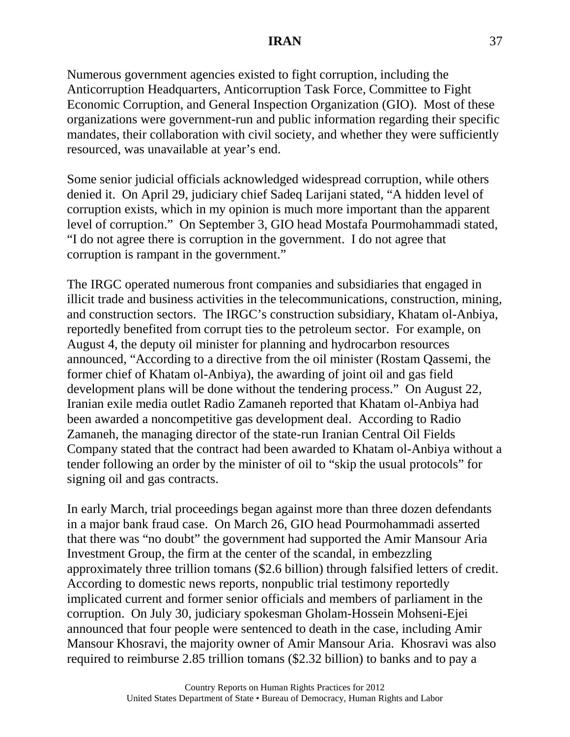Numerous government agencies existed to fight corruption, including the Anticorruption Headquarters, Anticorruption Task Force, Committee to Fight Economic Corruption, and General Inspection Organization (GIO). Most of these organizations were government-run and public information regarding their specific mandates, their collaboration with civil society, and whether they were sufficiently resourced, was unavailable at year's end.

Some senior judicial officials acknowledged widespread corruption, while others denied it. On April 29, judiciary chief Sadeq Larijani stated, "A hidden level of corruption exists, which in my opinion is much more important than the apparent level of corruption." On September 3, GIO head Mostafa Pourmohammadi stated, "I do not agree there is corruption in the government. I do not agree that corruption is rampant in the government."

The IRGC operated numerous front companies and subsidiaries that engaged in illicit trade and business activities in the telecommunications, construction, mining, and construction sectors. The IRGC's construction subsidiary, Khatam ol-Anbiya, reportedly benefited from corrupt ties to the petroleum sector. For example, on August 4, the deputy oil minister for planning and hydrocarbon resources announced, "According to a directive from the oil minister (Rostam Qassemi, the former chief of Khatam ol-Anbiya), the awarding of joint oil and gas field development plans will be done without the tendering process." On August 22, Iranian exile media outlet Radio Zamaneh reported that Khatam ol-Anbiya had been awarded a noncompetitive gas development deal. According to Radio Zamaneh, the managing director of the state-run Iranian Central Oil Fields Company stated that the contract had been awarded to Khatam ol-Anbiya without a tender following an order by the minister of oil to "skip the usual protocols" for signing oil and gas contracts.

In early March, trial proceedings began against more than three dozen defendants in a major bank fraud case. On March 26, GIO head Pourmohammadi asserted that there was "no doubt" the government had supported the Amir Mansour Aria Investment Group, the firm at the center of the scandal, in embezzling approximately three trillion tomans ($2.6 billion) through falsified letters of credit. According to domestic news reports, nonpublic trial testimony reportedly implicated current and former senior officials and members of parliament in the corruption. On July 30, judiciary spokesman Gholam-Hossein Mohseni-Ejei announced that four people were sentenced to death in the case, including Amir Mansour Khosravi, the majority owner of Amir Mansour Aria. Khosravi was also required to reimburse 2.85 trillion tomans ($2.32 billion) to banks and to pay a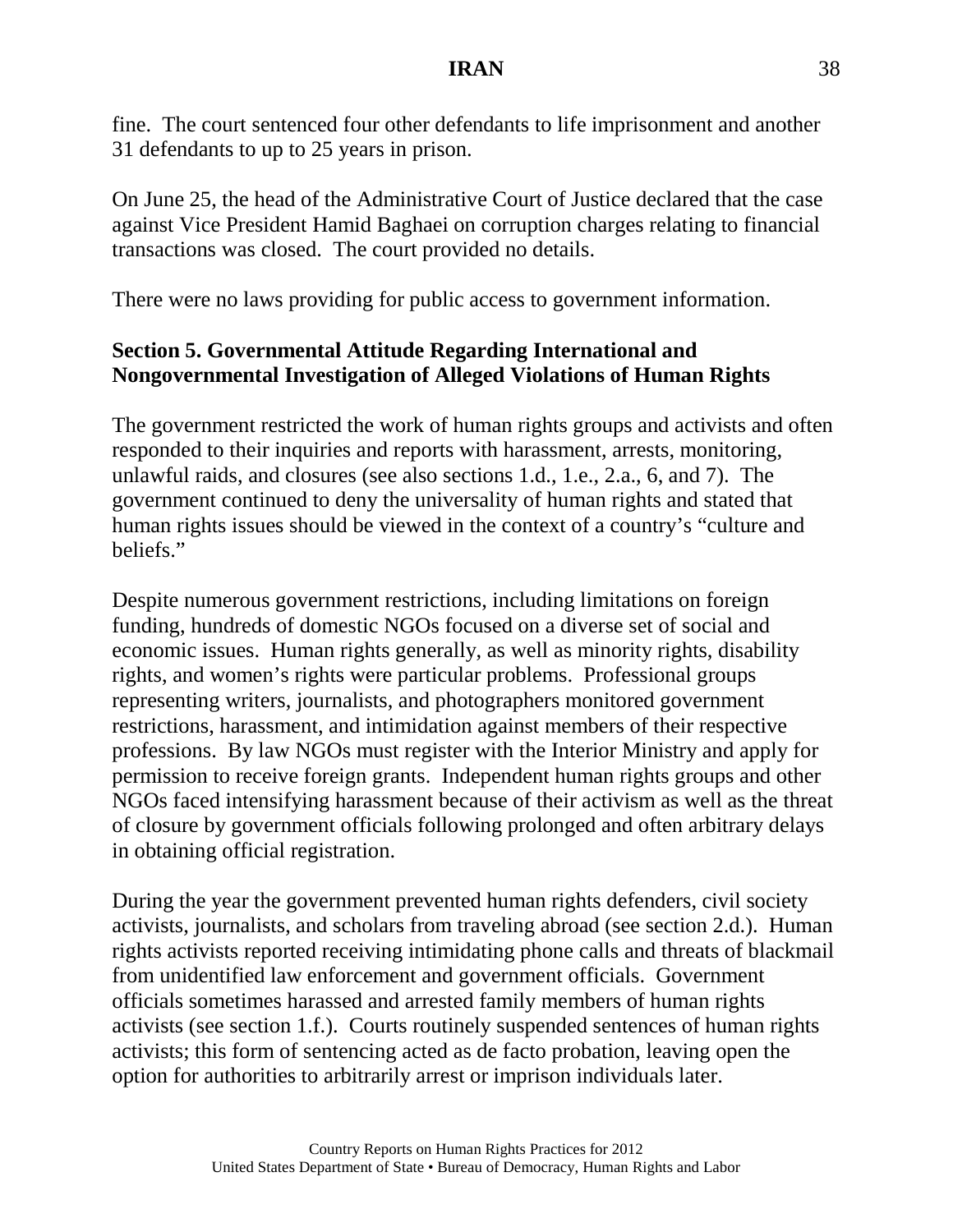fine. The court sentenced four other defendants to life imprisonment and another 31 defendants to up to 25 years in prison.

On June 25, the head of the Administrative Court of Justice declared that the case against Vice President Hamid Baghaei on corruption charges relating to financial transactions was closed. The court provided no details.

There were no laws providing for public access to government information.

**Section 5. Governmental Attitude Regarding International and Nongovernmental Investigation of Alleged Violations of Human Rights**

The government restricted the work of human rights groups and activists and often responded to their inquiries and reports with harassment, arrests, monitoring, unlawful raids, and closures (see also sections 1.d., 1.e., 2.a., 6, and 7). The government continued to deny the universality of human rights and stated that human rights issues should be viewed in the context of a country's "culture and beliefs."

Despite numerous government restrictions, including limitations on foreign funding, hundreds of domestic NGOs focused on a diverse set of social and economic issues. Human rights generally, as well as minority rights, disability rights, and women's rights were particular problems. Professional groups representing writers, journalists, and photographers monitored government restrictions, harassment, and intimidation against members of their respective professions. By law NGOs must register with the Interior Ministry and apply for permission to receive foreign grants. Independent human rights groups and other NGOs faced intensifying harassment because of their activism as well as the threat of closure by government officials following prolonged and often arbitrary delays in obtaining official registration.

During the year the government prevented human rights defenders, civil society activists, journalists, and scholars from traveling abroad (see section 2.d.). Human rights activists reported receiving intimidating phone calls and threats of blackmail from unidentified law enforcement and government officials. Government officials sometimes harassed and arrested family members of human rights activists (see section 1.f.). Courts routinely suspended sentences of human rights activists; this form of sentencing acted as de facto probation, leaving open the option for authorities to arbitrarily arrest or imprison individuals later.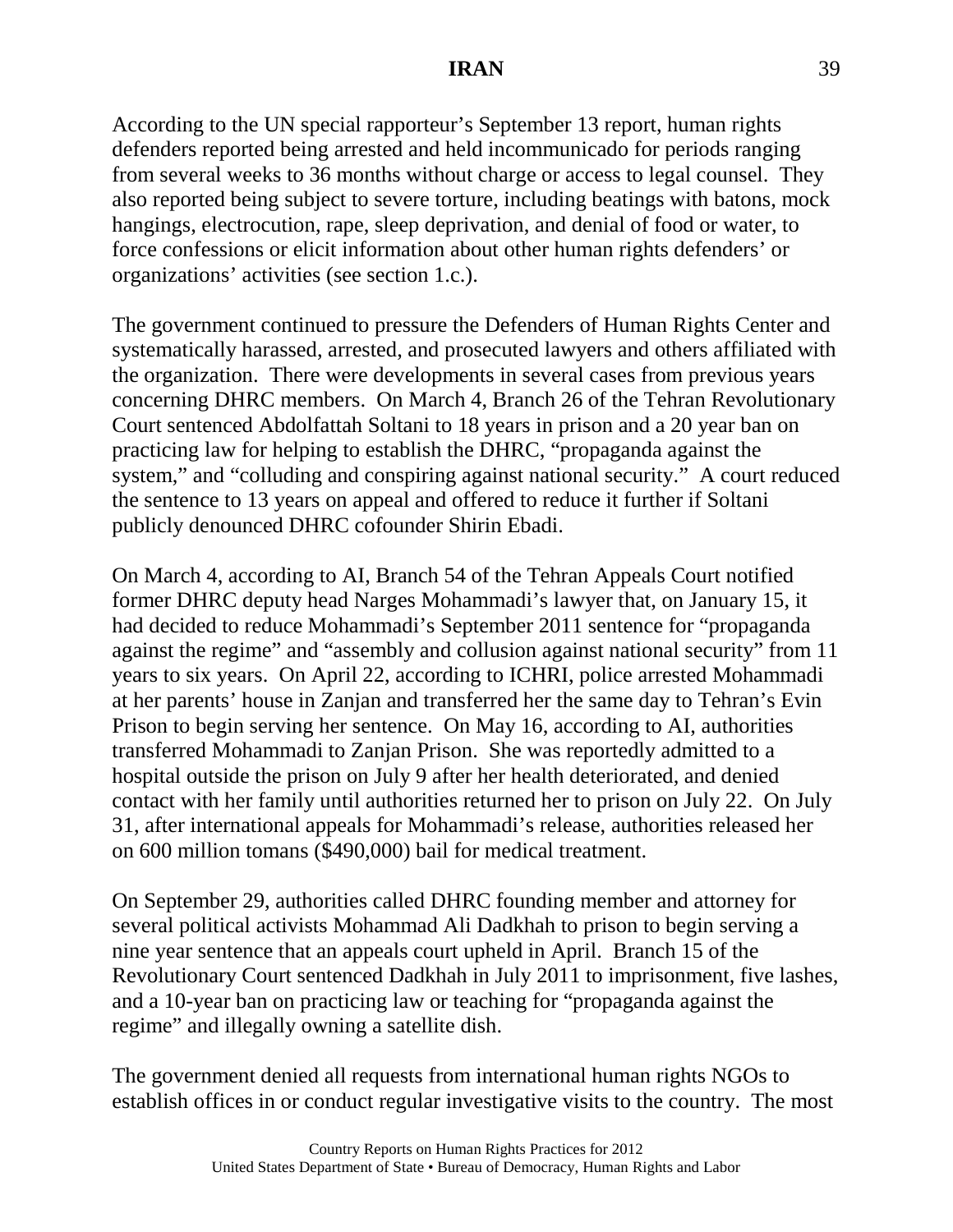According to the UN special rapporteur’s September 13 report, human rights defenders reported being arrested and held incommunicado for periods ranging from several weeks to 36 months without charge or access to legal counsel. They also reported being subject to severe torture, including beatings with batons, mock hangings, electrocution, rape, sleep deprivation, and denial of food or water, to force confessions or elicit information about other human rights defenders’ or organizations’ activities (see section 1.c.).

The government continued to pressure the Defenders of Human Rights Center and systematically harassed, arrested, and prosecuted lawyers and others affiliated with the organization. There were developments in several cases from previous years concerning DHRC members. On March 4, Branch 26 of the Tehran Revolutionary Court sentenced Abdolfattah Soltani to 18 years in prison and a 20 year ban on practicing law for helping to establish the DHRC, “propaganda against the system,” and “colluding and conspiring against national security.” A court reduced the sentence to 13 years on appeal and offered to reduce it further if Soltani publicly denounced DHRC cofounder Shirin Ebadi.

On March 4, according to AI, Branch 54 of the Tehran Appeals Court notified former DHRC deputy head Narges Mohammadi’s lawyer that, on January 15, it had decided to reduce Mohammadi’s September 2011 sentence for “propaganda against the regime” and “assembly and collusion against national security” from 11 years to six years. On April 22, according to ICHRI, police arrested Mohammadi at her parents’ house in Zanjan and transferred her the same day to Tehran’s Evin Prison to begin serving her sentence. On May 16, according to AI, authorities transferred Mohammadi to Zanjan Prison. She was reportedly admitted to a hospital outside the prison on July 9 after her health deteriorated, and denied contact with her family until authorities returned her to prison on July 22. On July 31, after international appeals for Mohammadi’s release, authorities released her on 600 million tomans ($490,000) bail for medical treatment.

On September 29, authorities called DHRC founding member and attorney for several political activists Mohammad Ali Dadkhah to prison to begin serving a nine year sentence that an appeals court upheld in April. Branch 15 of the Revolutionary Court sentenced Dadkhah in July 2011 to imprisonment, five lashes, and a 10-year ban on practicing law or teaching for “propaganda against the regime” and illegally owning a satellite dish.

The government denied all requests from international human rights NGOs to establish offices in or conduct regular investigative visits to the country. The most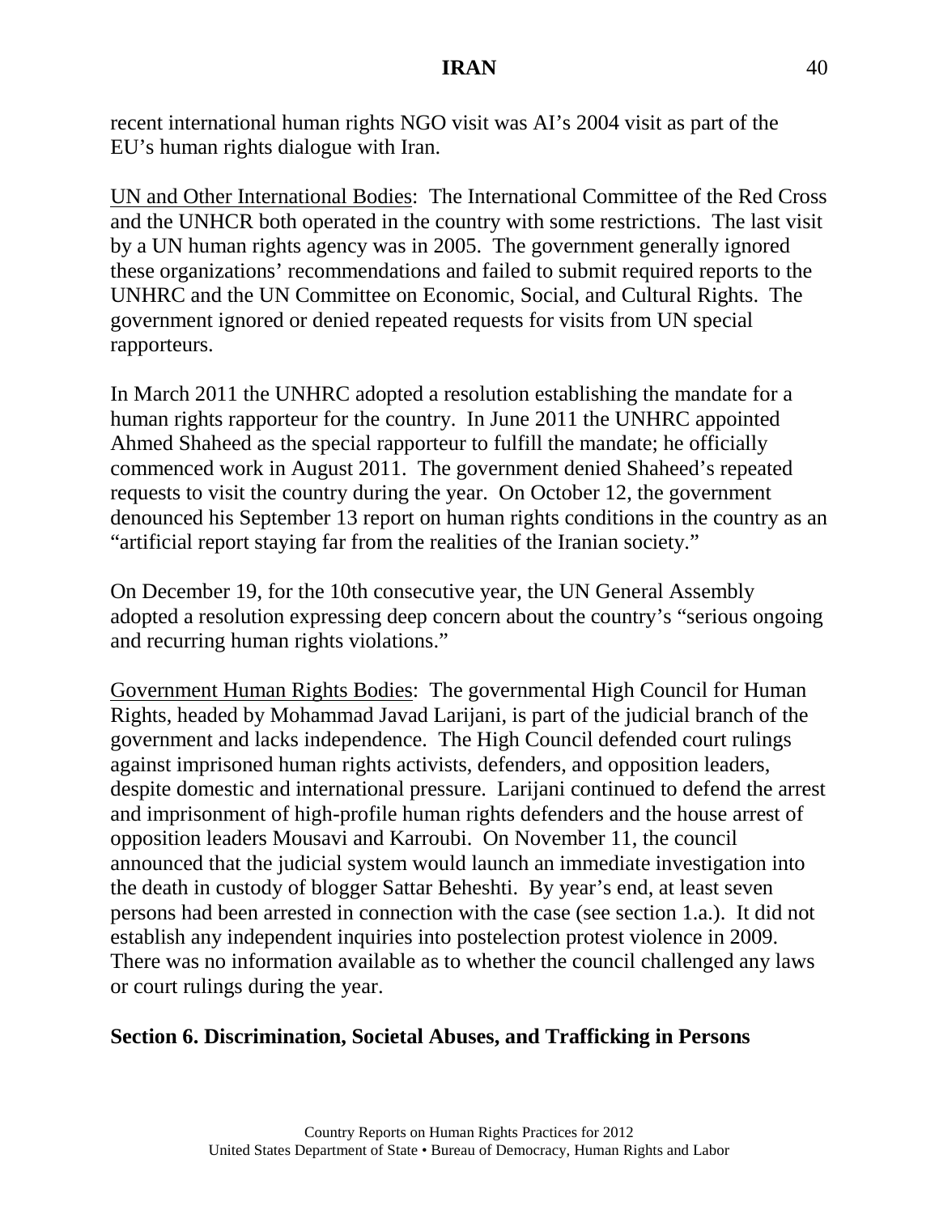recent international human rights NGO visit was AI's 2004 visit as part of the EU's human rights dialogue with Iran.

UN and Other International Bodies: The International Committee of the Red Cross and the UNHCR both operated in the country with some restrictions. The last visit by a UN human rights agency was in 2005. The government generally ignored these organizations' recommendations and failed to submit required reports to the UNHRC and the UN Committee on Economic, Social, and Cultural Rights. The government ignored or denied repeated requests for visits from UN special rapporteurs.

In March 2011 the UNHRC adopted a resolution establishing the mandate for a human rights rapporteur for the country. In June 2011 the UNHRC appointed Ahmed Shaheed as the special rapporteur to fulfill the mandate; he officially commenced work in August 2011. The government denied Shaheed's repeated requests to visit the country during the year. On October 12, the government denounced his September 13 report on human rights conditions in the country as an "artificial report staying far from the realities of the Iranian society."

On December 19, for the 10th consecutive year, the UN General Assembly adopted a resolution expressing deep concern about the country's "serious ongoing and recurring human rights violations."

Government Human Rights Bodies: The governmental High Council for Human Rights, headed by Mohammad Javad Larijani, is part of the judicial branch of the government and lacks independence. The High Council defended court rulings against imprisoned human rights activists, defenders, and opposition leaders, despite domestic and international pressure. Larijani continued to defend the arrest and imprisonment of high-profile human rights defenders and the house arrest of opposition leaders Mousavi and Karroubi. On November 11, the council announced that the judicial system would launch an immediate investigation into the death in custody of blogger Sattar Beheshti. By year's end, at least seven persons had been arrested in connection with the case (see section 1.a.). It did not establish any independent inquiries into postelection protest violence in 2009. There was no information available as to whether the council challenged any laws or court rulings during the year.

## Section 6. Discrimination, Societal Abuses, and Trafficking in Persons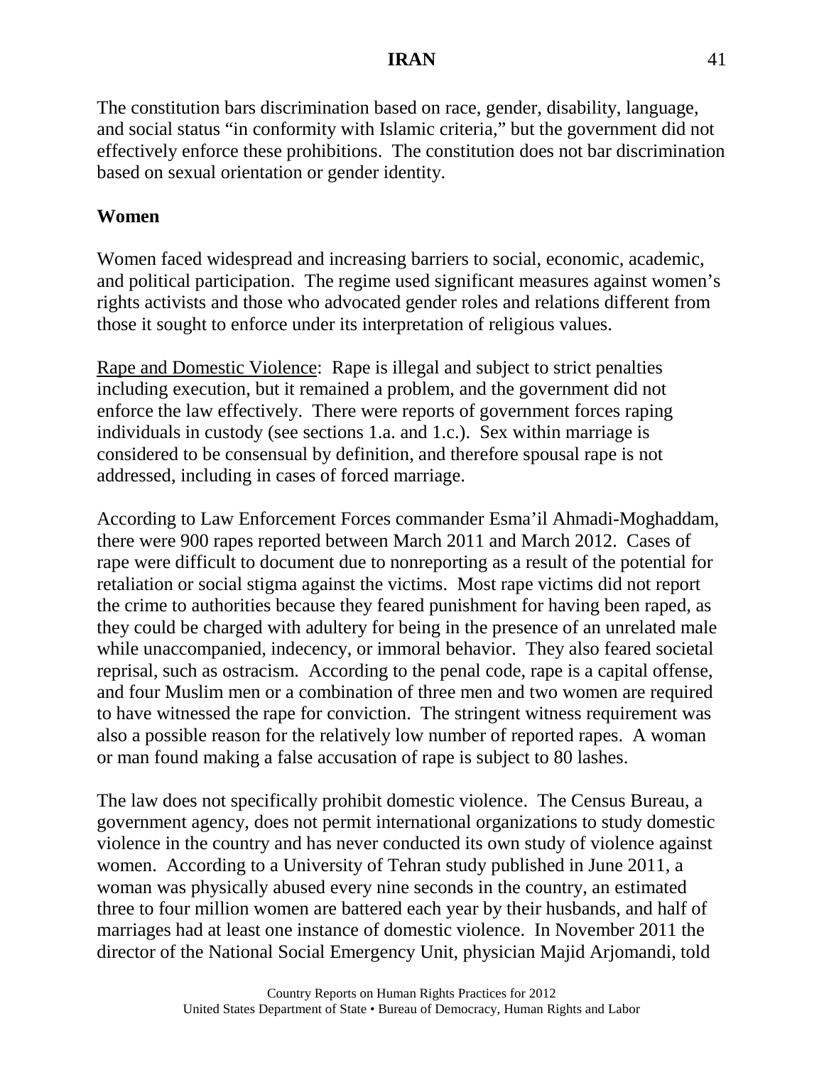The constitution bars discrimination based on race, gender, disability, language, and social status "in conformity with Islamic criteria," but the government did not effectively enforce these prohibitions. The constitution does not bar discrimination based on sexual orientation or gender identity.

**Women**

Women faced widespread and increasing barriers to social, economic, academic, and political participation. The regime used significant measures against women's rights activists and those who advocated gender roles and relations different from those it sought to enforce under its interpretation of religious values.

Rape and Domestic Violence: Rape is illegal and subject to strict penalties including execution, but it remained a problem, and the government did not enforce the law effectively. There were reports of government forces raping individuals in custody (see sections 1.a. and 1.c.). Sex within marriage is considered to be consensual by definition, and therefore spousal rape is not addressed, including in cases of forced marriage.

According to Law Enforcement Forces commander Esma'il Ahmadi-Moghaddam, there were 900 rapes reported between March 2011 and March 2012. Cases of rape were difficult to document due to nonreporting as a result of the potential for retaliation or social stigma against the victims. Most rape victims did not report the crime to authorities because they feared punishment for having been raped, as they could be charged with adultery for being in the presence of an unrelated male while unaccompanied, indecency, or immoral behavior. They also feared societal reprisal, such as ostracism. According to the penal code, rape is a capital offense, and four Muslim men or a combination of three men and two women are required to have witnessed the rape for conviction. The stringent witness requirement was also a possible reason for the relatively low number of reported rapes. A woman or man found making a false accusation of rape is subject to 80 lashes.

The law does not specifically prohibit domestic violence. The Census Bureau, a government agency, does not permit international organizations to study domestic violence in the country and has never conducted its own study of violence against women. According to a University of Tehran study published in June 2011, a woman was physically abused every nine seconds in the country, an estimated three to four million women are battered each year by their husbands, and half of marriages had at least one instance of domestic violence. In November 2011 the director of the National Social Emergency Unit, physician Majid Arjomandi, told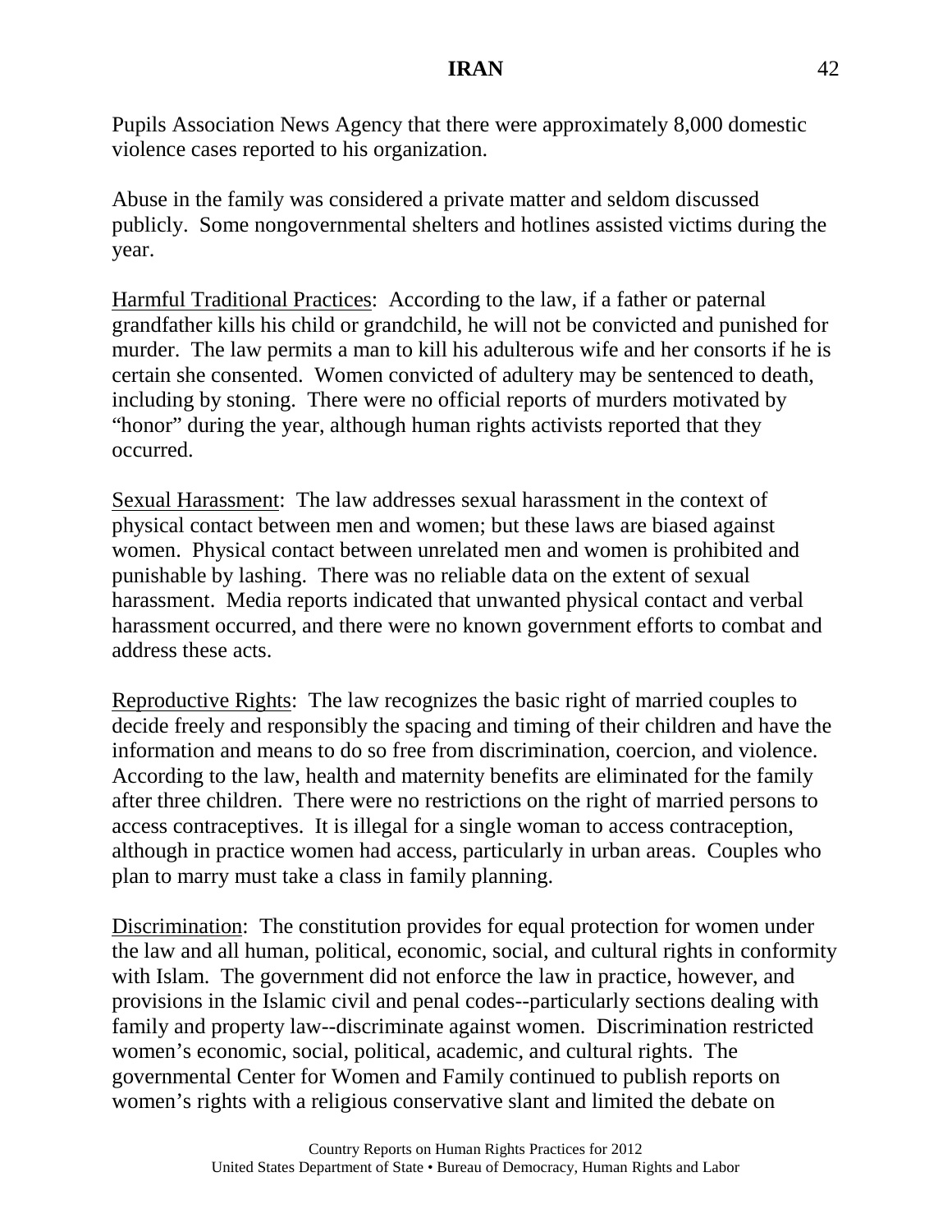Pupils Association News Agency that there were approximately 8,000 domestic violence cases reported to his organization.

Abuse in the family was considered a private matter and seldom discussed publicly. Some nongovernmental shelters and hotlines assisted victims during the year.

<u>Harmful Traditional Practices</u>: According to the law, if a father or paternal grandfather kills his child or grandchild, he will not be convicted and punished for murder. The law permits a man to kill his adulterous wife and her consorts if he is certain she consented. Women convicted of adultery may be sentenced to death, including by stoning. There were no official reports of murders motivated by "honor" during the year, although human rights activists reported that they occurred.

<u>Sexual Harassment</u>: The law addresses sexual harassment in the context of physical contact between men and women; but these laws are biased against women. Physical contact between unrelated men and women is prohibited and punishable by lashing. There was no reliable data on the extent of sexual harassment. Media reports indicated that unwanted physical contact and verbal harassment occurred, and there were no known government efforts to combat and address these acts.

<u>Reproductive Rights</u>: The law recognizes the basic right of married couples to decide freely and responsibly the spacing and timing of their children and have the information and means to do so free from discrimination, coercion, and violence. According to the law, health and maternity benefits are eliminated for the family after three children. There were no restrictions on the right of married persons to access contraceptives. It is illegal for a single woman to access contraception, although in practice women had access, particularly in urban areas. Couples who plan to marry must take a class in family planning.

<u>Discrimination</u>: The constitution provides for equal protection for women under the law and all human, political, economic, social, and cultural rights in conformity with Islam. The government did not enforce the law in practice, however, and provisions in the Islamic civil and penal codes--particularly sections dealing with family and property law--discriminate against women. Discrimination restricted women's economic, social, political, academic, and cultural rights. The governmental Center for Women and Family continued to publish reports on women's rights with a religious conservative slant and limited the debate on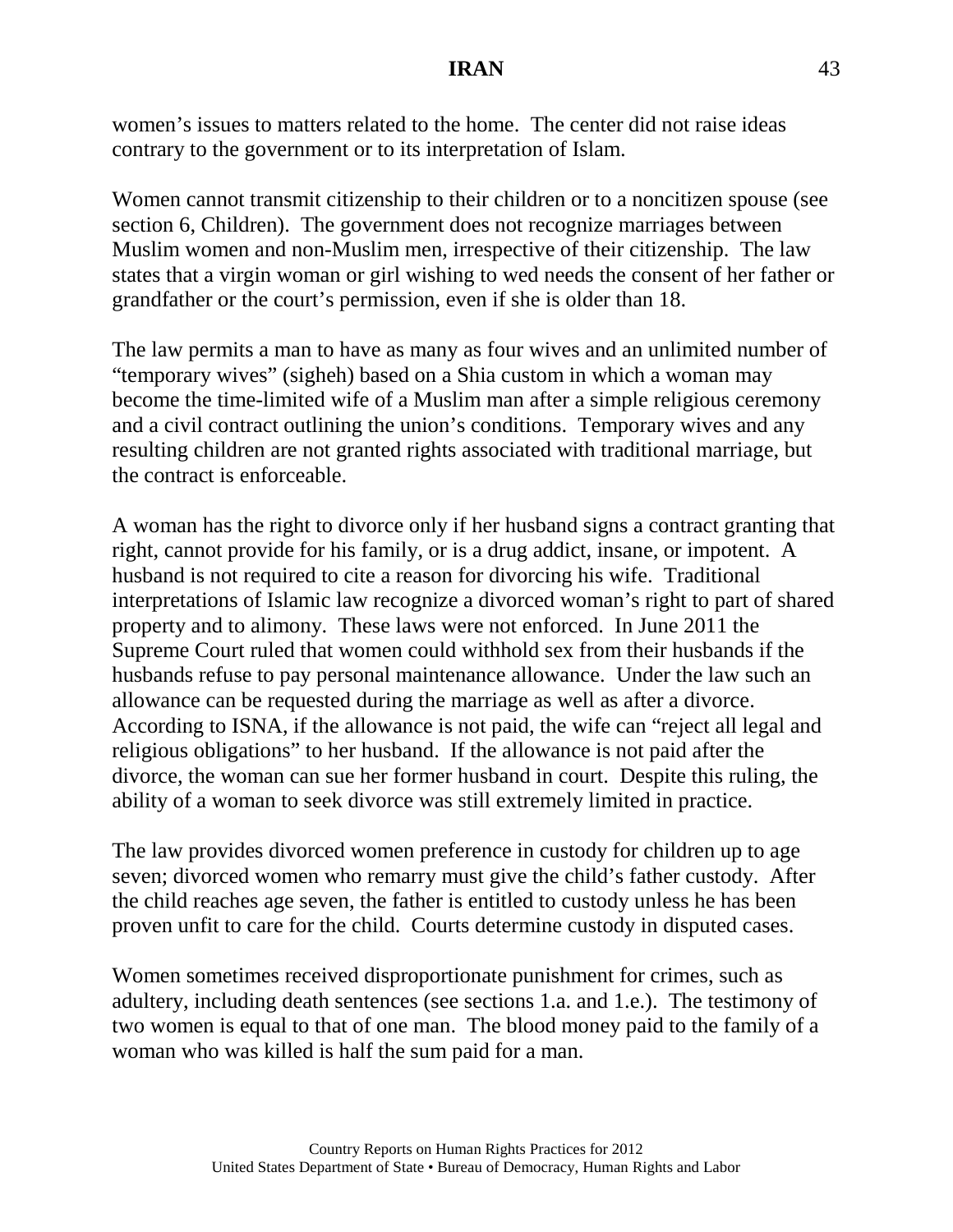women's issues to matters related to the home. The center did not raise ideas contrary to the government or to its interpretation of Islam.

Women cannot transmit citizenship to their children or to a noncitizen spouse (see section 6, Children). The government does not recognize marriages between Muslim women and non-Muslim men, irrespective of their citizenship. The law states that a virgin woman or girl wishing to wed needs the consent of her father or grandfather or the court's permission, even if she is older than 18.

The law permits a man to have as many as four wives and an unlimited number of "temporary wives" (sigheh) based on a Shia custom in which a woman may become the time-limited wife of a Muslim man after a simple religious ceremony and a civil contract outlining the union's conditions. Temporary wives and any resulting children are not granted rights associated with traditional marriage, but the contract is enforceable.

A woman has the right to divorce only if her husband signs a contract granting that right, cannot provide for his family, or is a drug addict, insane, or impotent. A husband is not required to cite a reason for divorcing his wife. Traditional interpretations of Islamic law recognize a divorced woman's right to part of shared property and to alimony. These laws were not enforced. In June 2011 the Supreme Court ruled that women could withhold sex from their husbands if the husbands refuse to pay personal maintenance allowance. Under the law such an allowance can be requested during the marriage as well as after a divorce. According to ISNA, if the allowance is not paid, the wife can "reject all legal and religious obligations" to her husband. If the allowance is not paid after the divorce, the woman can sue her former husband in court. Despite this ruling, the ability of a woman to seek divorce was still extremely limited in practice.

The law provides divorced women preference in custody for children up to age seven; divorced women who remarry must give the child's father custody. After the child reaches age seven, the father is entitled to custody unless he has been proven unfit to care for the child. Courts determine custody in disputed cases.

Women sometimes received disproportionate punishment for crimes, such as adultery, including death sentences (see sections 1.a. and 1.e.). The testimony of two women is equal to that of one man. The blood money paid to the family of a woman who was killed is half the sum paid for a man.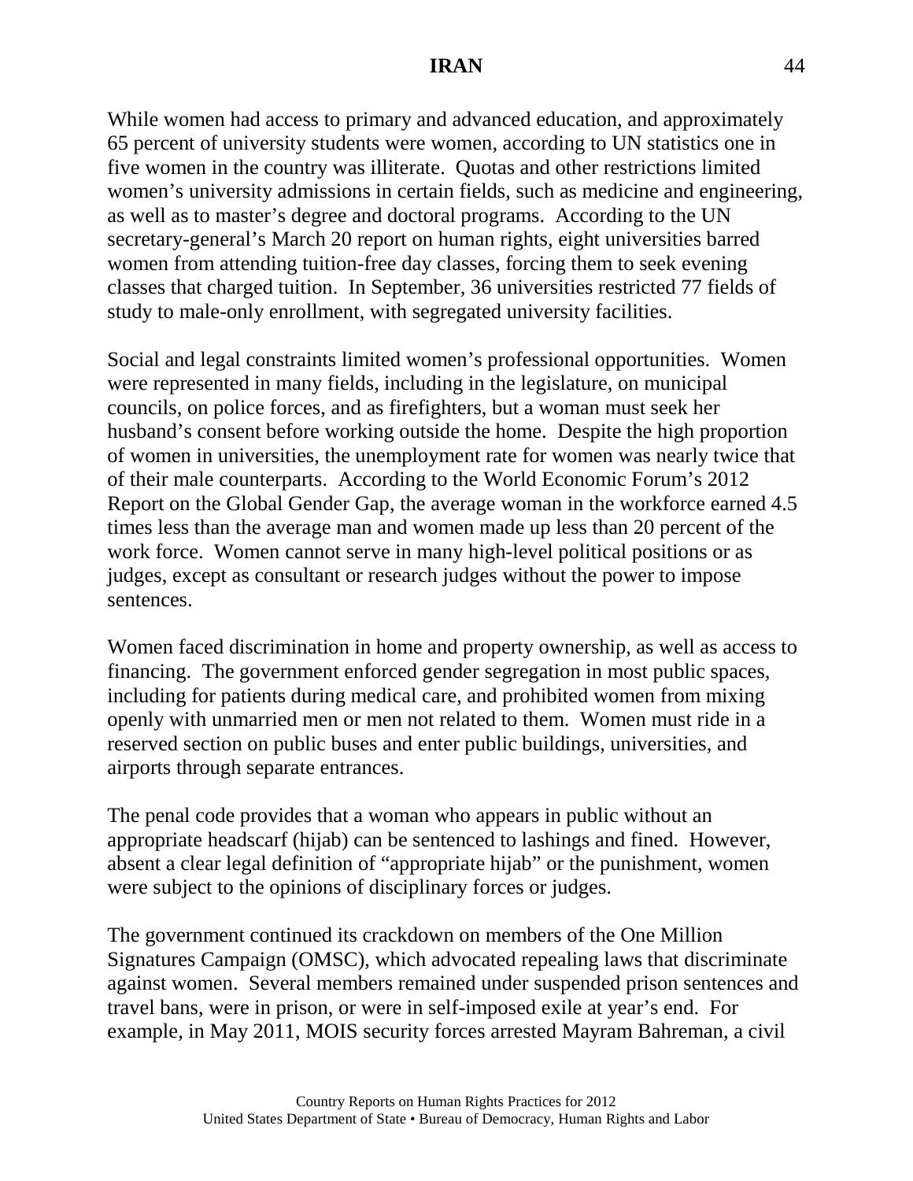While women had access to primary and advanced education, and approximately 65 percent of university students were women, according to UN statistics one in five women in the country was illiterate. Quotas and other restrictions limited women's university admissions in certain fields, such as medicine and engineering, as well as to master's degree and doctoral programs. According to the UN secretary-general's March 20 report on human rights, eight universities barred women from attending tuition-free day classes, forcing them to seek evening classes that charged tuition. In September, 36 universities restricted 77 fields of study to male-only enrollment, with segregated university facilities.

Social and legal constraints limited women's professional opportunities. Women were represented in many fields, including in the legislature, on municipal councils, on police forces, and as firefighters, but a woman must seek her husband's consent before working outside the home. Despite the high proportion of women in universities, the unemployment rate for women was nearly twice that of their male counterparts. According to the World Economic Forum's 2012 Report on the Global Gender Gap, the average woman in the workforce earned 4.5 times less than the average man and women made up less than 20 percent of the work force. Women cannot serve in many high-level political positions or as judges, except as consultant or research judges without the power to impose sentences.

Women faced discrimination in home and property ownership, as well as access to financing. The government enforced gender segregation in most public spaces, including for patients during medical care, and prohibited women from mixing openly with unmarried men or men not related to them. Women must ride in a reserved section on public buses and enter public buildings, universities, and airports through separate entrances.

The penal code provides that a woman who appears in public without an appropriate headscarf (hijab) can be sentenced to lashings and fined. However, absent a clear legal definition of "appropriate hijab" or the punishment, women were subject to the opinions of disciplinary forces or judges.

The government continued its crackdown on members of the One Million Signatures Campaign (OMSC), which advocated repealing laws that discriminate against women. Several members remained under suspended prison sentences and travel bans, were in prison, or were in self-imposed exile at year's end. For example, in May 2011, MOIS security forces arrested Mayram Bahreman, a civil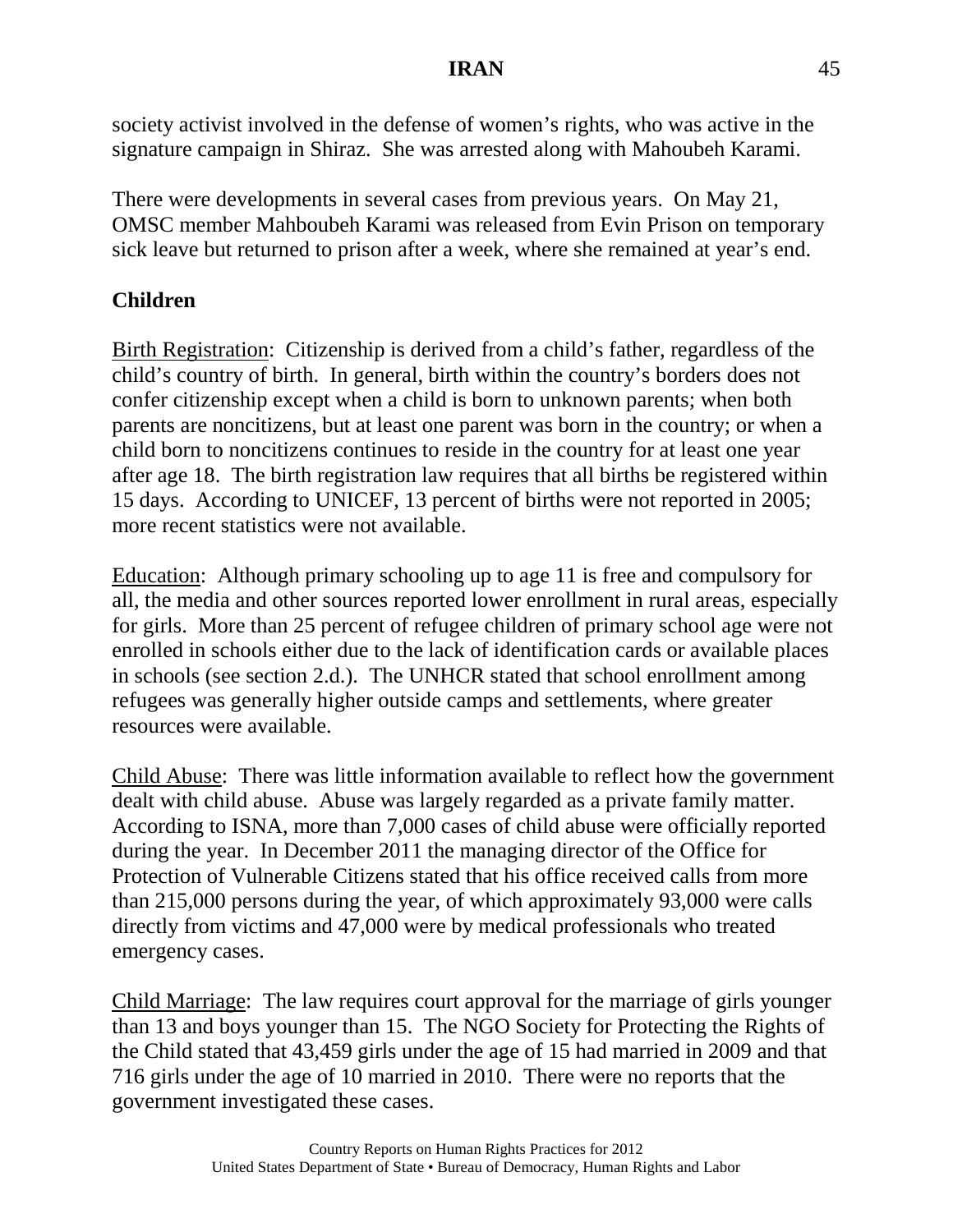society activist involved in the defense of women's rights, who was active in the signature campaign in Shiraz. She was arrested along with Mahoubeh Karami.

There were developments in several cases from previous years. On May 21, OMSC member Mahboubeh Karami was released from Evin Prison on temporary sick leave but returned to prison after a week, where she remained at year's end.

**Children**

Birth Registration: Citizenship is derived from a child's father, regardless of the child's country of birth. In general, birth within the country's borders does not confer citizenship except when a child is born to unknown parents; when both parents are noncitizens, but at least one parent was born in the country; or when a child born to noncitizens continues to reside in the country for at least one year after age 18. The birth registration law requires that all births be registered within 15 days. According to UNICEF, 13 percent of births were not reported in 2005; more recent statistics were not available.

Education: Although primary schooling up to age 11 is free and compulsory for all, the media and other sources reported lower enrollment in rural areas, especially for girls. More than 25 percent of refugee children of primary school age were not enrolled in schools either due to the lack of identification cards or available places in schools (see section 2.d.). The UNHCR stated that school enrollment among refugees was generally higher outside camps and settlements, where greater resources were available.

Child Abuse: There was little information available to reflect how the government dealt with child abuse. Abuse was largely regarded as a private family matter. According to ISNA, more than 7,000 cases of child abuse were officially reported during the year. In December 2011 the managing director of the Office for Protection of Vulnerable Citizens stated that his office received calls from more than 215,000 persons during the year, of which approximately 93,000 were calls directly from victims and 47,000 were by medical professionals who treated emergency cases.

Child Marriage: The law requires court approval for the marriage of girls younger than 13 and boys younger than 15. The NGO Society for Protecting the Rights of the Child stated that 43,459 girls under the age of 15 had married in 2009 and that 716 girls under the age of 10 married in 2010. There were no reports that the government investigated these cases.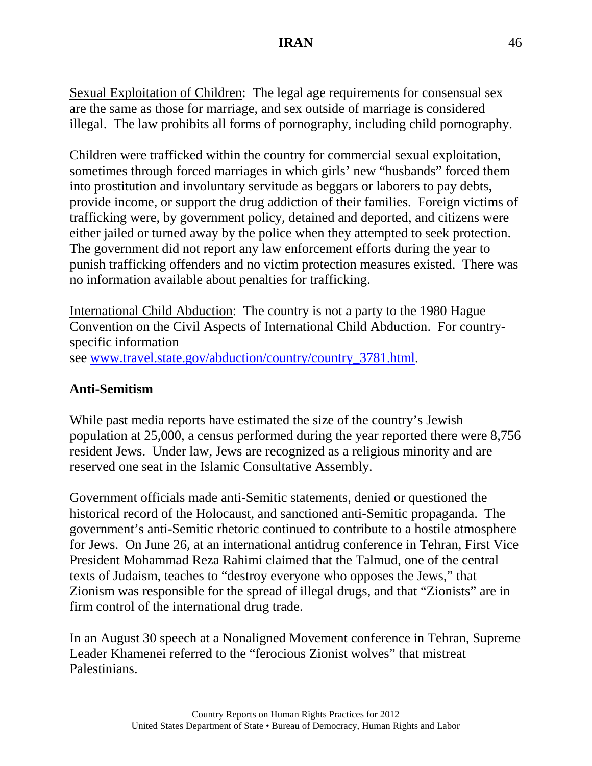Sexual Exploitation of Children: The legal age requirements for consensual sex are the same as those for marriage, and sex outside of marriage is considered illegal. The law prohibits all forms of pornography, including child pornography.

Children were trafficked within the country for commercial sexual exploitation, sometimes through forced marriages in which girls' new "husbands" forced them into prostitution and involuntary servitude as beggars or laborers to pay debts, provide income, or support the drug addiction of their families. Foreign victims of trafficking were, by government policy, detained and deported, and citizens were either jailed or turned away by the police when they attempted to seek protection. The government did not report any law enforcement efforts during the year to punish trafficking offenders and no victim protection measures existed. There was no information available about penalties for trafficking.

International Child Abduction: The country is not a party to the 1980 Hague Convention on the Civil Aspects of International Child Abduction. For country-specific information see [www.travel.state.gov/abduction/country/country_3781.html](www.travel.state.gov/abduction/country/country_3781.html).

## Anti-Semitism

While past media reports have estimated the size of the country's Jewish population at 25,000, a census performed during the year reported there were 8,756 resident Jews. Under law, Jews are recognized as a religious minority and are reserved one seat in the Islamic Consultative Assembly.

Government officials made anti-Semitic statements, denied or questioned the historical record of the Holocaust, and sanctioned anti-Semitic propaganda. The government's anti-Semitic rhetoric continued to contribute to a hostile atmosphere for Jews. On June 26, at an international antidrug conference in Tehran, First Vice President Mohammad Reza Rahimi claimed that the Talmud, one of the central texts of Judaism, teaches to "destroy everyone who opposes the Jews," that Zionism was responsible for the spread of illegal drugs, and that "Zionists" are in firm control of the international drug trade.

In an August 30 speech at a Nonaligned Movement conference in Tehran, Supreme Leader Khamenei referred to the "ferocious Zionist wolves" that mistreat Palestinians.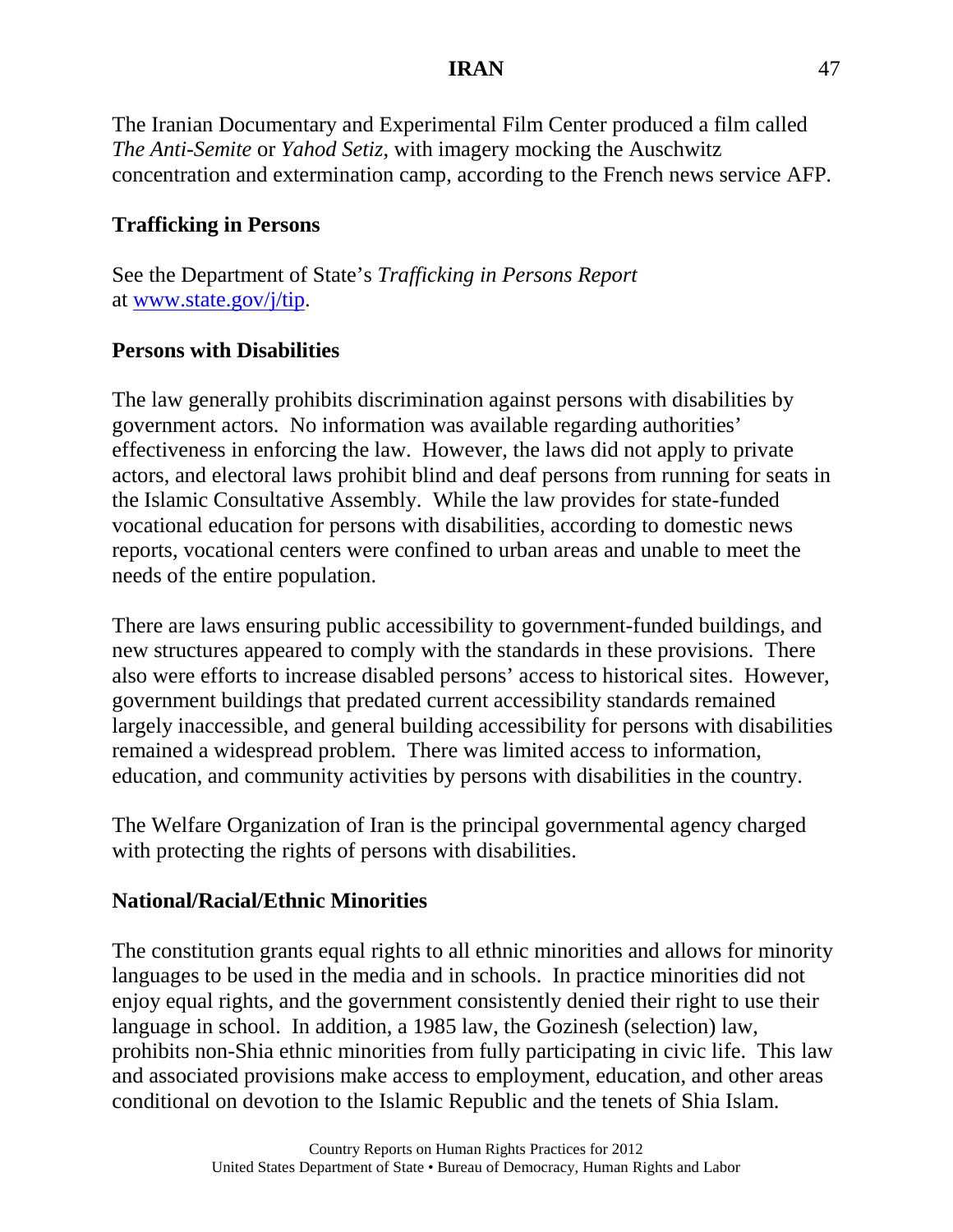The Iranian Documentary and Experimental Film Center produced a film called *The Anti-Semite* or *Yahod Setiz*, with imagery mocking the Auschwitz concentration and extermination camp, according to the French news service AFP.

**Trafficking in Persons**

See the Department of State's *Trafficking in Persons Report* at www.state.gov/j/tip.

**Persons with Disabilities**

The law generally prohibits discrimination against persons with disabilities by government actors. No information was available regarding authorities' effectiveness in enforcing the law. However, the laws did not apply to private actors, and electoral laws prohibit blind and deaf persons from running for seats in the Islamic Consultative Assembly. While the law provides for state-funded vocational education for persons with disabilities, according to domestic news reports, vocational centers were confined to urban areas and unable to meet the needs of the entire population.

There are laws ensuring public accessibility to government-funded buildings, and new structures appeared to comply with the standards in these provisions. There also were efforts to increase disabled persons' access to historical sites. However, government buildings that predated current accessibility standards remained largely inaccessible, and general building accessibility for persons with disabilities remained a widespread problem. There was limited access to information, education, and community activities by persons with disabilities in the country.

The Welfare Organization of Iran is the principal governmental agency charged with protecting the rights of persons with disabilities.

**National/Racial/Ethnic Minorities**

The constitution grants equal rights to all ethnic minorities and allows for minority languages to be used in the media and in schools. In practice minorities did not enjoy equal rights, and the government consistently denied their right to use their language in school. In addition, a 1985 law, the Gozinesh (selection) law, prohibits non-Shia ethnic minorities from fully participating in civic life. This law and associated provisions make access to employment, education, and other areas conditional on devotion to the Islamic Republic and the tenets of Shia Islam.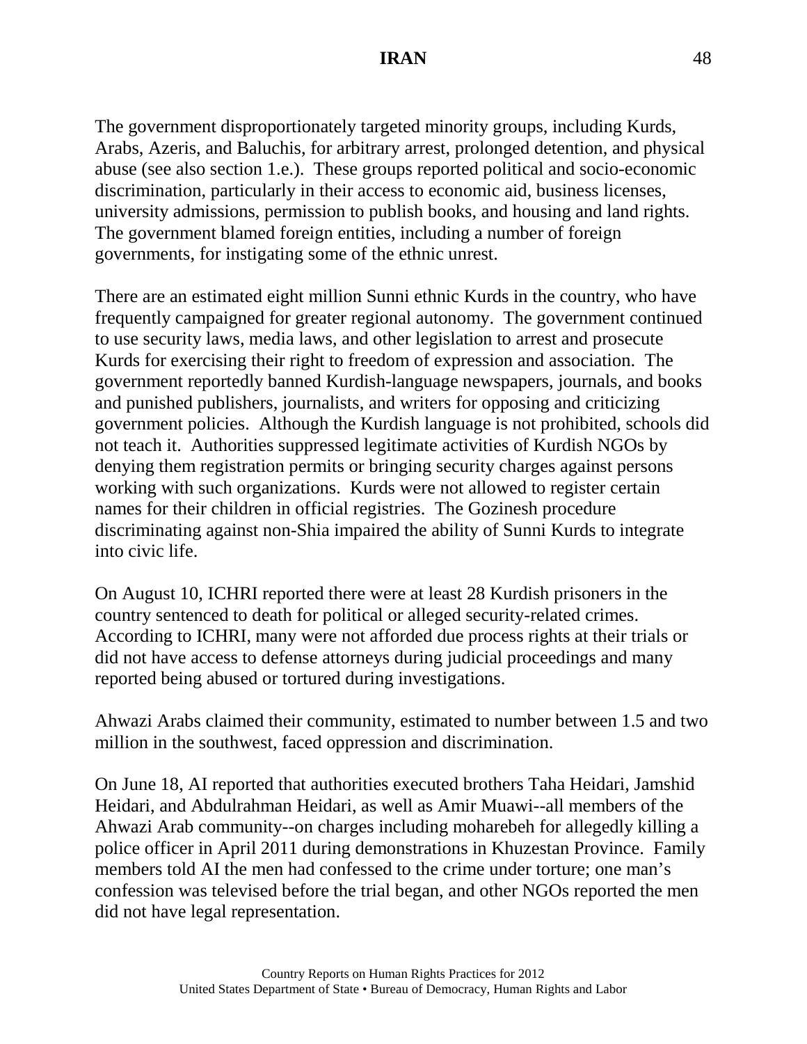The government disproportionately targeted minority groups, including Kurds, Arabs, Azeris, and Baluchis, for arbitrary arrest, prolonged detention, and physical abuse (see also section 1.e.). These groups reported political and socio-economic discrimination, particularly in their access to economic aid, business licenses, university admissions, permission to publish books, and housing and land rights. The government blamed foreign entities, including a number of foreign governments, for instigating some of the ethnic unrest.

There are an estimated eight million Sunni ethnic Kurds in the country, who have frequently campaigned for greater regional autonomy. The government continued to use security laws, media laws, and other legislation to arrest and prosecute Kurds for exercising their right to freedom of expression and association. The government reportedly banned Kurdish-language newspapers, journals, and books and punished publishers, journalists, and writers for opposing and criticizing government policies. Although the Kurdish language is not prohibited, schools did not teach it. Authorities suppressed legitimate activities of Kurdish NGOs by denying them registration permits or bringing security charges against persons working with such organizations. Kurds were not allowed to register certain names for their children in official registries. The Gozinesh procedure discriminating against non-Shia impaired the ability of Sunni Kurds to integrate into civic life.

On August 10, ICHRI reported there were at least 28 Kurdish prisoners in the country sentenced to death for political or alleged security-related crimes. According to ICHRI, many were not afforded due process rights at their trials or did not have access to defense attorneys during judicial proceedings and many reported being abused or tortured during investigations.

Ahwazi Arabs claimed their community, estimated to number between 1.5 and two million in the southwest, faced oppression and discrimination.

On June 18, AI reported that authorities executed brothers Taha Heidari, Jamshid Heidari, and Abdulrahman Heidari, as well as Amir Muawi--all members of the Ahwazi Arab community--on charges including moharebeh for allegedly killing a police officer in April 2011 during demonstrations in Khuzestan Province. Family members told AI the men had confessed to the crime under torture; one man's confession was televised before the trial began, and other NGOs reported the men did not have legal representation.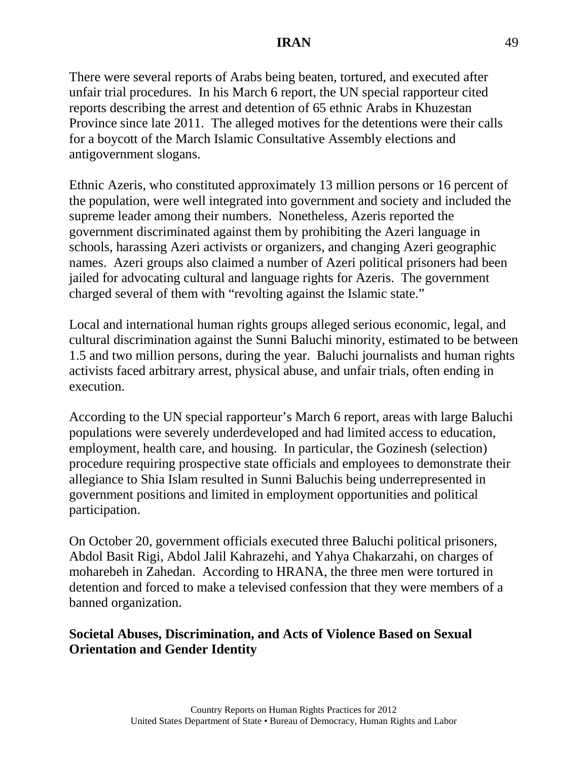There were several reports of Arabs being beaten, tortured, and executed after unfair trial procedures. In his March 6 report, the UN special rapporteur cited reports describing the arrest and detention of 65 ethnic Arabs in Khuzestan Province since late 2011. The alleged motives for the detentions were their calls for a boycott of the March Islamic Consultative Assembly elections and antigovernment slogans.

Ethnic Azeris, who constituted approximately 13 million persons or 16 percent of the population, were well integrated into government and society and included the supreme leader among their numbers. Nonetheless, Azeris reported the government discriminated against them by prohibiting the Azeri language in schools, harassing Azeri activists or organizers, and changing Azeri geographic names. Azeri groups also claimed a number of Azeri political prisoners had been jailed for advocating cultural and language rights for Azeris. The government charged several of them with "revolting against the Islamic state."

Local and international human rights groups alleged serious economic, legal, and cultural discrimination against the Sunni Baluchi minority, estimated to be between 1.5 and two million persons, during the year. Baluchi journalists and human rights activists faced arbitrary arrest, physical abuse, and unfair trials, often ending in execution.

According to the UN special rapporteur's March 6 report, areas with large Baluchi populations were severely underdeveloped and had limited access to education, employment, health care, and housing. In particular, the Gozinesh (selection) procedure requiring prospective state officials and employees to demonstrate their allegiance to Shia Islam resulted in Sunni Baluchis being underrepresented in government positions and limited in employment opportunities and political participation.

On October 20, government officials executed three Baluchi political prisoners, Abdol Basit Rigi, Abdol Jalil Kahrazehi, and Yahya Chakarzahi, on charges of moharebeh in Zahedan. According to HRANA, the three men were tortured in detention and forced to make a televised confession that they were members of a banned organization.

**Societal Abuses, Discrimination, and Acts of Violence Based on Sexual Orientation and Gender Identity**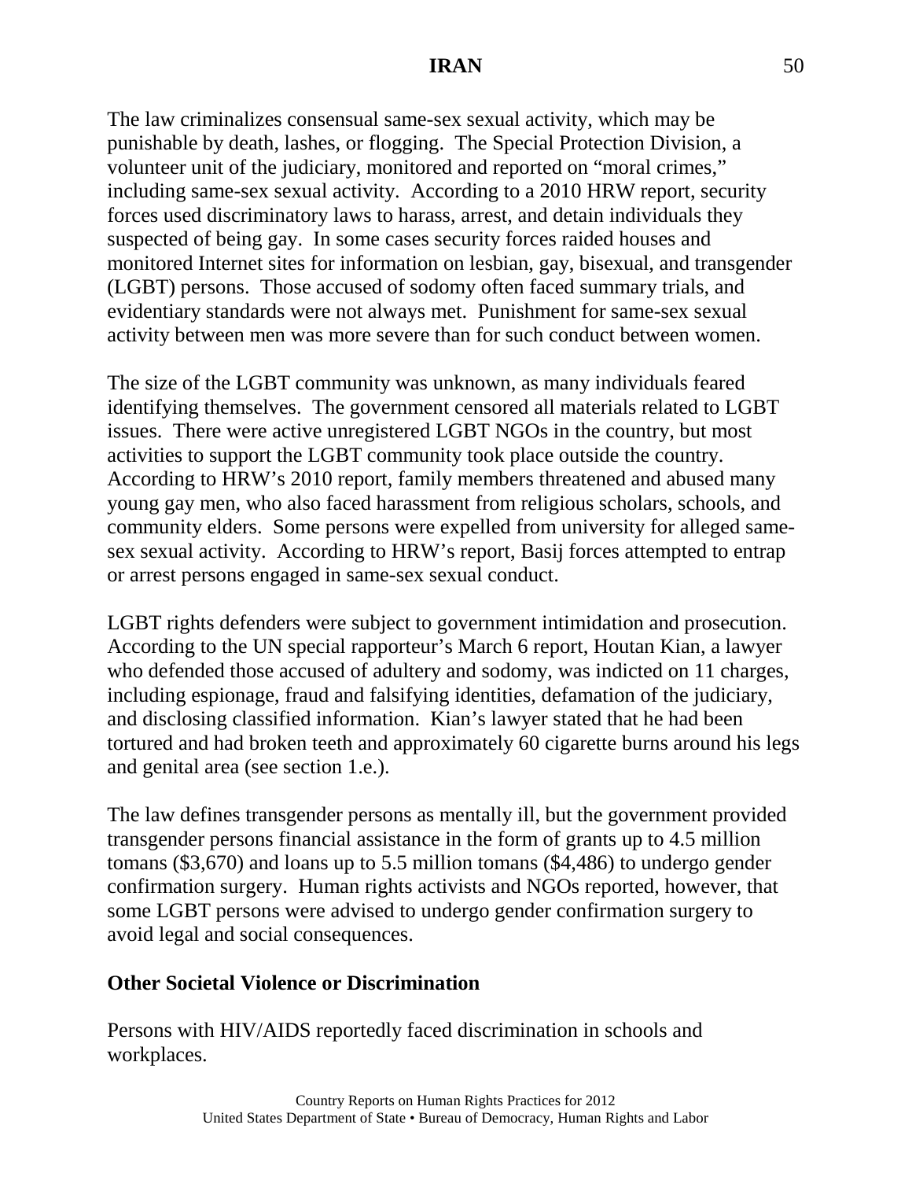The law criminalizes consensual same-sex sexual activity, which may be punishable by death, lashes, or flogging. The Special Protection Division, a volunteer unit of the judiciary, monitored and reported on "moral crimes," including same-sex sexual activity. According to a 2010 HRW report, security forces used discriminatory laws to harass, arrest, and detain individuals they suspected of being gay. In some cases security forces raided houses and monitored Internet sites for information on lesbian, gay, bisexual, and transgender (LGBT) persons. Those accused of sodomy often faced summary trials, and evidentiary standards were not always met. Punishment for same-sex sexual activity between men was more severe than for such conduct between women.

The size of the LGBT community was unknown, as many individuals feared identifying themselves. The government censored all materials related to LGBT issues. There were active unregistered LGBT NGOs in the country, but most activities to support the LGBT community took place outside the country. According to HRW's 2010 report, family members threatened and abused many young gay men, who also faced harassment from religious scholars, schools, and community elders. Some persons were expelled from university for alleged same-sex sexual activity. According to HRW's report, Basij forces attempted to entrap or arrest persons engaged in same-sex sexual conduct.

LGBT rights defenders were subject to government intimidation and prosecution. According to the UN special rapporteur's March 6 report, Houtan Kian, a lawyer who defended those accused of adultery and sodomy, was indicted on 11 charges, including espionage, fraud and falsifying identities, defamation of the judiciary, and disclosing classified information. Kian's lawyer stated that he had been tortured and had broken teeth and approximately 60 cigarette burns around his legs and genital area (see section 1.e.).

The law defines transgender persons as mentally ill, but the government provided transgender persons financial assistance in the form of grants up to 4.5 million tomans ($3,670) and loans up to 5.5 million tomans ($4,486) to undergo gender confirmation surgery. Human rights activists and NGOs reported, however, that some LGBT persons were advised to undergo gender confirmation surgery to avoid legal and social consequences.

**Other Societal Violence or Discrimination**

Persons with HIV/AIDS reportedly faced discrimination in schools and workplaces.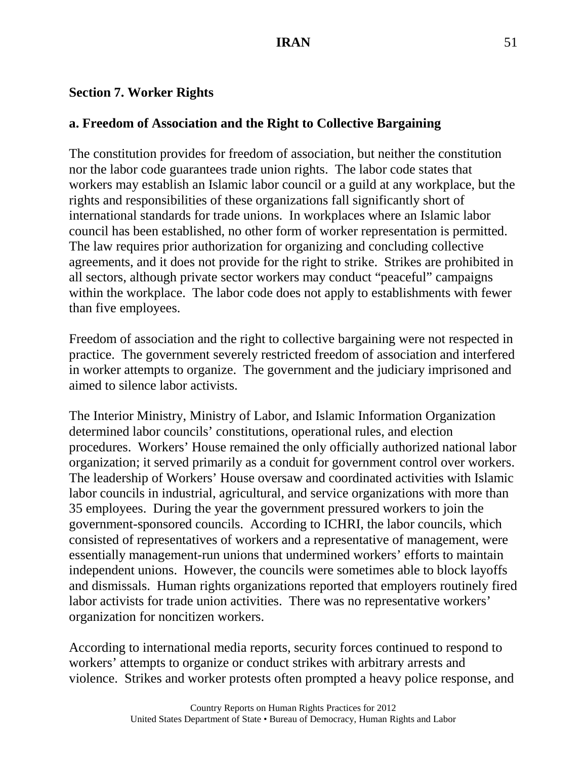## Section 7. Worker Rights

### a. Freedom of Association and the Right to Collective Bargaining

The constitution provides for freedom of association, but neither the constitution nor the labor code guarantees trade union rights. The labor code states that workers may establish an Islamic labor council or a guild at any workplace, but the rights and responsibilities of these organizations fall significantly short of international standards for trade unions. In workplaces where an Islamic labor council has been established, no other form of worker representation is permitted. The law requires prior authorization for organizing and concluding collective agreements, and it does not provide for the right to strike. Strikes are prohibited in all sectors, although private sector workers may conduct "peaceful" campaigns within the workplace. The labor code does not apply to establishments with fewer than five employees.

Freedom of association and the right to collective bargaining were not respected in practice. The government severely restricted freedom of association and interfered in worker attempts to organize. The government and the judiciary imprisoned and aimed to silence labor activists.

The Interior Ministry, Ministry of Labor, and Islamic Information Organization determined labor councils' constitutions, operational rules, and election procedures. Workers' House remained the only officially authorized national labor organization; it served primarily as a conduit for government control over workers. The leadership of Workers' House oversaw and coordinated activities with Islamic labor councils in industrial, agricultural, and service organizations with more than 35 employees. During the year the government pressured workers to join the government-sponsored councils. According to ICHRI, the labor councils, which consisted of representatives of workers and a representative of management, were essentially management-run unions that undermined workers' efforts to maintain independent unions. However, the councils were sometimes able to block layoffs and dismissals. Human rights organizations reported that employers routinely fired labor activists for trade union activities. There was no representative workers' organization for noncitizen workers.

According to international media reports, security forces continued to respond to workers' attempts to organize or conduct strikes with arbitrary arrests and violence. Strikes and worker protests often prompted a heavy police response, and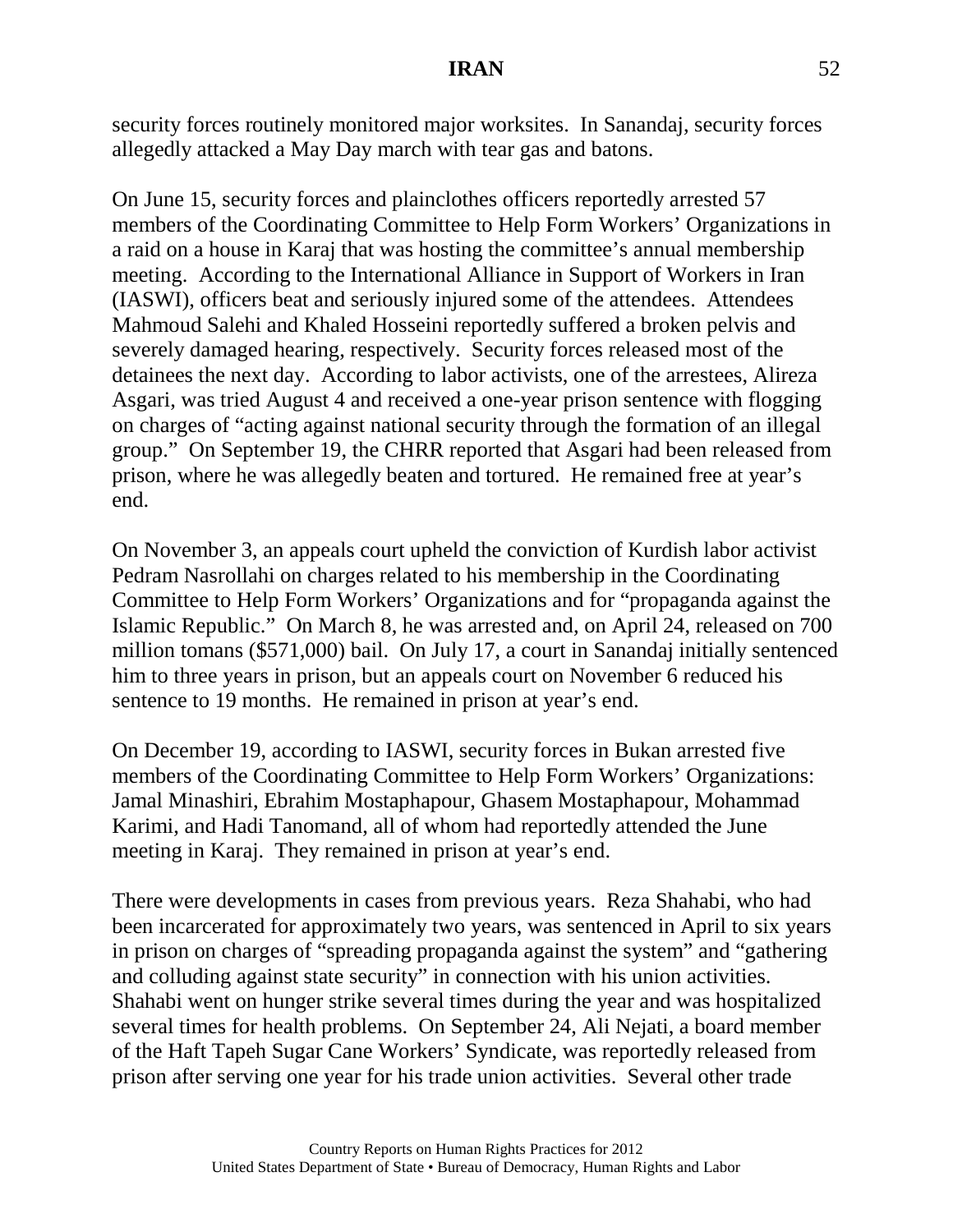security forces routinely monitored major worksites. In Sanandaj, security forces allegedly attacked a May Day march with tear gas and batons.

On June 15, security forces and plainclothes officers reportedly arrested 57 members of the Coordinating Committee to Help Form Workers' Organizations in a raid on a house in Karaj that was hosting the committee's annual membership meeting. According to the International Alliance in Support of Workers in Iran (IASWI), officers beat and seriously injured some of the attendees. Attendees Mahmoud Salehi and Khaled Hosseini reportedly suffered a broken pelvis and severely damaged hearing, respectively. Security forces released most of the detainees the next day. According to labor activists, one of the arrestees, Alireza Asgari, was tried August 4 and received a one-year prison sentence with flogging on charges of "acting against national security through the formation of an illegal group." On September 19, the CHRR reported that Asgari had been released from prison, where he was allegedly beaten and tortured. He remained free at year's end.

On November 3, an appeals court upheld the conviction of Kurdish labor activist Pedram Nasrollahi on charges related to his membership in the Coordinating Committee to Help Form Workers' Organizations and for "propaganda against the Islamic Republic." On March 8, he was arrested and, on April 24, released on 700 million tomans ($571,000) bail. On July 17, a court in Sanandaj initially sentenced him to three years in prison, but an appeals court on November 6 reduced his sentence to 19 months. He remained in prison at year's end.

On December 19, according to IASWI, security forces in Bukan arrested five members of the Coordinating Committee to Help Form Workers' Organizations: Jamal Minashiri, Ebrahim Mostaphapour, Ghasem Mostaphapour, Mohammad Karimi, and Hadi Tanomand, all of whom had reportedly attended the June meeting in Karaj. They remained in prison at year's end.

There were developments in cases from previous years. Reza Shahabi, who had been incarcerated for approximately two years, was sentenced in April to six years in prison on charges of "spreading propaganda against the system" and "gathering and colluding against state security" in connection with his union activities. Shahabi went on hunger strike several times during the year and was hospitalized several times for health problems. On September 24, Ali Nejati, a board member of the Haft Tapeh Sugar Cane Workers' Syndicate, was reportedly released from prison after serving one year for his trade union activities. Several other trade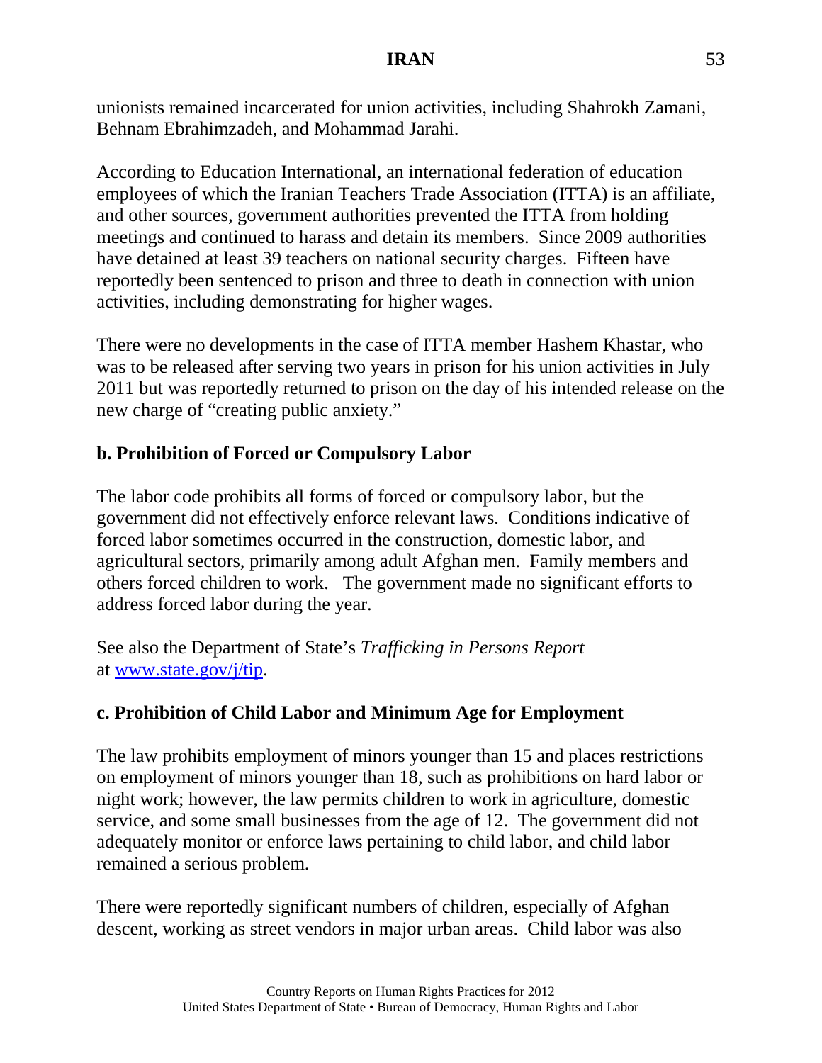unionists remained incarcerated for union activities, including Shahrokh Zamani, Behnam Ebrahimzadeh, and Mohammad Jarahi.

According to Education International, an international federation of education employees of which the Iranian Teachers Trade Association (ITTA) is an affiliate, and other sources, government authorities prevented the ITTA from holding meetings and continued to harass and detain its members. Since 2009 authorities have detained at least 39 teachers on national security charges. Fifteen have reportedly been sentenced to prison and three to death in connection with union activities, including demonstrating for higher wages.

There were no developments in the case of ITTA member Hashem Khastar, who was to be released after serving two years in prison for his union activities in July 2011 but was reportedly returned to prison on the day of his intended release on the new charge of "creating public anxiety."

**b. Prohibition of Forced or Compulsory Labor**

The labor code prohibits all forms of forced or compulsory labor, but the government did not effectively enforce relevant laws. Conditions indicative of forced labor sometimes occurred in the construction, domestic labor, and agricultural sectors, primarily among adult Afghan men. Family members and others forced children to work. The government made no significant efforts to address forced labor during the year.

See also the Department of State's *Trafficking in Persons Report* at [www.state.gov/j/tip](http://www.state.gov/j/tip).

**c. Prohibition of Child Labor and Minimum Age for Employment**

The law prohibits employment of minors younger than 15 and places restrictions on employment of minors younger than 18, such as prohibitions on hard labor or night work; however, the law permits children to work in agriculture, domestic service, and some small businesses from the age of 12. The government did not adequately monitor or enforce laws pertaining to child labor, and child labor remained a serious problem.

There were reportedly significant numbers of children, especially of Afghan descent, working as street vendors in major urban areas. Child labor was also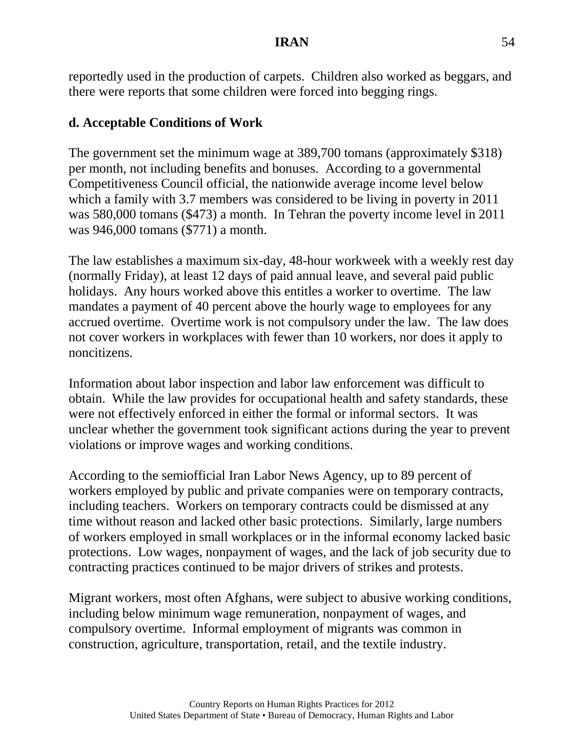reportedly used in the production of carpets. Children also worked as beggars, and there were reports that some children were forced into begging rings.

### d. Acceptable Conditions of Work

The government set the minimum wage at 389,700 tomans (approximately $318) per month, not including benefits and bonuses. According to a governmental Competitiveness Council official, the nationwide average income level below which a family with 3.7 members was considered to be living in poverty in 2011 was 580,000 tomans ($473) a month. In Tehran the poverty income level in 2011 was 946,000 tomans ($771) a month.

The law establishes a maximum six-day, 48-hour workweek with a weekly rest day (normally Friday), at least 12 days of paid annual leave, and several paid public holidays. Any hours worked above this entitles a worker to overtime. The law mandates a payment of 40 percent above the hourly wage to employees for any accrued overtime. Overtime work is not compulsory under the law. The law does not cover workers in workplaces with fewer than 10 workers, nor does it apply to noncitizens.

Information about labor inspection and labor law enforcement was difficult to obtain. While the law provides for occupational health and safety standards, these were not effectively enforced in either the formal or informal sectors. It was unclear whether the government took significant actions during the year to prevent violations or improve wages and working conditions.

According to the semiofficial Iran Labor News Agency, up to 89 percent of workers employed by public and private companies were on temporary contracts, including teachers. Workers on temporary contracts could be dismissed at any time without reason and lacked other basic protections. Similarly, large numbers of workers employed in small workplaces or in the informal economy lacked basic protections. Low wages, nonpayment of wages, and the lack of job security due to contracting practices continued to be major drivers of strikes and protests.

Migrant workers, most often Afghans, were subject to abusive working conditions, including below minimum wage remuneration, nonpayment of wages, and compulsory overtime. Informal employment of migrants was common in construction, agriculture, transportation, retail, and the textile industry.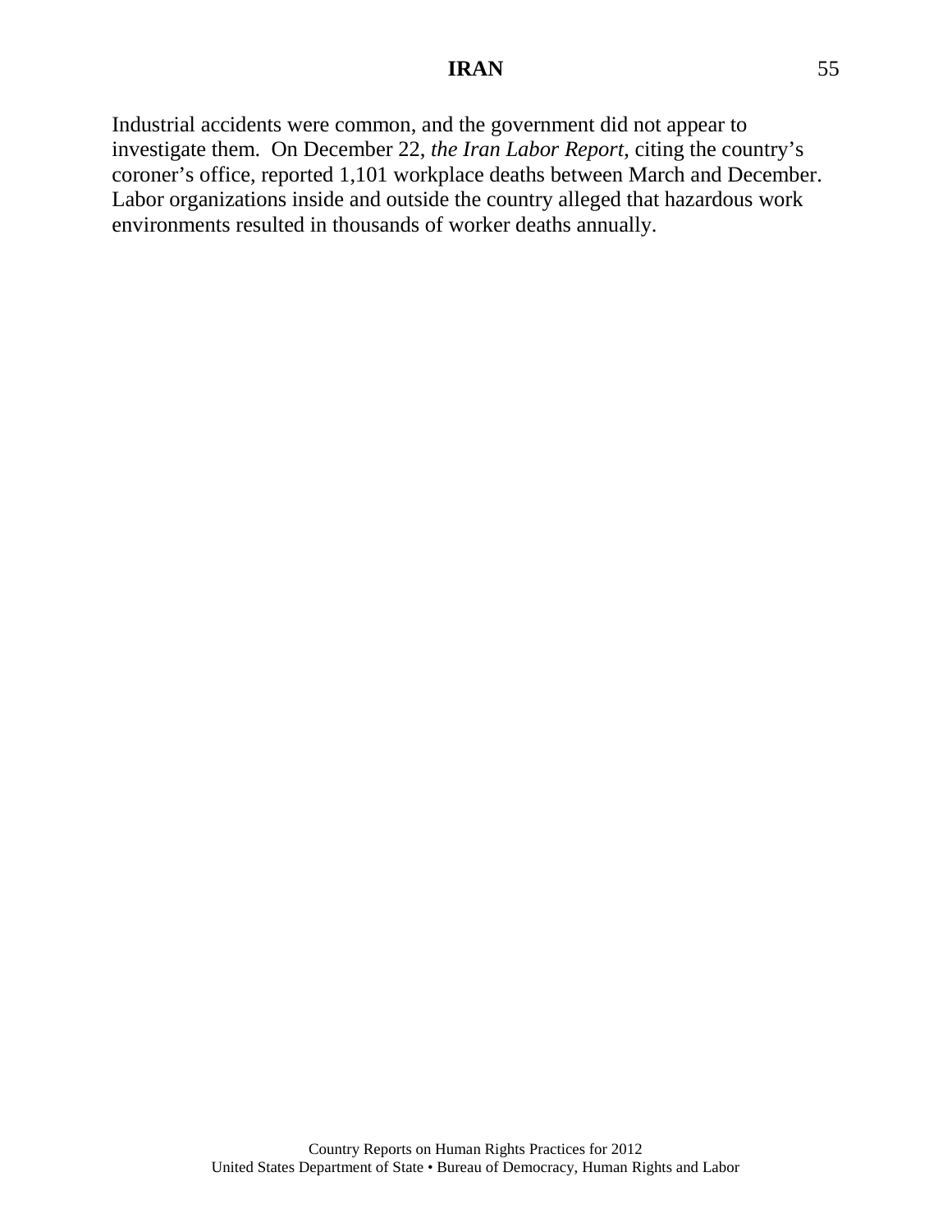Industrial accidents were common, and the government did not appear to investigate them. On December 22, *the Iran Labor Report*, citing the country's coroner's office, reported 1,101 workplace deaths between March and December. Labor organizations inside and outside the country alleged that hazardous work environments resulted in thousands of worker deaths annually.